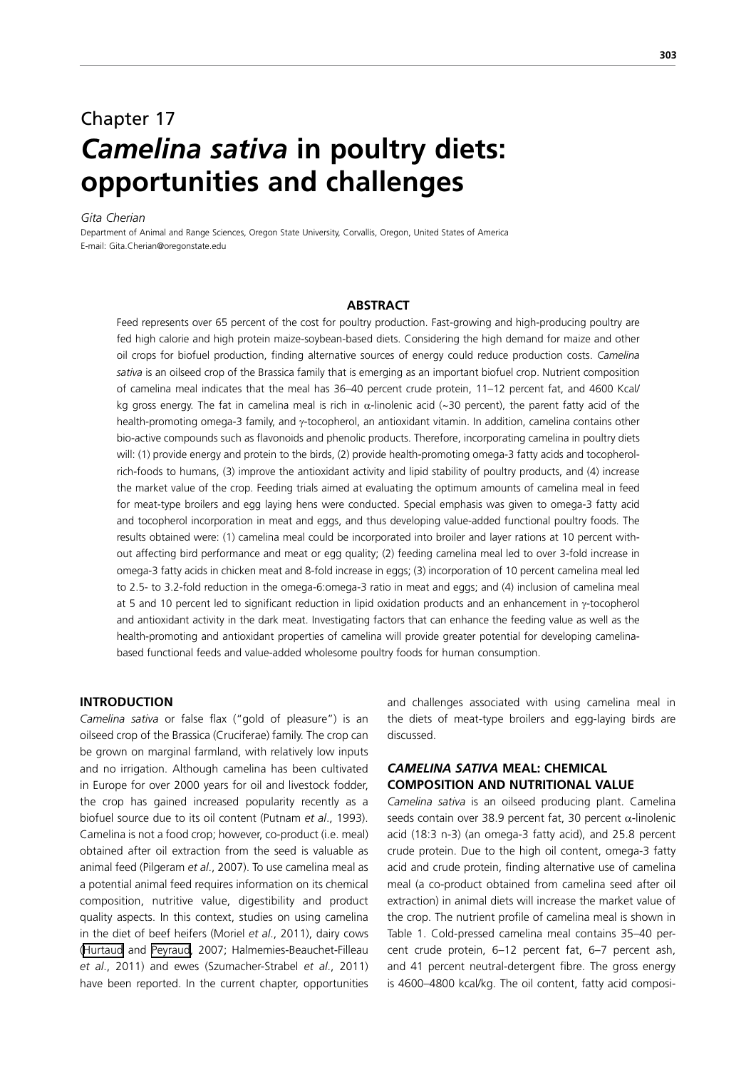# Chapter 17

# *Camelina sativa* in poultry diets: opportunities and challenges

*Gita Cherian*

Department of Animal and Range Sciences, Oregon State University, Corvallis, Oregon, United States of America
E-mail: Gita.Cherian@oregonstate.edu

## ABSTRACT

Feed represents over 65 percent of the cost for poultry production. Fast-growing and high-producing poultry are fed high calorie and high protein maize-soybean-based diets. Considering the high demand for maize and other oil crops for biofuel production, finding alternative sources of energy could reduce production costs. *Camelina sativa* is an oilseed crop of the Brassica family that is emerging as an important biofuel crop. Nutrient composition of camelina meal indicates that the meal has 36–40 percent crude protein, 11–12 percent fat, and 4600 Kcal/kg gross energy. The fat in camelina meal is rich in α-linolenic acid (~30 percent), the parent fatty acid of the health-promoting omega-3 family, and γ-tocopherol, an antioxidant vitamin. In addition, camelina contains other bio-active compounds such as flavonoids and phenolic products. Therefore, incorporating camelina in poultry diets will: (1) provide energy and protein to the birds, (2) provide health-promoting omega-3 fatty acids and tocopherol-rich-foods to humans, (3) improve the antioxidant activity and lipid stability of poultry products, and (4) increase the market value of the crop. Feeding trials aimed at evaluating the optimum amounts of camelina meal in feed for meat-type broilers and egg laying hens were conducted. Special emphasis was given to omega-3 fatty acid and tocopherol incorporation in meat and eggs, and thus developing value-added functional poultry foods. The results obtained were: (1) camelina meal could be incorporated into broiler and layer rations at 10 percent without affecting bird performance and meat or egg quality; (2) feeding camelina meal led to over 3-fold increase in omega-3 fatty acids in chicken meat and 8-fold increase in eggs; (3) incorporation of 10 percent camelina meal led to 2.5- to 3.2-fold reduction in the omega-6:omega-3 ratio in meat and eggs; and (4) inclusion of camelina meal at 5 and 10 percent led to significant reduction in lipid oxidation products and an enhancement in γ-tocopherol and antioxidant activity in the dark meat. Investigating factors that can enhance the feeding value as well as the health-promoting and antioxidant properties of camelina will provide greater potential for developing camelina-based functional feeds and value-added wholesome poultry foods for human consumption.

## INTRODUCTION

*Camelina sativa* or false flax ("gold of pleasure") is an oilseed crop of the Brassica (Cruciferae) family. The crop can be grown on marginal farmland, with relatively low inputs and no irrigation. Although camelina has been cultivated in Europe for over 2000 years for oil and livestock fodder, the crop has gained increased popularity recently as a biofuel source due to its oil content (Putnam *et al*., 1993). Camelina is not a food crop; however, co-product (i.e. meal) obtained after oil extraction from the seed is valuable as animal feed (Pilgeram *et al*., 2007). To use camelina meal as a potential animal feed requires information on its chemical composition, nutritive value, digestibility and product quality aspects. In this context, studies on using camelina in the diet of beef heifers (Moriel *et al*., 2011), dairy cows (Hurtaud and Peyraud, 2007; Halmemies-Beauchet-Filleau *et al*., 2011) and ewes (Szumacher-Strabel *et al*., 2011) have been reported. In the current chapter, opportunities and challenges associated with using camelina meal in the diets of meat-type broilers and egg-laying birds are discussed.

## *CAMELINA SATIVA* MEAL: CHEMICAL COMPOSITION AND NUTRITIONAL VALUE

*Camelina sativa* is an oilseed producing plant. Camelina seeds contain over 38.9 percent fat, 30 percent α-linolenic acid (18:3 n-3) (an omega-3 fatty acid), and 25.8 percent crude protein. Due to the high oil content, omega-3 fatty acid and crude protein, finding alternative use of camelina meal (a co-product obtained from camelina seed after oil extraction) in animal diets will increase the market value of the crop. The nutrient profile of camelina meal is shown in Table 1. Cold-pressed camelina meal contains 35–40 percent crude protein, 6–12 percent fat, 6–7 percent ash, and 41 percent neutral-detergent fibre. The gross energy is 4600–4800 kcal/kg. The oil content, fatty acid composi-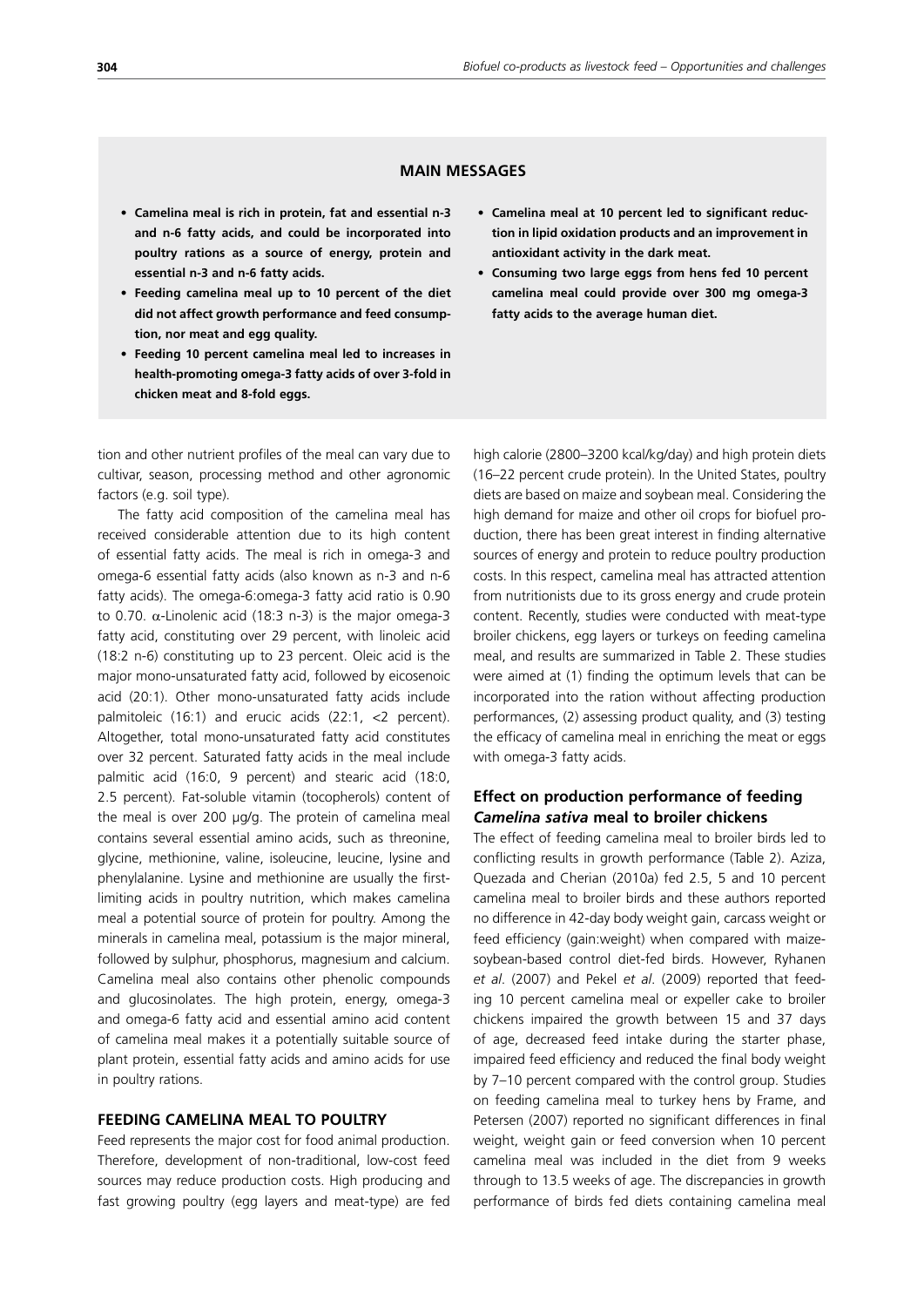## MAIN MESSAGES

- **Camelina meal is rich in protein, fat and essential n-3 and n-6 fatty acids, and could be incorporated into poultry rations as a source of energy, protein and essential n-3 and n-6 fatty acids.**
- **Feeding camelina meal up to 10 percent of the diet did not affect growth performance and feed consumption, nor meat and egg quality.**
- **Feeding 10 percent camelina meal led to increases in health-promoting omega-3 fatty acids of over 3-fold in chicken meat and 8-fold eggs.**
- **Camelina meal at 10 percent led to significant reduction in lipid oxidation products and an improvement in antioxidant activity in the dark meat.**
- **Consuming two large eggs from hens fed 10 percent camelina meal could provide over 300 mg omega-3 fatty acids to the average human diet.**

tion and other nutrient profiles of the meal can vary due to cultivar, season, processing method and other agronomic factors (e.g. soil type).

The fatty acid composition of the camelina meal has received considerable attention due to its high content of essential fatty acids. The meal is rich in omega-3 and omega-6 essential fatty acids (also known as n-3 and n-6 fatty acids). The omega-6:omega-3 fatty acid ratio is 0.90 to 0.70. α-Linolenic acid (18:3 n-3) is the major omega-3 fatty acid, constituting over 29 percent, with linoleic acid (18:2 n-6) constituting up to 23 percent. Oleic acid is the major mono-unsaturated fatty acid, followed by eicosenoic acid (20:1). Other mono-unsaturated fatty acids include palmitoleic (16:1) and erucic acids (22:1, <2 percent). Altogether, total mono-unsaturated fatty acid constitutes over 32 percent. Saturated fatty acids in the meal include palmitic acid (16:0, 9 percent) and stearic acid (18:0, 2.5 percent). Fat-soluble vitamin (tocopherols) content of the meal is over 200 µg/g. The protein of camelina meal contains several essential amino acids, such as threonine, glycine, methionine, valine, isoleucine, leucine, lysine and phenylalanine. Lysine and methionine are usually the first-limiting acids in poultry nutrition, which makes camelina meal a potential source of protein for poultry. Among the minerals in camelina meal, potassium is the major mineral, followed by sulphur, phosphorus, magnesium and calcium. Camelina meal also contains other phenolic compounds and glucosinolates. The high protein, energy, omega-3 and omega-6 fatty acid and essential amino acid content of camelina meal makes it a potentially suitable source of plant protein, essential fatty acids and amino acids for use in poultry rations.

## FEEDING CAMELINA MEAL TO POULTRY

Feed represents the major cost for food animal production. Therefore, development of non-traditional, low-cost feed sources may reduce production costs. High producing and fast growing poultry (egg layers and meat-type) are fed high calorie (2800–3200 kcal/kg/day) and high protein diets (16–22 percent crude protein). In the United States, poultry diets are based on maize and soybean meal. Considering the high demand for maize and other oil crops for biofuel production, there has been great interest in finding alternative sources of energy and protein to reduce poultry production costs. In this respect, camelina meal has attracted attention from nutritionists due to its gross energy and crude protein content. Recently, studies were conducted with meat-type broiler chickens, egg layers or turkeys on feeding camelina meal, and results are summarized in Table 2. These studies were aimed at (1) finding the optimum levels that can be incorporated into the ration without affecting production performances, (2) assessing product quality, and (3) testing the efficacy of camelina meal in enriching the meat or eggs with omega-3 fatty acids.

### Effect on production performance of feeding *Camelina sativa* meal to broiler chickens

The effect of feeding camelina meal to broiler birds led to conflicting results in growth performance (Table 2). Aziza, Quezada and Cherian (2010a) fed 2.5, 5 and 10 percent camelina meal to broiler birds and these authors reported no difference in 42-day body weight gain, carcass weight or feed efficiency (gain:weight) when compared with maize-soybean-based control diet-fed birds. However, Ryhanen *et al*. (2007) and Pekel *et al*. (2009) reported that feeding 10 percent camelina meal or expeller cake to broiler chickens impaired the growth between 15 and 37 days of age, decreased feed intake during the starter phase, impaired feed efficiency and reduced the final body weight by 7–10 percent compared with the control group. Studies on feeding camelina meal to turkey hens by Frame, and Petersen (2007) reported no significant differences in final weight, weight gain or feed conversion when 10 percent camelina meal was included in the diet from 9 weeks through to 13.5 weeks of age. The discrepancies in growth performance of birds fed diets containing camelina meal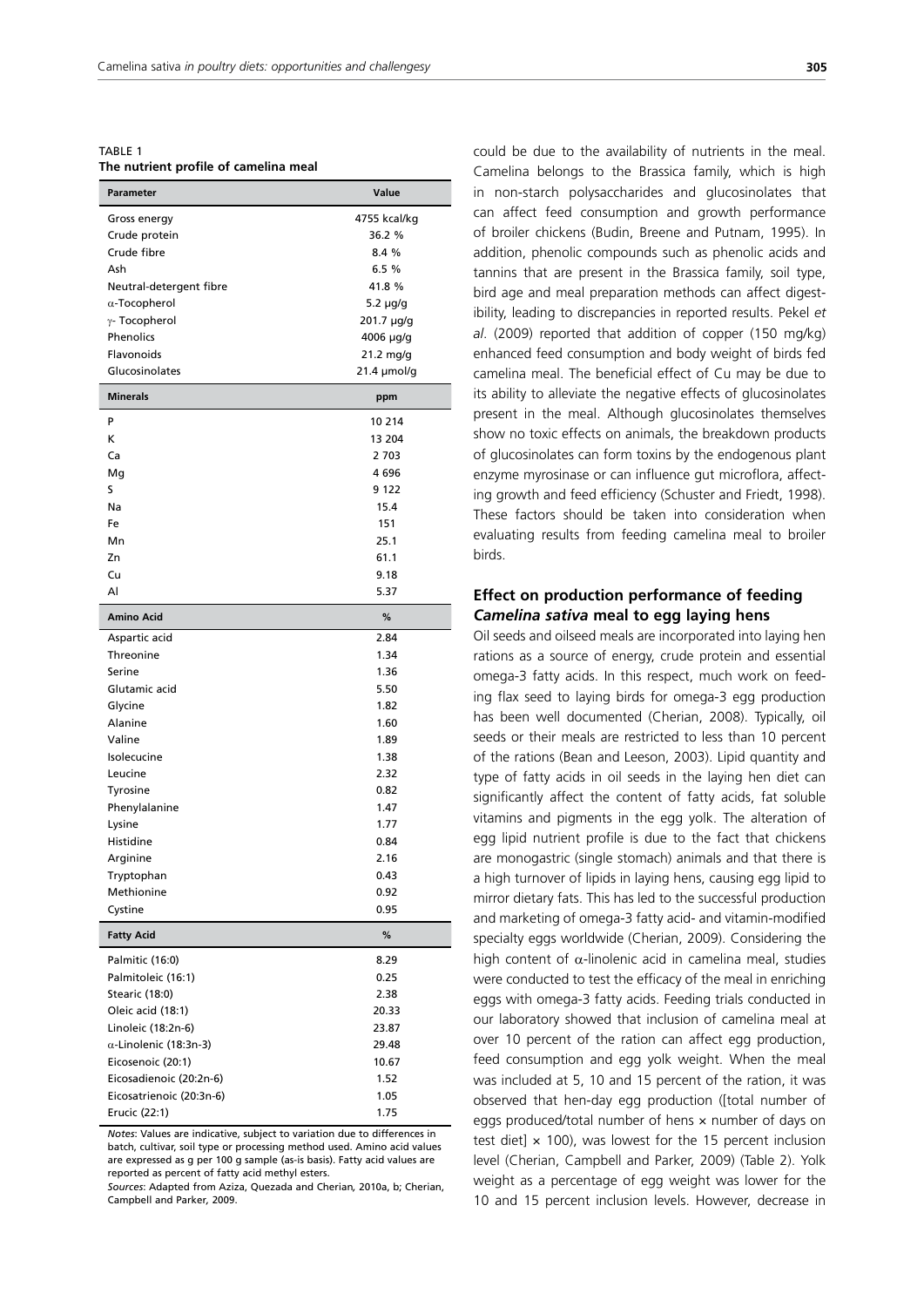TABLE 1
**The nutrient profile of camelina meal**

| Parameter | Value |
|---|---|
| Gross energy | 4755 kcal/kg |
| Crude protein | 36.2 % |
| Crude fibre | 8.4 % |
| Ash | 6.5 % |
| Neutral-detergent fibre | 41.8 % |
| α-Tocopherol | 5.2 μg/g |
| γ- Tocopherol | 201.7 μg/g |
| Phenolics | 4006 μg/g |
| Flavonoids | 21.2 mg/g |
| Glucosinolates | 21.4 μmol/g |
| **Minerals** | **ppm** |
| P | 10 214 |
| K | 13 204 |
| Ca | 2 703 |
| Mg | 4 696 |
| S | 9 122 |
| Na | 15.4 |
| Fe | 151 |
| Mn | 25.1 |
| Zn | 61.1 |
| Cu | 9.18 |
| Al | 5.37 |
| **Amino Acid** | **%** |
| Aspartic acid | 2.84 |
| Threonine | 1.34 |
| Serine | 1.36 |
| Glutamic acid | 5.50 |
| Glycine | 1.82 |
| Alanine | 1.60 |
| Valine | 1.89 |
| Isolecucine | 1.38 |
| Leucine | 2.32 |
| Tyrosine | 0.82 |
| Phenylalanine | 1.47 |
| Lysine | 1.77 |
| Histidine | 0.84 |
| Arginine | 2.16 |
| Tryptophan | 0.43 |
| Methionine | 0.92 |
| Cystine | 0.95 |
| **Fatty Acid** | **%** |
| Palmitic (16:0) | 8.29 |
| Palmitoleic (16:1) | 0.25 |
| Stearic (18:0) | 2.38 |
| Oleic acid (18:1) | 20.33 |
| Linoleic (18:2n-6) | 23.87 |
| α-Linolenic (18:3n-3) | 29.48 |
| Eicosenoic (20:1) | 10.67 |
| Eicosadienoic (20:2n-6) | 1.52 |
| Eicosatrienoic (20:3n-6) | 1.05 |
| Erucic (22:1) | 1.75 |

*Notes*: Values are indicative, subject to variation due to differences in batch, cultivar, soil type or processing method used. Amino acid values are expressed as g per 100 g sample (as-is basis). Fatty acid values are reported as percent of fatty acid methyl esters.
*Sources*: Adapted from Aziza, Quezada and Cherian, 2010a, b; Cherian, Campbell and Parker, 2009.

could be due to the availability of nutrients in the meal. Camelina belongs to the Brassica family, which is high in non-starch polysaccharides and glucosinolates that can affect feed consumption and growth performance of broiler chickens (Budin, Breene and Putnam, 1995). In addition, phenolic compounds such as phenolic acids and tannins that are present in the Brassica family, soil type, bird age and meal preparation methods can affect digestibility, leading to discrepancies in reported results. Pekel *et al*. (2009) reported that addition of copper (150 mg/kg) enhanced feed consumption and body weight of birds fed camelina meal. The beneficial effect of Cu may be due to its ability to alleviate the negative effects of glucosinolates present in the meal. Although glucosinolates themselves show no toxic effects on animals, the breakdown products of glucosinolates can form toxins by the endogenous plant enzyme myrosinase or can influence gut microflora, affecting growth and feed efficiency (Schuster and Friedt, 1998). These factors should be taken into consideration when evaluating results from feeding camelina meal to broiler birds.

## Effect on production performance of feeding *Camelina sativa* meal to egg laying hens

Oil seeds and oilseed meals are incorporated into laying hen rations as a source of energy, crude protein and essential omega-3 fatty acids. In this respect, much work on feeding flax seed to laying birds for omega-3 egg production has been well documented (Cherian, 2008). Typically, oil seeds or their meals are restricted to less than 10 percent of the rations (Bean and Leeson, 2003). Lipid quantity and type of fatty acids in oil seeds in the laying hen diet can significantly affect the content of fatty acids, fat soluble vitamins and pigments in the egg yolk. The alteration of egg lipid nutrient profile is due to the fact that chickens are monogastric (single stomach) animals and that there is a high turnover of lipids in laying hens, causing egg lipid to mirror dietary fats. This has led to the successful production and marketing of omega-3 fatty acid- and vitamin-modified specialty eggs worldwide (Cherian, 2009). Considering the high content of α-linolenic acid in camelina meal, studies were conducted to test the efficacy of the meal in enriching eggs with omega-3 fatty acids. Feeding trials conducted in our laboratory showed that inclusion of camelina meal at over 10 percent of the ration can affect egg production, feed consumption and egg yolk weight. When the meal was included at 5, 10 and 15 percent of the ration, it was observed that hen-day egg production ([total number of eggs produced/total number of hens × number of days on test diet] × 100), was lowest for the 15 percent inclusion level (Cherian, Campbell and Parker, 2009) (Table 2). Yolk weight as a percentage of egg weight was lower for the 10 and 15 percent inclusion levels. However, decrease in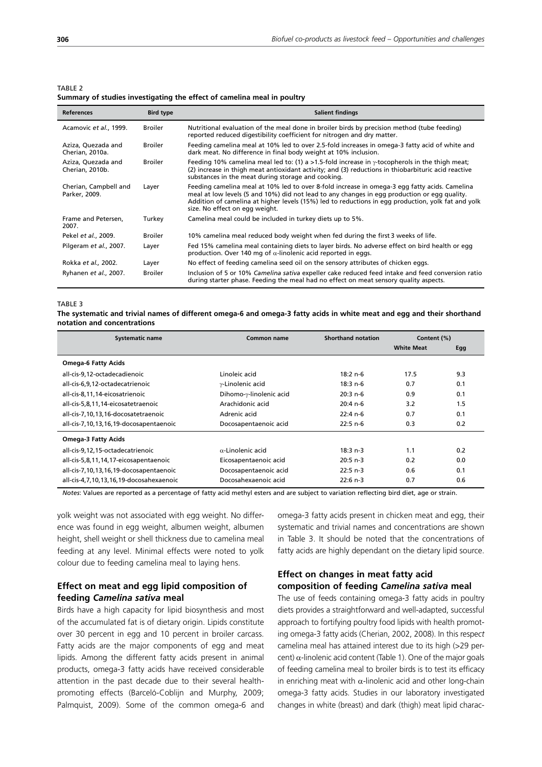TABLE 2
**Summary of studies investigating the effect of camelina meal in poultry**

| References | Bird type | Salient findings |
|---|---|---|
| Acamovic *et al.*, 1999. | Broiler | Nutritional evaluation of the meal done in broiler birds by precision method (tube feeding) reported reduced digestibility coefficient for nitrogen and dry matter. |
| Aziza, Quezada and Cherian, 2010a. | Broiler | Feeding camelina meal at 10% led to over 2.5-fold increases in omega-3 fatty acid of white and dark meat. No difference in final body weight at 10% inclusion. |
| Aziza, Quezada and Cherian, 2010b. | Broiler | Feeding 10% camelina meal led to: (1) a >1.5-fold increase in γ-tocopherols in the thigh meat; (2) increase in thigh meat antioxidant activity; and (3) reductions in thiobarbituric acid reactive substances in the meat during storage and cooking. |
| Cherian, Campbell and Parker, 2009. | Layer | Feeding camelina meal at 10% led to over 8-fold increase in omega-3 egg fatty acids. Camelina meal at low levels (5 and 10%) did not lead to any changes in egg production or egg quality. Addition of camelina at higher levels (15%) led to reductions in egg production, yolk fat and yolk size. No effect on egg weight. |
| Frame and Petersen, 2007. | Turkey | Camelina meal could be included in turkey diets up to 5%. |
| Pekel *et al.*, 2009. | Broiler | 10% camelina meal reduced body weight when fed during the first 3 weeks of life. |
| Pilgeram *et al.*, 2007. | Layer | Fed 15% camelina meal containing diets to layer birds. No adverse effect on bird health or egg production. Over 140 mg of α-linolenic acid reported in eggs. |
| Rokka *et al.*, 2002. | Layer | No effect of feeding camelina seed oil on the sensory attributes of chicken eggs. |
| Ryhanen *et al.*, 2007. | Broiler | Inclusion of 5 or 10% *Camelina sativa* expeller cake reduced feed intake and feed conversion ratio during starter phase. Feeding the meal had no effect on meat sensory quality aspects. |

TABLE 3
**The systematic and trivial names of different omega-6 and omega-3 fatty acids in white meat and egg and their shorthand notation and concentrations**

| Systematic name | Common name | Shorthand notation | Content (%) | |
|---|---|---|---|---|
| | | | White Meat | Egg |
| **Omega-6 Fatty Acids** | | | | |
| all-cis-9,12-octadecadienoic | Linoleic acid | 18:2 n-6 | 17.5 | 9.3 |
| all-cis-6,9,12-octadecatrienoic | γ-Linolenic acid | 18:3 n-6 | 0.7 | 0.1 |
| all-cis-8,11,14-eicosatrienoic | Dihomo-γ-linolenic acid | 20:3 n-6 | 0.9 | 0.1 |
| all-cis-5,8,11,14-eicosatetraenoic | Arachidonic acid | 20:4 n-6 | 3.2 | 1.5 |
| all-cis-7,10,13,16-docosatetraenoic | Adrenic acid | 22:4 n-6 | 0.7 | 0.1 |
| all-cis-7,10,13,16,19-docosapentaenoic | Docosapentaenoic acid | 22:5 n-6 | 0.3 | 0.2 |
| **Omega-3 Fatty Acids** | | | | |
| all-cis-9,12,15-octadecatrienoic | α-Linolenic acid | 18:3 n-3 | 1.1 | 0.2 |
| all-cis-5,8,11,14,17-eicosapentaenoic | Eicosapentaenoic acid | 20:5 n-3 | 0.2 | 0.0 |
| all-cis-7,10,13,16,19-docosapentaenoic | Docosapentaenoic acid | 22:5 n-3 | 0.6 | 0.1 |
| all-cis-4,7,10,13,16,19-docosahexaenoic | Docosahexaenoic acid | 22:6 n-3 | 0.7 | 0.6 |

*Notes*: Values are reported as a percentage of fatty acid methyl esters and are subject to variation reflecting bird diet, age or strain.

yolk weight was not associated with egg weight. No difference was found in egg weight, albumen weight, albumen height, shell weight or shell thickness due to camelina meal feeding at any level. Minimal effects were noted to yolk colour due to feeding camelina meal to laying hens.

## Effect on meat and egg lipid composition of feeding *Camelina sativa* meal

Birds have a high capacity for lipid biosynthesis and most of the accumulated fat is of dietary origin. Lipids constitute over 30 percent in egg and 10 percent in broiler carcass. Fatty acids are the major components of egg and meat lipids. Among the different fatty acids present in animal products, omega-3 fatty acids have received considerable attention in the past decade due to their several health-promoting effects (Barceló-Coblijn and Murphy, 2009; Palmquist, 2009). Some of the common omega-6 and omega-3 fatty acids present in chicken meat and egg, their systematic and trivial names and concentrations are shown in Table 3. It should be noted that the concentrations of fatty acids are highly dependant on the dietary lipid source.

## Effect on changes in meat fatty acid composition of feeding *Camelina sativa* meal

The use of feeds containing omega-3 fatty acids in poultry diets provides a straightforward and well-adapted, successful approach to fortifying poultry food lipids with health promoting omega-3 fatty acids (Cherian, 2002, 2008). In this respect camelina meal has attained interest due to its high (>29 percent) α-linolenic acid content (Table 1). One of the major goals of feeding camelina meal to broiler birds is to test its efficacy in enriching meat with α-linolenic acid and other long-chain omega-3 fatty acids. Studies in our laboratory investigated changes in white (breast) and dark (thigh) meat lipid charac-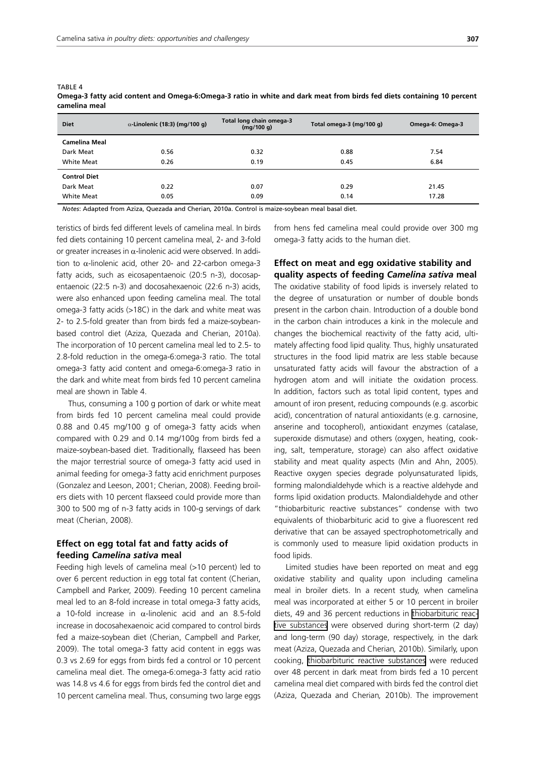TABLE 4

**Omega-3 fatty acid content and Omega-6:Omega-3 ratio in white and dark meat from birds fed diets containing 10 percent camelina meal**

| Diet | α-Linolenic (18:3) (mg/100 g) | Total long chain omega-3 (mg/100 g) | Total omega-3 (mg/100 g) | Omega-6: Omega-3 |
|---|---|---|---|---|
| **Camelina Meal** | | | | |
| Dark Meat | 0.56 | 0.32 | 0.88 | 7.54 |
| White Meat | 0.26 | 0.19 | 0.45 | 6.84 |
| **Control Diet** | | | | |
| Dark Meat | 0.22 | 0.07 | 0.29 | 21.45 |
| White Meat | 0.05 | 0.09 | 0.14 | 17.28 |

*Notes*: Adapted from Aziza, Quezada and Cherian, 2010a. Control is maize-soybean meal basal diet.

teristics of birds fed different levels of camelina meal. In birds fed diets containing 10 percent camelina meal, 2- and 3-fold or greater increases in α-linolenic acid were observed. In addition to α-linolenic acid, other 20- and 22-carbon omega-3 fatty acids, such as eicosapentaenoic (20:5 n-3), docosapentaenoic (22:5 n-3) and docosahexaenoic (22:6 n-3) acids, were also enhanced upon feeding camelina meal. The total omega-3 fatty acids (>18C) in the dark and white meat was 2- to 2.5-fold greater than from birds fed a maize-soybean-based control diet (Aziza, Quezada and Cherian, 2010a). The incorporation of 10 percent camelina meal led to 2.5- to 2.8-fold reduction in the omega-6:omega-3 ratio. The total omega-3 fatty acid content and omega-6:omega-3 ratio in the dark and white meat from birds fed 10 percent camelina meal are shown in Table 4.

Thus, consuming a 100 g portion of dark or white meat from birds fed 10 percent camelina meal could provide 0.88 and 0.45 mg/100 g of omega-3 fatty acids when compared with 0.29 and 0.14 mg/100g from birds fed a maize-soybean-based diet. Traditionally, flaxseed has been the major terrestrial source of omega-3 fatty acid used in animal feeding for omega-3 fatty acid enrichment purposes (Gonzalez and Leeson, 2001; Cherian, 2008). Feeding broilers diets with 10 percent flaxseed could provide more than 300 to 500 mg of n-3 fatty acids in 100-g servings of dark meat (Cherian, 2008).

## Effect on egg total fat and fatty acids of feeding *Camelina sativa* meal

Feeding high levels of camelina meal (>10 percent) led to over 6 percent reduction in egg total fat content (Cherian, Campbell and Parker, 2009). Feeding 10 percent camelina meal led to an 8-fold increase in total omega-3 fatty acids, a 10-fold increase in α-linolenic acid and an 8.5-fold increase in docosahexaenoic acid compared to control birds fed a maize-soybean diet (Cherian, Campbell and Parker, 2009). The total omega-3 fatty acid content in eggs was 0.3 vs 2.69 for eggs from birds fed a control or 10 percent camelina meal diet. The omega-6:omega-3 fatty acid ratio was 14.8 vs 4.6 for eggs from birds fed the control diet and 10 percent camelina meal. Thus, consuming two large eggs from hens fed camelina meal could provide over 300 mg omega-3 fatty acids to the human diet.

## Effect on meat and egg oxidative stability and quality aspects of feeding *Camelina sativa* meal

The oxidative stability of food lipids is inversely related to the degree of unsaturation or number of double bonds present in the carbon chain. Introduction of a double bond in the carbon chain introduces a kink in the molecule and changes the biochemical reactivity of the fatty acid, ultimately affecting food lipid quality. Thus, highly unsaturated structures in the food lipid matrix are less stable because unsaturated fatty acids will favour the abstraction of a hydrogen atom and will initiate the oxidation process. In addition, factors such as total lipid content, types and amount of iron present, reducing compounds (e.g. ascorbic acid), concentration of natural antioxidants (e.g. carnosine, anserine and tocopherol), antioxidant enzymes (catalase, superoxide dismutase) and others (oxygen, heating, cooking, salt, temperature, storage) can also affect oxidative stability and meat quality aspects (Min and Ahn, 2005). Reactive oxygen species degrade polyunsaturated lipids, forming malondialdehyde which is a reactive aldehyde and forms lipid oxidation products. Malondialdehyde and other "thiobarbituric reactive substances" condense with two equivalents of thiobarbituric acid to give a fluorescent red derivative that can be assayed spectrophotometrically and is commonly used to measure lipid oxidation products in food lipids.

Limited studies have been reported on meat and egg oxidative stability and quality upon including camelina meal in broiler diets. In a recent study, when camelina meal was incorporated at either 5 or 10 percent in broiler diets, 49 and 36 percent reductions in thiobarbituric reactive substances were observed during short-term (2 day) and long-term (90 day) storage, respectively, in the dark meat (Aziza, Quezada and Cherian, 2010b). Similarly, upon cooking, thiobarbituric reactive substances were reduced over 48 percent in dark meat from birds fed a 10 percent camelina meal diet compared with birds fed the control diet (Aziza, Quezada and Cherian, 2010b). The improvement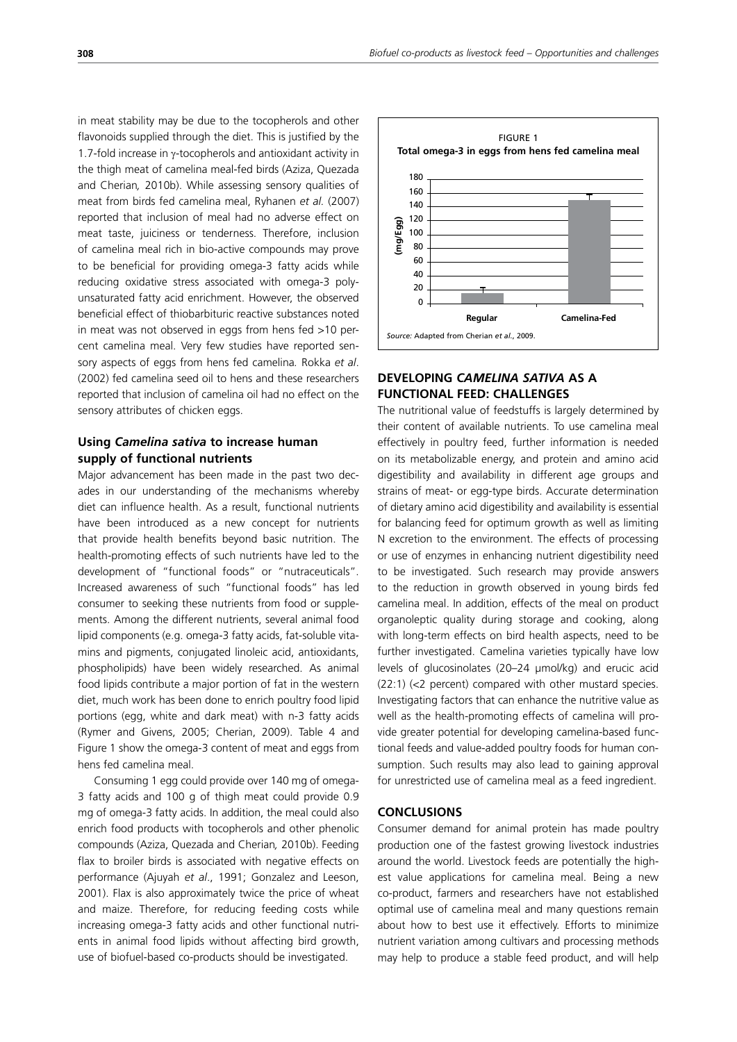in meat stability may be due to the tocopherols and other flavonoids supplied through the diet. This is justified by the 1.7-fold increase in γ-tocopherols and antioxidant activity in the thigh meat of camelina meal-fed birds (Aziza, Quezada and Cherian*,* 2010b). While assessing sensory qualities of meat from birds fed camelina meal, Ryhanen *et al.* (2007) reported that inclusion of meal had no adverse effect on meat taste, juiciness or tenderness. Therefore, inclusion of camelina meal rich in bio-active compounds may prove to be beneficial for providing omega-3 fatty acids while reducing oxidative stress associated with omega-3 poly-unsaturated fatty acid enrichment. However, the observed beneficial effect of thiobarbituric reactive substances noted in meat was not observed in eggs from hens fed >10 percent camelina meal. Very few studies have reported sensory aspects of eggs from hens fed camelina*.* Rokka *et al*. (2002) fed camelina seed oil to hens and these researchers reported that inclusion of camelina oil had no effect on the sensory attributes of chicken eggs.

### Using *Camelina sativa* to increase human supply of functional nutrients

Major advancement has been made in the past two decades in our understanding of the mechanisms whereby diet can influence health. As a result, functional nutrients have been introduced as a new concept for nutrients that provide health benefits beyond basic nutrition. The health-promoting effects of such nutrients have led to the development of "functional foods" or "nutraceuticals". Increased awareness of such "functional foods" has led consumer to seeking these nutrients from food or supplements. Among the different nutrients, several animal food lipid components (e.g. omega-3 fatty acids, fat-soluble vitamins and pigments, conjugated linoleic acid, antioxidants, phospholipids) have been widely researched. As animal food lipids contribute a major portion of fat in the western diet, much work has been done to enrich poultry food lipid portions (egg, white and dark meat) with n-3 fatty acids (Rymer and Givens, 2005; Cherian, 2009). Table 4 and Figure 1 show the omega-3 content of meat and eggs from hens fed camelina meal.

Consuming 1 egg could provide over 140 mg of omega-3 fatty acids and 100 g of thigh meat could provide 0.9 mg of omega-3 fatty acids. In addition, the meal could also enrich food products with tocopherols and other phenolic compounds (Aziza, Quezada and Cherian*,* 2010b). Feeding flax to broiler birds is associated with negative effects on performance (Ajuyah *et al*., 1991; Gonzalez and Leeson, 2001). Flax is also approximately twice the price of wheat and maize. Therefore, for reducing feeding costs while increasing omega-3 fatty acids and other functional nutrients in animal food lipids without affecting bird growth, use of biofuel-based co-products should be investigated.

FIGURE 1
**Total omega-3 in eggs from hens fed camelina meal**

| | Regular | Camelina-Fed |
|---|---|---|
| Total omega-3 (mg/Egg) | ~15 | ~150 |

*Source:* Adapted from Cherian *et al*., 2009.

## DEVELOPING *CAMELINA SATIVA* AS A FUNCTIONAL FEED: CHALLENGES

The nutritional value of feedstuffs is largely determined by their content of available nutrients. To use camelina meal effectively in poultry feed, further information is needed on its metabolizable energy, and protein and amino acid digestibility and availability in different age groups and strains of meat- or egg-type birds. Accurate determination of dietary amino acid digestibility and availability is essential for balancing feed for optimum growth as well as limiting N excretion to the environment. The effects of processing or use of enzymes in enhancing nutrient digestibility need to be investigated. Such research may provide answers to the reduction in growth observed in young birds fed camelina meal. In addition, effects of the meal on product organoleptic quality during storage and cooking, along with long-term effects on bird health aspects, need to be further investigated. Camelina varieties typically have low levels of glucosinolates (20–24 μmol/kg) and erucic acid (22:1) (<2 percent) compared with other mustard species. Investigating factors that can enhance the nutritive value as well as the health-promoting effects of camelina will provide greater potential for developing camelina-based functional feeds and value-added poultry foods for human consumption. Such results may also lead to gaining approval for unrestricted use of camelina meal as a feed ingredient.

## CONCLUSIONS

Consumer demand for animal protein has made poultry production one of the fastest growing livestock industries around the world. Livestock feeds are potentially the highest value applications for camelina meal. Being a new co-product, farmers and researchers have not established optimal use of camelina meal and many questions remain about how to best use it effectively. Efforts to minimize nutrient variation among cultivars and processing methods may help to produce a stable feed product, and will help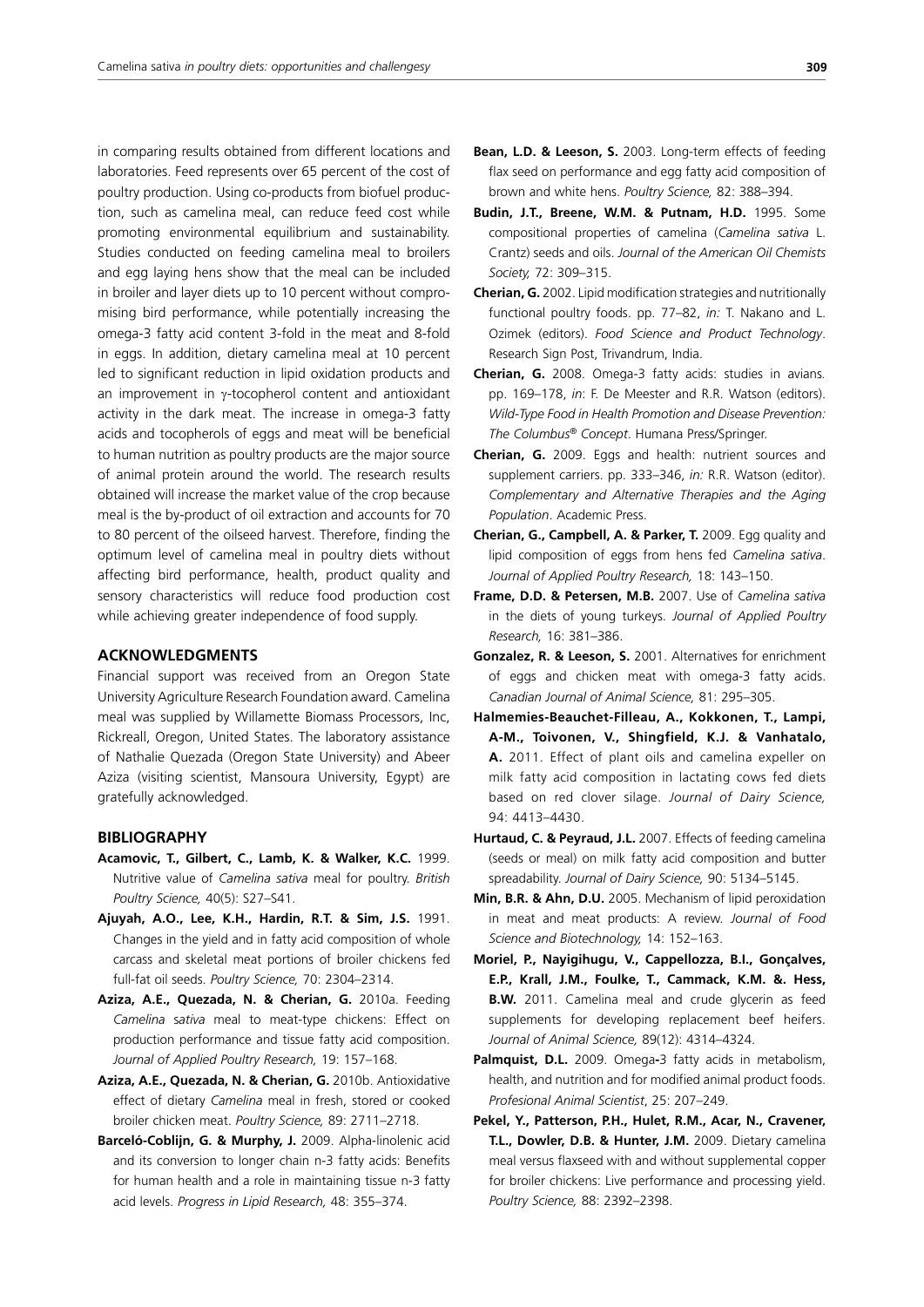in comparing results obtained from different locations and laboratories. Feed represents over 65 percent of the cost of poultry production. Using co-products from biofuel production, such as camelina meal, can reduce feed cost while promoting environmental equilibrium and sustainability. Studies conducted on feeding camelina meal to broilers and egg laying hens show that the meal can be included in broiler and layer diets up to 10 percent without compromising bird performance, while potentially increasing the omega-3 fatty acid content 3-fold in the meat and 8-fold in eggs. In addition, dietary camelina meal at 10 percent led to significant reduction in lipid oxidation products and an improvement in γ-tocopherol content and antioxidant activity in the dark meat. The increase in omega-3 fatty acids and tocopherols of eggs and meat will be beneficial to human nutrition as poultry products are the major source of animal protein around the world. The research results obtained will increase the market value of the crop because meal is the by-product of oil extraction and accounts for 70 to 80 percent of the oilseed harvest. Therefore, finding the optimum level of camelina meal in poultry diets without affecting bird performance, health, product quality and sensory characteristics will reduce food production cost while achieving greater independence of food supply.

## ACKNOWLEDGMENTS

Financial support was received from an Oregon State University Agriculture Research Foundation award. Camelina meal was supplied by Willamette Biomass Processors, Inc, Rickreall, Oregon, United States. The laboratory assistance of Nathalie Quezada (Oregon State University) and Abeer Aziza (visiting scientist, Mansoura University, Egypt) are gratefully acknowledged.

## BIBLIOGRAPHY

**Acamovic, T., Gilbert, C., Lamb, K. & Walker, K.C.** 1999. Nutritive value of *Camelina sativa* meal for poultry. *British Poultry Science,* 40(5): S27–S41.

**Ajuyah, A.O., Lee, K.H., Hardin, R.T. & Sim, J.S.** 1991. Changes in the yield and in fatty acid composition of whole carcass and skeletal meat portions of broiler chickens fed full-fat oil seeds. *Poultry Science,* 70: 2304–2314.

**Aziza, A.E., Quezada, N. & Cherian, G.** 2010a. Feeding *Camelina sativa* meal to meat-type chickens: Effect on production performance and tissue fatty acid composition. *Journal of Applied Poultry Research,* 19: 157–168.

**Aziza, A.E., Quezada, N. & Cherian, G.** 2010b. Antioxidative effect of dietary *Camelina* meal in fresh, stored or cooked broiler chicken meat. *Poultry Science,* 89: 2711–2718.

**Barceló-Coblijn, G. & Murphy, J.** 2009. Alpha-linolenic acid and its conversion to longer chain n-3 fatty acids: Benefits for human health and a role in maintaining tissue n-3 fatty acid levels. *Progress in Lipid Research,* 48: 355–374.

**Bean, L.D. & Leeson, S.** 2003. Long-term effects of feeding flax seed on performance and egg fatty acid composition of brown and white hens. *Poultry Science,* 82: 388–394.

**Budin, J.T., Breene, W.M. & Putnam, H.D.** 1995. Some compositional properties of camelina (*Camelina sativa* L. Crantz) seeds and oils. *Journal of the American Oil Chemists Society,* 72: 309–315.

**Cherian, G.** 2002. Lipid modification strategies and nutritionally functional poultry foods. pp. 77–82, *in:* T. Nakano and L. Ozimek (editors). *Food Science and Product Technology*. Research Sign Post, Trivandrum, India.

**Cherian, G.** 2008. Omega-3 fatty acids: studies in avians. pp. 169–178, *in*: F. De Meester and R.R. Watson (editors). *Wild-Type Food in Health Promotion and Disease Prevention: The Columbus® Concept*. Humana Press/Springer.

**Cherian, G.** 2009. Eggs and health: nutrient sources and supplement carriers. pp. 333–346, *in:* R.R. Watson (editor). *Complementary and Alternative Therapies and the Aging Population*. Academic Press.

**Cherian, G., Campbell, A. & Parker, T.** 2009. Egg quality and lipid composition of eggs from hens fed *Camelina sativa*. *Journal of Applied Poultry Research,* 18: 143–150.

**Frame, D.D. & Petersen, M.B.** 2007. Use of *Camelina sativa* in the diets of young turkeys. *Journal of Applied Poultry Research,* 16: 381–386.

**Gonzalez, R. & Leeson, S.** 2001. Alternatives for enrichment of eggs and chicken meat with omega-3 fatty acids. *Canadian Journal of Animal Science,* 81: 295–305.

**Halmemies-Beauchet-Filleau, A., Kokkonen, T., Lampi, A-M., Toivonen, V., Shingfield, K.J. & Vanhatalo, A.** 2011. Effect of plant oils and camelina expeller on milk fatty acid composition in lactating cows fed diets based on red clover silage. *Journal of Dairy Science,* 94: 4413–4430.

**Hurtaud, C. & Peyraud, J.L.** 2007. Effects of feeding camelina (seeds or meal) on milk fatty acid composition and butter spreadability. *Journal of Dairy Science,* 90: 5134–5145.

**Min, B.R. & Ahn, D.U.** 2005. Mechanism of lipid peroxidation in meat and meat products: A review. *Journal of Food Science and Biotechnology,* 14: 152–163.

**Moriel, P., Nayigihugu, V., Cappellozza, B.I., Gonçalves, E.P., Krall, J.M., Foulke, T., Cammack, K.M. &. Hess, B.W.** 2011. Camelina meal and crude glycerin as feed supplements for developing replacement beef heifers. *Journal of Animal Science,* 89(12): 4314–4324.

**Palmquist, D.L.** 2009. Omega-3 fatty acids in metabolism, health, and nutrition and for modified animal product foods. *Profesional Animal Scientist*, 25: 207–249.

**Pekel, Y., Patterson, P.H., Hulet, R.M., Acar, N., Cravener, T.L., Dowler, D.B. & Hunter, J.M.** 2009. Dietary camelina meal versus flaxseed with and without supplemental copper for broiler chickens: Live performance and processing yield. *Poultry Science,* 88: 2392–2398.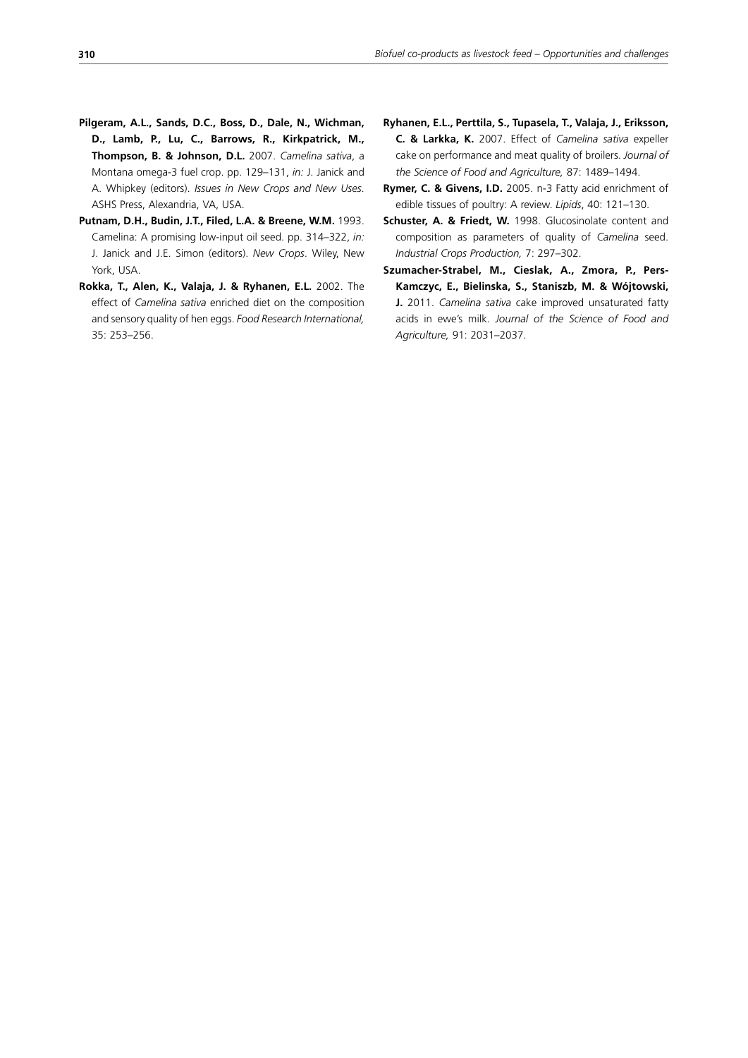**Pilgeram, A.L., Sands, D.C., Boss, D., Dale, N., Wichman, D., Lamb, P., Lu, C., Barrows, R., Kirkpatrick, M., Thompson, B. & Johnson, D.L.** 2007. *Camelina sativa*, a Montana omega-3 fuel crop. pp. 129–131, *in:* J. Janick and A. Whipkey (editors). *Issues in New Crops and New Uses*. ASHS Press, Alexandria, VA, USA.

**Putnam, D.H., Budin, J.T., Filed, L.A. & Breene, W.M.** 1993. Camelina: A promising low-input oil seed. pp. 314–322, *in:* J. Janick and J.E. Simon (editors). *New Crops*. Wiley, New York, USA.

**Rokka, T., Alen, K., Valaja, J. & Ryhanen, E.L.** 2002. The effect of *Camelina sativa* enriched diet on the composition and sensory quality of hen eggs. *Food Research International,* 35: 253–256.

**Ryhanen, E.L., Perttila, S., Tupasela, T., Valaja, J., Eriksson, C. & Larkka, K.** 2007. Effect of *Camelina sativa* expeller cake on performance and meat quality of broilers. *Journal of the Science of Food and Agriculture,* 87: 1489–1494.

**Rymer, C. & Givens, I.D.** 2005. n-3 Fatty acid enrichment of edible tissues of poultry: A review. *Lipids*, 40: 121–130.

**Schuster, A. & Friedt, W.** 1998. Glucosinolate content and composition as parameters of quality of *Camelina* seed. *Industrial Crops Production,* 7: 297–302.

**Szumacher-Strabel, M., Cieslak, A., Zmora, P., Pers-Kamczyc, E., Bielinska, S., Staniszb, M. & Wójtowski, J.** 2011. *Camelina sativa* cake improved unsaturated fatty acids in ewe's milk. *Journal of the Science of Food and Agriculture,* 91: 2031–2037.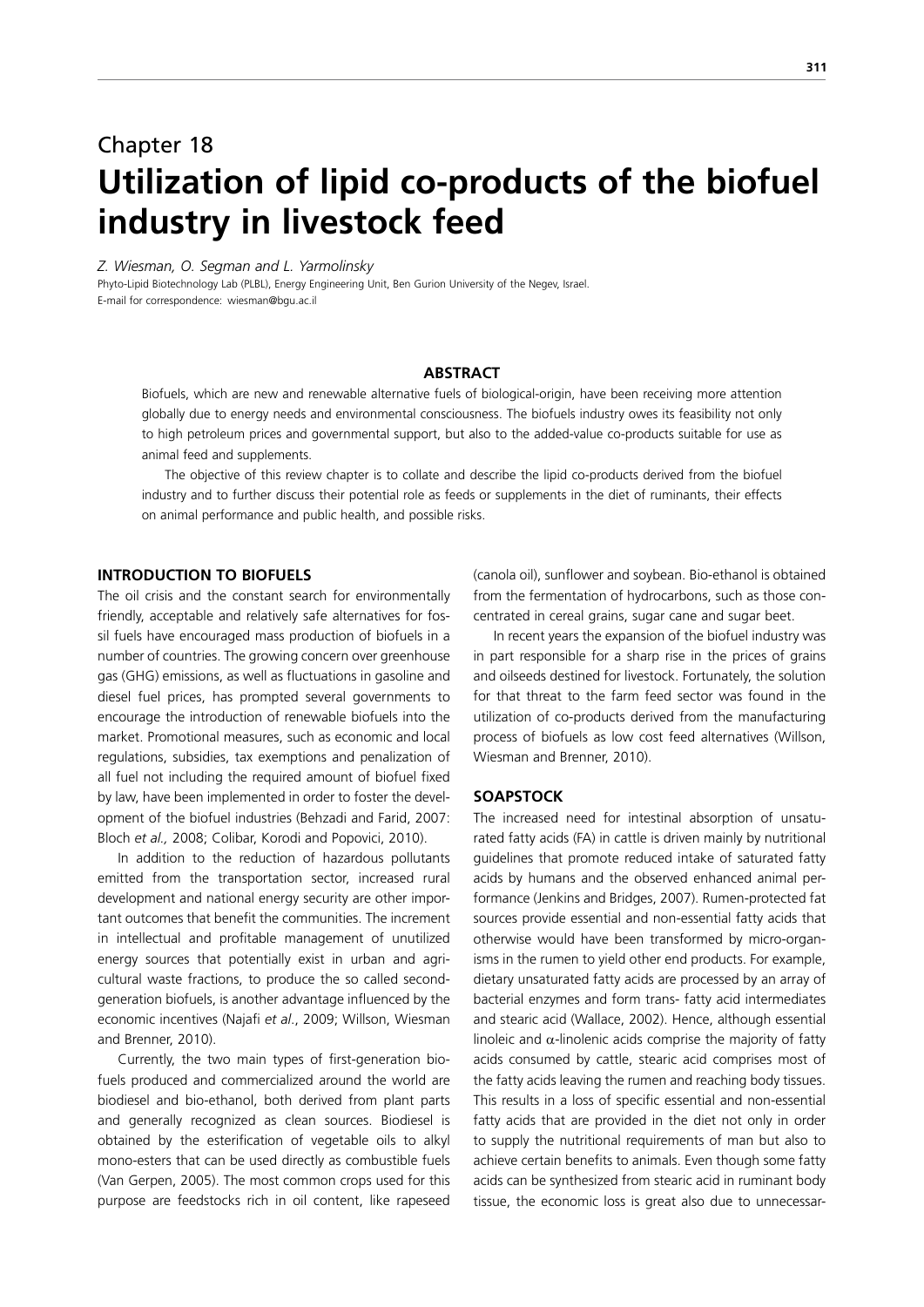## Chapter 18

# Utilization of lipid co-products of the biofuel industry in livestock feed

*Z. Wiesman, O. Segman and L. Yarmolinsky*

Phyto-Lipid Biotechnology Lab (PLBL), Energy Engineering Unit, Ben Gurion University of the Negev, Israel.
E-mail for correspondence: wiesman@bgu.ac.il

### ABSTRACT

Biofuels, which are new and renewable alternative fuels of biological-origin, have been receiving more attention globally due to energy needs and environmental consciousness. The biofuels industry owes its feasibility not only to high petroleum prices and governmental support, but also to the added-value co-products suitable for use as animal feed and supplements.

The objective of this review chapter is to collate and describe the lipid co-products derived from the biofuel industry and to further discuss their potential role as feeds or supplements in the diet of ruminants, their effects on animal performance and public health, and possible risks.

### INTRODUCTION TO BIOFUELS

The oil crisis and the constant search for environmentally friendly, acceptable and relatively safe alternatives for fossil fuels have encouraged mass production of biofuels in a number of countries. The growing concern over greenhouse gas (GHG) emissions, as well as fluctuations in gasoline and diesel fuel prices, has prompted several governments to encourage the introduction of renewable biofuels into the market. Promotional measures, such as economic and local regulations, subsidies, tax exemptions and penalization of all fuel not including the required amount of biofuel fixed by law, have been implemented in order to foster the development of the biofuel industries (Behzadi and Farid, 2007: Bloch *et al.,* 2008; Colibar, Korodi and Popovici, 2010).

In addition to the reduction of hazardous pollutants emitted from the transportation sector, increased rural development and national energy security are other important outcomes that benefit the communities. The increment in intellectual and profitable management of unutilized energy sources that potentially exist in urban and agricultural waste fractions, to produce the so called second-generation biofuels, is another advantage influenced by the economic incentives (Najafi *et al*., 2009; Willson, Wiesman and Brenner, 2010).

Currently, the two main types of first-generation biofuels produced and commercialized around the world are biodiesel and bio-ethanol, both derived from plant parts and generally recognized as clean sources. Biodiesel is obtained by the esterification of vegetable oils to alkyl mono-esters that can be used directly as combustible fuels (Van Gerpen, 2005). The most common crops used for this purpose are feedstocks rich in oil content, like rapeseed (canola oil), sunflower and soybean. Bio-ethanol is obtained from the fermentation of hydrocarbons, such as those concentrated in cereal grains, sugar cane and sugar beet.

In recent years the expansion of the biofuel industry was in part responsible for a sharp rise in the prices of grains and oilseeds destined for livestock. Fortunately, the solution for that threat to the farm feed sector was found in the utilization of co-products derived from the manufacturing process of biofuels as low cost feed alternatives (Willson, Wiesman and Brenner, 2010).

### SOAPSTOCK

The increased need for intestinal absorption of unsaturated fatty acids (FA) in cattle is driven mainly by nutritional guidelines that promote reduced intake of saturated fatty acids by humans and the observed enhanced animal performance (Jenkins and Bridges, 2007). Rumen-protected fat sources provide essential and non-essential fatty acids that otherwise would have been transformed by micro-organisms in the rumen to yield other end products. For example, dietary unsaturated fatty acids are processed by an array of bacterial enzymes and form trans- fatty acid intermediates and stearic acid (Wallace, 2002). Hence, although essential linoleic and $\alpha$-linolenic acids comprise the majority of fatty acids consumed by cattle, stearic acid comprises most of the fatty acids leaving the rumen and reaching body tissues. This results in a loss of specific essential and non-essential fatty acids that are provided in the diet not only in order to supply the nutritional requirements of man but also to achieve certain benefits to animals. Even though some fatty acids can be synthesized from stearic acid in ruminant body tissue, the economic loss is great also due to unnecessar-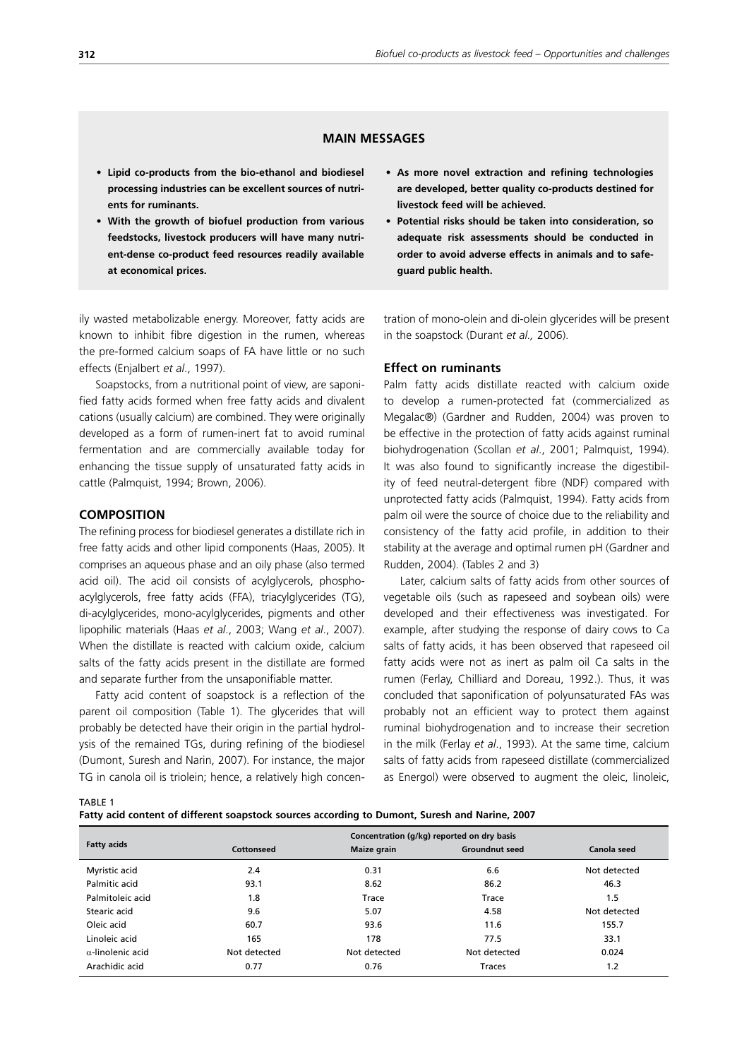## MAIN MESSAGES

- **Lipid co-products from the bio-ethanol and biodiesel processing industries can be excellent sources of nutrients for ruminants.**
- **With the growth of biofuel production from various feedstocks, livestock producers will have many nutrient-dense co-product feed resources readily available at economical prices.**
- **As more novel extraction and refining technologies are developed, better quality co-products destined for livestock feed will be achieved.**
- **Potential risks should be taken into consideration, so adequate risk assessments should be conducted in order to avoid adverse effects in animals and to safeguard public health.**

ily wasted metabolizable energy. Moreover, fatty acids are known to inhibit fibre digestion in the rumen, whereas the pre-formed calcium soaps of FA have little or no such effects (Enjalbert *et al*., 1997).

Soapstocks, from a nutritional point of view, are saponified fatty acids formed when free fatty acids and divalent cations (usually calcium) are combined. They were originally developed as a form of rumen-inert fat to avoid ruminal fermentation and are commercially available today for enhancing the tissue supply of unsaturated fatty acids in cattle (Palmquist, 1994; Brown, 2006).

### COMPOSITION

The refining process for biodiesel generates a distillate rich in free fatty acids and other lipid components (Haas, 2005). It comprises an aqueous phase and an oily phase (also termed acid oil). The acid oil consists of acylglycerols, phosphoacylglycerols, free fatty acids (FFA), triacylglycerides (TG), di-acylglycerides, mono-acylglycerides, pigments and other lipophilic materials (Haas *et al*., 2003; Wang *et al*., 2007). When the distillate is reacted with calcium oxide, calcium salts of the fatty acids present in the distillate are formed and separate further from the unsaponifiable matter.

Fatty acid content of soapstock is a reflection of the parent oil composition (Table 1). The glycerides that will probably be detected have their origin in the partial hydrolysis of the remained TGs, during refining of the biodiesel (Dumont, Suresh and Narin, 2007). For instance, the major TG in canola oil is triolein; hence, a relatively high concentration of mono-olein and di-olein glycerides will be present in the soapstock (Durant *et al.,* 2006).

### Effect on ruminants

Palm fatty acids distillate reacted with calcium oxide to develop a rumen-protected fat (commercialized as Megalac®) (Gardner and Rudden, 2004) was proven to be effective in the protection of fatty acids against ruminal biohydrogenation (Scollan *et al*., 2001; Palmquist, 1994). It was also found to significantly increase the digestibility of feed neutral-detergent fibre (NDF) compared with unprotected fatty acids (Palmquist, 1994). Fatty acids from palm oil were the source of choice due to the reliability and consistency of the fatty acid profile, in addition to their stability at the average and optimal rumen pH (Gardner and Rudden, 2004). (Tables 2 and 3)

Later, calcium salts of fatty acids from other sources of vegetable oils (such as rapeseed and soybean oils) were developed and their effectiveness was investigated. For example, after studying the response of dairy cows to Ca salts of fatty acids, it has been observed that rapeseed oil fatty acids were not as inert as palm oil Ca salts in the rumen (Ferlay, Chilliard and Doreau, 1992.). Thus, it was concluded that saponification of polyunsaturated FAs was probably not an efficient way to protect them against ruminal biohydrogenation and to increase their secretion in the milk (Ferlay *et al*., 1993). At the same time, calcium salts of fatty acids from rapeseed distillate (commercialized as Energol) were observed to augment the oleic, linoleic,

TABLE 1
**Fatty acid content of different soapstock sources according to Dumont, Suresh and Narine, 2007**

| Fatty acids | Concentration (g/kg) reported on dry basis | | | |
|---|---|---|---|---|
| | Cottonseed | Maize grain | Groundnut seed | Canola seed |
| Myristic acid | 2.4 | 0.31 | 6.6 | Not detected |
| Palmitic acid | 93.1 | 8.62 | 86.2 | 46.3 |
| Palmitoleic acid | 1.8 | Trace | Trace | 1.5 |
| Stearic acid | 9.6 | 5.07 | 4.58 | Not detected |
| Oleic acid | 60.7 | 93.6 | 11.6 | 155.7 |
| Linoleic acid | 165 | 178 | 77.5 | 33.1 |
| α-linolenic acid | Not detected | Not detected | Not detected | 0.024 |
| Arachidic acid | 0.77 | 0.76 | Traces | 1.2 |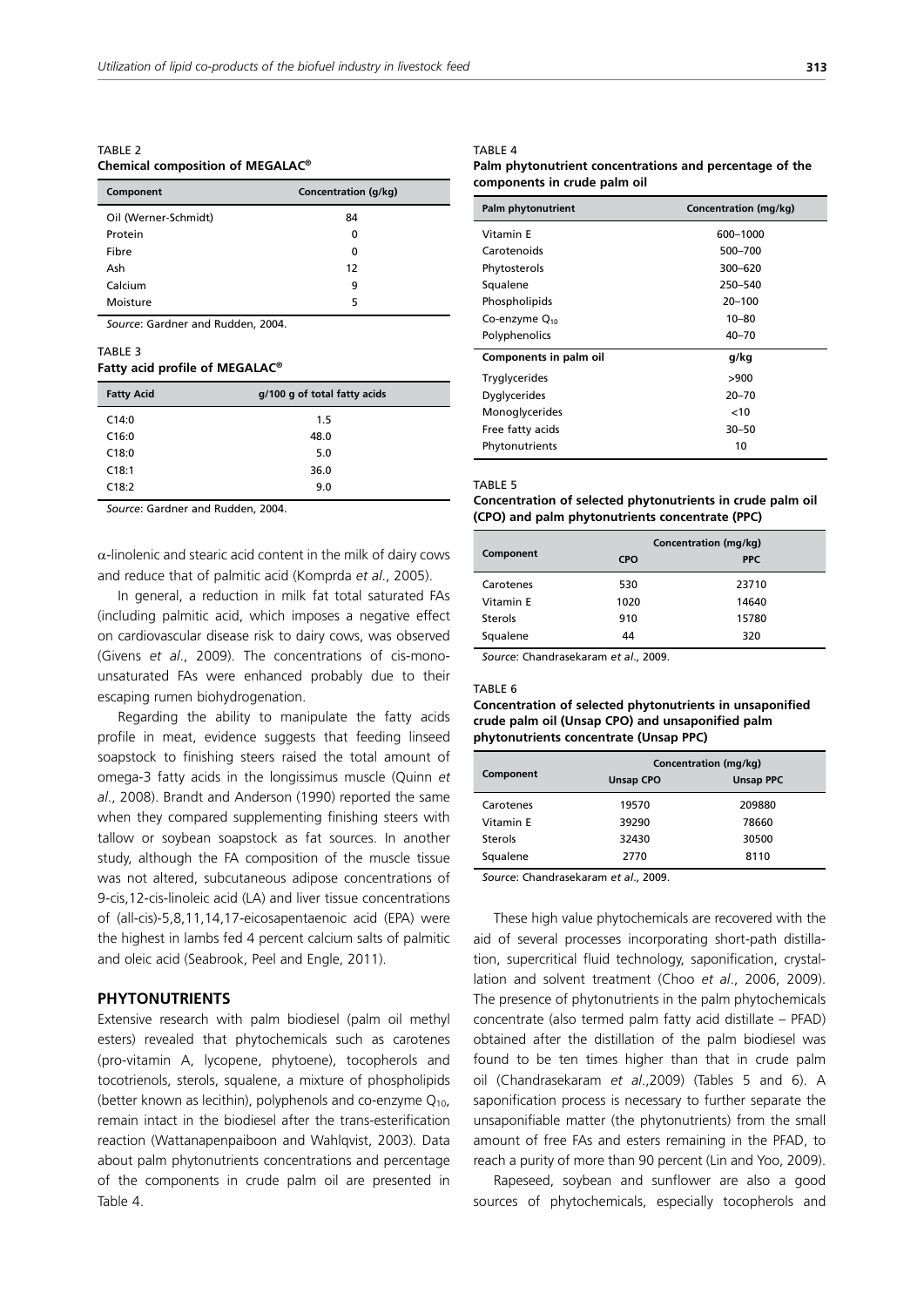TABLE 2
**Chemical composition of MEGALAC®**

| Component | Concentration (g/kg) |
|---|---|
| Oil (Werner-Schmidt) | 84 |
| Protein | 0 |
| Fibre | 0 |
| Ash | 12 |
| Calcium | 9 |
| Moisture | 5 |

*Source*: Gardner and Rudden, 2004.

TABLE 3
**Fatty acid profile of MEGALAC®**

| Fatty Acid | g/100 g of total fatty acids |
|---|---|
| C14:0 | 1.5 |
| C16:0 | 48.0 |
| C18:0 | 5.0 |
| C18:1 | 36.0 |
| C18:2 | 9.0 |

*Source*: Gardner and Rudden, 2004.

$\alpha$-linolenic and stearic acid content in the milk of dairy cows and reduce that of palmitic acid (Komprda *et al*., 2005).

In general, a reduction in milk fat total saturated FAs (including palmitic acid, which imposes a negative effect on cardiovascular disease risk to dairy cows, was observed (Givens *et al*., 2009). The concentrations of cis-monounsaturated FAs were enhanced probably due to their escaping rumen biohydrogenation.

Regarding the ability to manipulate the fatty acids profile in meat, evidence suggests that feeding linseed soapstock to finishing steers raised the total amount of omega-3 fatty acids in the longissimus muscle (Quinn *et al*., 2008). Brandt and Anderson (1990) reported the same when they compared supplementing finishing steers with tallow or soybean soapstock as fat sources. In another study, although the FA composition of the muscle tissue was not altered, subcutaneous adipose concentrations of 9-cis,12-cis-linoleic acid (LA) and liver tissue concentrations of (all-cis)-5,8,11,14,17-eicosapentaenoic acid (EPA) were the highest in lambs fed 4 percent calcium salts of palmitic and oleic acid (Seabrook, Peel and Engle, 2011).

## PHYTONUTRIENTS

Extensive research with palm biodiesel (palm oil methyl esters) revealed that phytochemicals such as carotenes (pro-vitamin A, lycopene, phytoene), tocopherols and tocotrienols, sterols, squalene, a mixture of phospholipids (better known as lecithin), polyphenols and co-enzyme $Q_{10}$, remain intact in the biodiesel after the trans-esterification reaction (Wattanapenpaiboon and Wahlqvist, 2003). Data about palm phytonutrients concentrations and percentage of the components in crude palm oil are presented in Table 4.

TABLE 4
**Palm phytonutrient concentrations and percentage of the components in crude palm oil**

| Palm phytonutrient | Concentration (mg/kg) |
|---|---|
| Vitamin E | 600–1000 |
| Carotenoids | 500–700 |
| Phytosterols | 300–620 |
| Squalene | 250–540 |
| Phospholipids | 20–100 |
| Co-enzyme $Q_{10}$ | 10–80 |
| Polyphenolics | 40–70 |
| **Components in palm oil** | **g/kg** |
| Tryglycerides | >900 |
| Dyglycerides | 20–70 |
| Monoglycerides | <10 |
| Free fatty acids | 30–50 |
| Phytonutrients | 10 |

TABLE 5
**Concentration of selected phytonutrients in crude palm oil (CPO) and palm phytonutrients concentrate (PPC)**

| Component | Concentration (mg/kg) | |
|---|---|---|
| | CPO | PPC |
| Carotenes | 530 | 23710 |
| Vitamin E | 1020 | 14640 |
| Sterols | 910 | 15780 |
| Squalene | 44 | 320 |

*Source*: Chandrasekaram *et al*., 2009.

TABLE 6
**Concentration of selected phytonutrients in unsaponified crude palm oil (Unsap CPO) and unsaponified palm phytonutrients concentrate (Unsap PPC)**

| Component | Concentration (mg/kg) | |
|---|---|---|
| | Unsap CPO | Unsap PPC |
| Carotenes | 19570 | 209880 |
| Vitamin E | 39290 | 78660 |
| Sterols | 32430 | 30500 |
| Squalene | 2770 | 8110 |

*Source*: Chandrasekaram *et al*., 2009.

These high value phytochemicals are recovered with the aid of several processes incorporating short-path distillation, supercritical fluid technology, saponification, crystallation and solvent treatment (Choo *et al*., 2006, 2009). The presence of phytonutrients in the palm phytochemicals concentrate (also termed palm fatty acid distillate – PFAD) obtained after the distillation of the palm biodiesel was found to be ten times higher than that in crude palm oil (Chandrasekaram *et al*.,2009) (Tables 5 and 6). A saponification process is necessary to further separate the unsaponifiable matter (the phytonutrients) from the small amount of free FAs and esters remaining in the PFAD, to reach a purity of more than 90 percent (Lin and Yoo, 2009).

Rapeseed, soybean and sunflower are also a good sources of phytochemicals, especially tocopherols and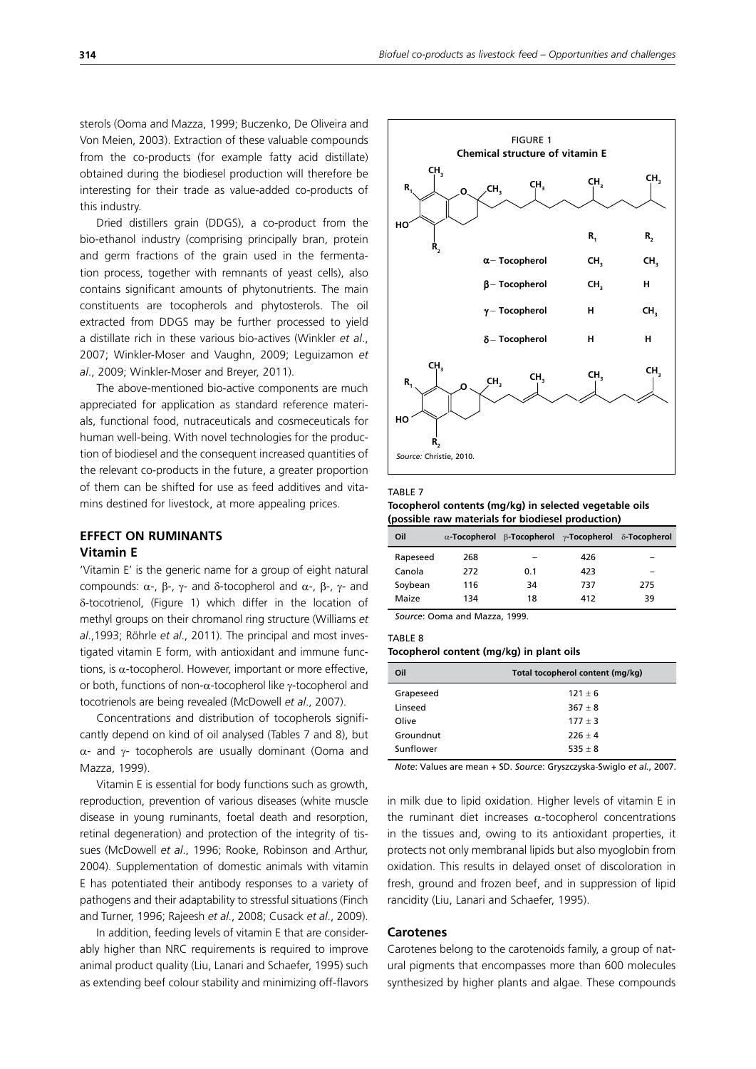sterols (Ooma and Mazza, 1999; Buczenko, De Oliveira and Von Meien, 2003). Extraction of these valuable compounds from the co-products (for example fatty acid distillate) obtained during the biodiesel production will therefore be interesting for their trade as value-added co-products of this industry.

Dried distillers grain (DDGS), a co-product from the bio-ethanol industry (comprising principally bran, protein and germ fractions of the grain used in the fermentation process, together with remnants of yeast cells), also contains significant amounts of phytonutrients. The main constituents are tocopherols and phytosterols. The oil extracted from DDGS may be further processed to yield a distillate rich in these various bio-actives (Winkler *et al*., 2007; Winkler-Moser and Vaughn, 2009; Leguizamon *et al*., 2009; Winkler-Moser and Breyer, 2011).

The above-mentioned bio-active components are much appreciated for application as standard reference materials, functional food, nutraceuticals and cosmeceuticals for human well-being. With novel technologies for the production of biodiesel and the consequent increased quantities of the relevant co-products in the future, a greater proportion of them can be shifted for use as feed additives and vitamins destined for livestock, at more appealing prices.

## EFFECT ON RUMINANTS

### Vitamin E

'Vitamin E' is the generic name for a group of eight natural compounds: α-, β-, γ- and δ-tocopherol and α-, β-, γ- and δ-tocotrienol, (Figure 1) which differ in the location of methyl groups on their chromanol ring structure (Williams *et al*.,1993; Röhrle *et al*., 2011). The principal and most investigated vitamin E form, with antioxidant and immune functions, is α-tocopherol. However, important or more effective, or both, functions of non-α-tocopherol like γ-tocopherol and tocotrienols are being revealed (McDowell *et al*., 2007).

Concentrations and distribution of tocopherols significantly depend on kind of oil analysed (Tables 7 and 8), but α- and γ- tocopherols are usually dominant (Ooma and Mazza, 1999).

Vitamin E is essential for body functions such as growth, reproduction, prevention of various diseases (white muscle disease in young ruminants, foetal death and resorption, retinal degeneration) and protection of the integrity of tissues (McDowell *et al*., 1996; Rooke, Robinson and Arthur, 2004). Supplementation of domestic animals with vitamin E has potentiated their antibody responses to a variety of pathogens and their adaptability to stressful situations (Finch and Turner, 1996; Rajeesh *et al*., 2008; Cusack *et al*., 2009).

In addition, feeding levels of vitamin E that are considerably higher than NRC requirements is required to improve animal product quality (Liu, Lanari and Schaefer, 1995) such as extending beef colour stability and minimizing off-flavors in milk due to lipid oxidation. Higher levels of vitamin E in the ruminant diet increases α-tocopherol concentrations in the tissues and, owing to its antioxidant properties, it protects not only membranal lipids but also myoglobin from oxidation. This results in delayed onset of discoloration in fresh, ground and frozen beef, and in suppression of lipid rancidity (Liu, Lanari and Schaefer, 1995).

FIGURE 1
**Chemical structure of vitamin E**

| | $R_1$ | $R_2$ |
|---|---|---|
| α− Tocopherol | $CH_3$ | $CH_3$ |
| β− Tocopherol | $CH_3$ | H |
| γ− Tocopherol | H | $CH_3$ |
| δ− Tocopherol | H | H |

*Source:* Christie, 2010.

TABLE 7
**Tocopherol contents (mg/kg) in selected vegetable oils (possible raw materials for biodiesel production)**

| Oil | α-Tocopherol | β-Tocopherol | γ-Tocopherol | δ-Tocopherol |
|---|---|---|---|---|
| Rapeseed | 268 | – | 426 | – |
| Canola | 272 | 0.1 | 423 | – |
| Soybean | 116 | 34 | 737 | 275 |
| Maize | 134 | 18 | 412 | 39 |

*Source*: Ooma and Mazza, 1999.

TABLE 8
**Tocopherol content (mg/kg) in plant oils**

| Oil | Total tocopherol content (mg/kg) |
|---|---|
| Grapeseed | 121 ± 6 |
| Linseed | 367 ± 8 |
| Olive | 177 ± 3 |
| Groundnut | 226 ± 4 |
| Sunflower | 535 ± 8 |

*Note*: Values are mean + SD. *Source*: Gryszczyska-Swiglo *et al*., 2007.

### Carotenes

Carotenes belong to the carotenoids family, a group of natural pigments that encompasses more than 600 molecules synthesized by higher plants and algae. These compounds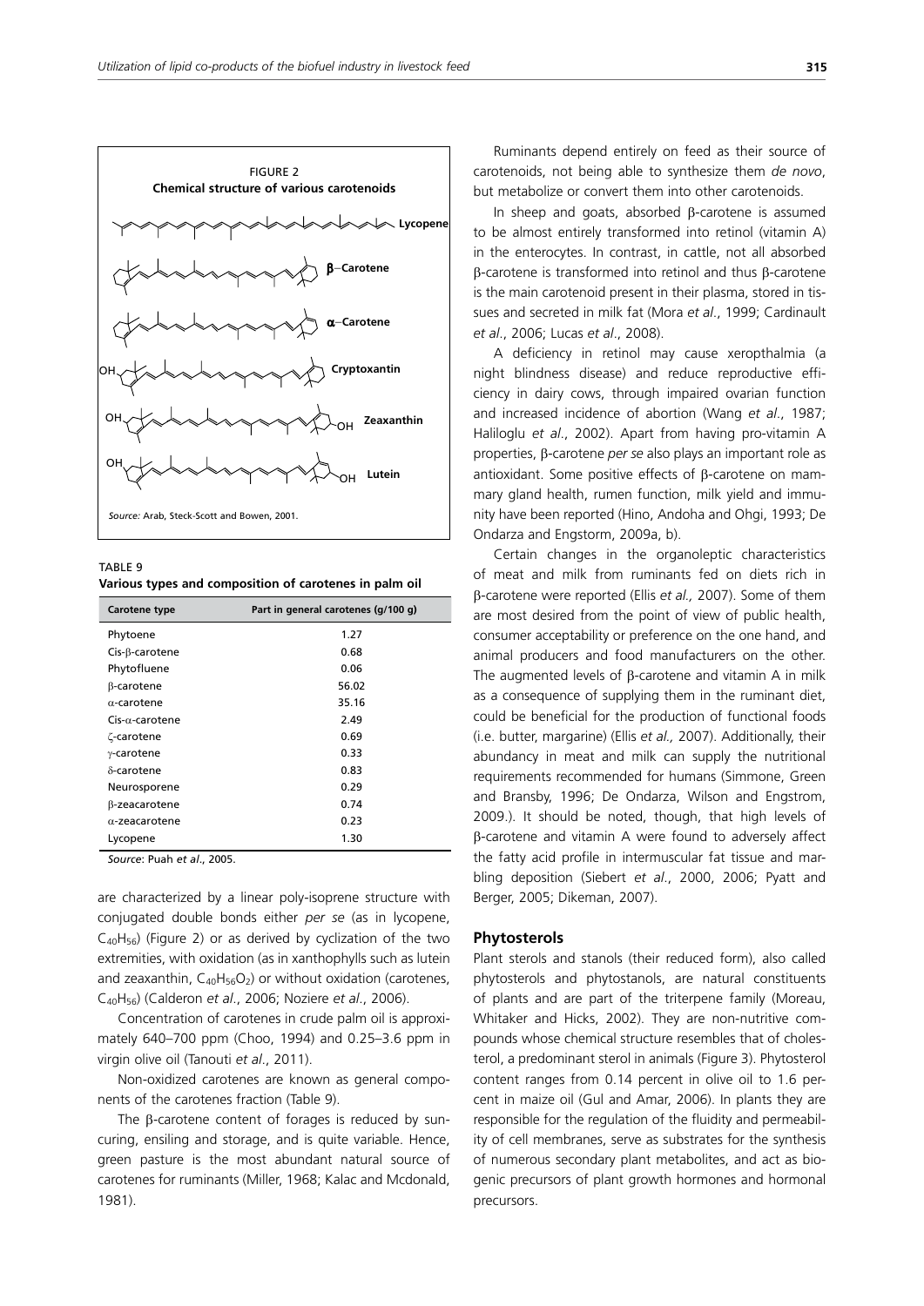FIGURE 2
**Chemical structure of various carotenoids**

*Source:* Arab, Steck-Scott and Bowen, 2001.

TABLE 9
**Various types and composition of carotenes in palm oil**

| Carotene type | Part in general carotenes (g/100 g) |
|---|---|
| Phytoene | 1.27 |
| Cis-β-carotene | 0.68 |
| Phytofluene | 0.06 |
| β-carotene | 56.02 |
| α-carotene | 35.16 |
| Cis-α-carotene | 2.49 |
| ζ-carotene | 0.69 |
| γ-carotene | 0.33 |
| δ-carotene | 0.83 |
| Neurosporene | 0.29 |
| β-zeacarotene | 0.74 |
| α-zeacarotene | 0.23 |
| Lycopene | 1.30 |

*Source*: Puah *et al*., 2005.

are characterized by a linear poly-isoprene structure with conjugated double bonds either *per se* (as in lycopene, $C_{40}H_{56}$) (Figure 2) or as derived by cyclization of the two extremities, with oxidation (as in xanthophylls such as lutein and zeaxanthin, $C_{40}H_{56}O_2$) or without oxidation (carotenes, $C_{40}H_{56}$) (Calderon *et al*., 2006; Noziere *et al*., 2006).

Concentration of carotenes in crude palm oil is approximately 640–700 ppm (Choo, 1994) and 0.25–3.6 ppm in virgin olive oil (Tanouti *et al*., 2011).

Non-oxidized carotenes are known as general components of the carotenes fraction (Table 9).

The β-carotene content of forages is reduced by sun-curing, ensiling and storage, and is quite variable. Hence, green pasture is the most abundant natural source of carotenes for ruminants (Miller, 1968; Kalac and Mcdonald, 1981).

Ruminants depend entirely on feed as their source of carotenoids, not being able to synthesize them *de novo*, but metabolize or convert them into other carotenoids.

In sheep and goats, absorbed β-carotene is assumed to be almost entirely transformed into retinol (vitamin A) in the enterocytes. In contrast, in cattle, not all absorbed β-carotene is transformed into retinol and thus β-carotene is the main carotenoid present in their plasma, stored in tissues and secreted in milk fat (Mora *et al*., 1999; Cardinault *et al*., 2006; Lucas *et al*., 2008).

A deficiency in retinol may cause xeropthalmia (a night blindness disease) and reduce reproductive efficiency in dairy cows, through impaired ovarian function and increased incidence of abortion (Wang *et al*., 1987; Haliloglu *et al*., 2002). Apart from having pro-vitamin A properties, β-carotene *per se* also plays an important role as antioxidant. Some positive effects of β-carotene on mammary gland health, rumen function, milk yield and immunity have been reported (Hino, Andoha and Ohgi, 1993; De Ondarza and Engstorm, 2009a, b).

Certain changes in the organoleptic characteristics of meat and milk from ruminants fed on diets rich in β-carotene were reported (Ellis *et al.,* 2007). Some of them are most desired from the point of view of public health, consumer acceptability or preference on the one hand, and animal producers and food manufacturers on the other. The augmented levels of β-carotene and vitamin A in milk as a consequence of supplying them in the ruminant diet, could be beneficial for the production of functional foods (i.e. butter, margarine) (Ellis *et al.,* 2007). Additionally, their abundancy in meat and milk can supply the nutritional requirements recommended for humans (Simmone, Green and Bransby, 1996; De Ondarza, Wilson and Engstrom, 2009.). It should be noted, though, that high levels of β-carotene and vitamin A were found to adversely affect the fatty acid profile in intermuscular fat tissue and marbling deposition (Siebert *et al*., 2000, 2006; Pyatt and Berger, 2005; Dikeman, 2007).

### Phytosterols

Plant sterols and stanols (their reduced form), also called phytosterols and phytostanols, are natural constituents of plants and are part of the triterpene family (Moreau, Whitaker and Hicks, 2002). They are non-nutritive compounds whose chemical structure resembles that of cholesterol, a predominant sterol in animals (Figure 3). Phytosterol content ranges from 0.14 percent in olive oil to 1.6 percent in maize oil (Gul and Amar, 2006). In plants they are responsible for the regulation of the fluidity and permeability of cell membranes, serve as substrates for the synthesis of numerous secondary plant metabolites, and act as biogenic precursors of plant growth hormones and hormonal precursors.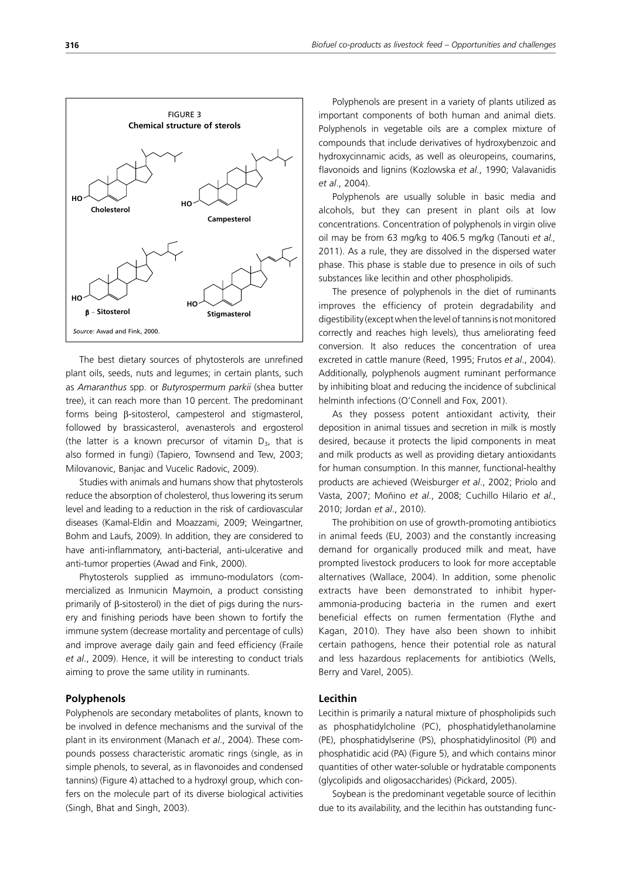FIGURE 3
**Chemical structure of sterols**

*Source:* Awad and Fink, 2000.

The best dietary sources of phytosterols are unrefined plant oils, seeds, nuts and legumes; in certain plants, such as *Amaranthus* spp. or *Butyrospermum parkii* (shea butter tree), it can reach more than 10 percent. The predominant forms being β-sitosterol, campesterol and stigmasterol, followed by brassicasterol, avenasterols and ergosterol (the latter is a known precursor of vitamin $D_3$, that is also formed in fungi) (Tapiero, Townsend and Tew, 2003; Milovanovic, Banjac and Vucelic Radovic, 2009).

Studies with animals and humans show that phytosterols reduce the absorption of cholesterol, thus lowering its serum level and leading to a reduction in the risk of cardiovascular diseases (Kamal-Eldin and Moazzami, 2009; Weingartner, Bohm and Laufs, 2009). In addition, they are considered to have anti-inflammatory, anti-bacterial, anti-ulcerative and anti-tumor properties (Awad and Fink, 2000).

Phytosterols supplied as immuno-modulators (commercialized as Inmunicin Maymoin, a product consisting primarily of β-sitosterol) in the diet of pigs during the nursery and finishing periods have been shown to fortify the immune system (decrease mortality and percentage of culls) and improve average daily gain and feed efficiency (Fraile *et al*., 2009). Hence, it will be interesting to conduct trials aiming to prove the same utility in ruminants.

## Polyphenols

Polyphenols are secondary metabolites of plants, known to be involved in defence mechanisms and the survival of the plant in its environment (Manach *et al*., 2004). These compounds possess characteristic aromatic rings (single, as in simple phenols, to several, as in flavonoides and condensed tannins) (Figure 4) attached to a hydroxyl group, which confers on the molecule part of its diverse biological activities (Singh, Bhat and Singh, 2003).

Polyphenols are present in a variety of plants utilized as important components of both human and animal diets. Polyphenols in vegetable oils are a complex mixture of compounds that include derivatives of hydroxybenzoic and hydroxycinnamic acids, as well as oleuropeins, coumarins, flavonoids and lignins (Kozlowska *et al*., 1990; Valavanidis *et al*., 2004).

Polyphenols are usually soluble in basic media and alcohols, but they can present in plant oils at low concentrations. Concentration of polyphenols in virgin olive oil may be from 63 mg/kg to 406.5 mg/kg (Tanouti *et al.,* 2011). As a rule, they are dissolved in the dispersed water phase. This phase is stable due to presence in oils of such substances like lecithin and other phospholipids.

The presence of polyphenols in the diet of ruminants improves the efficiency of protein degradability and digestibility (except when the level of tannins is not monitored correctly and reaches high levels), thus ameliorating feed conversion. It also reduces the concentration of urea excreted in cattle manure (Reed, 1995; Frutos *et al*., 2004). Additionally, polyphenols augment ruminant performance by inhibiting bloat and reducing the incidence of subclinical helminth infections (O'Connell and Fox, 2001).

As they possess potent antioxidant activity, their deposition in animal tissues and secretion in milk is mostly desired, because it protects the lipid components in meat and milk products as well as providing dietary antioxidants for human consumption. In this manner, functional-healthy products are achieved (Weisburger *et al*., 2002; Priolo and Vasta, 2007; Moñino *et al*., 2008; Cuchillo Hilario *et al*., 2010; Jordan *et al*., 2010).

The prohibition on use of growth-promoting antibiotics in animal feeds (EU, 2003) and the constantly increasing demand for organically produced milk and meat, have prompted livestock producers to look for more acceptable alternatives (Wallace, 2004). In addition, some phenolic extracts have been demonstrated to inhibit hyper-ammonia-producing bacteria in the rumen and exert beneficial effects on rumen fermentation (Flythe and Kagan, 2010). They have also been shown to inhibit certain pathogens, hence their potential role as natural and less hazardous replacements for antibiotics (Wells, Berry and Varel, 2005).

## Lecithin

Lecithin is primarily a natural mixture of phospholipids such as phosphatidylcholine (PC), phosphatidylethanolamine (PE), phosphatidylserine (PS), phosphatidylinositol (PI) and phosphatidic acid (PA) (Figure 5), and which contains minor quantities of other water-soluble or hydratable components (glycolipids and oligosaccharides) (Pickard, 2005).

Soybean is the predominant vegetable source of lecithin due to its availability, and the lecithin has outstanding func-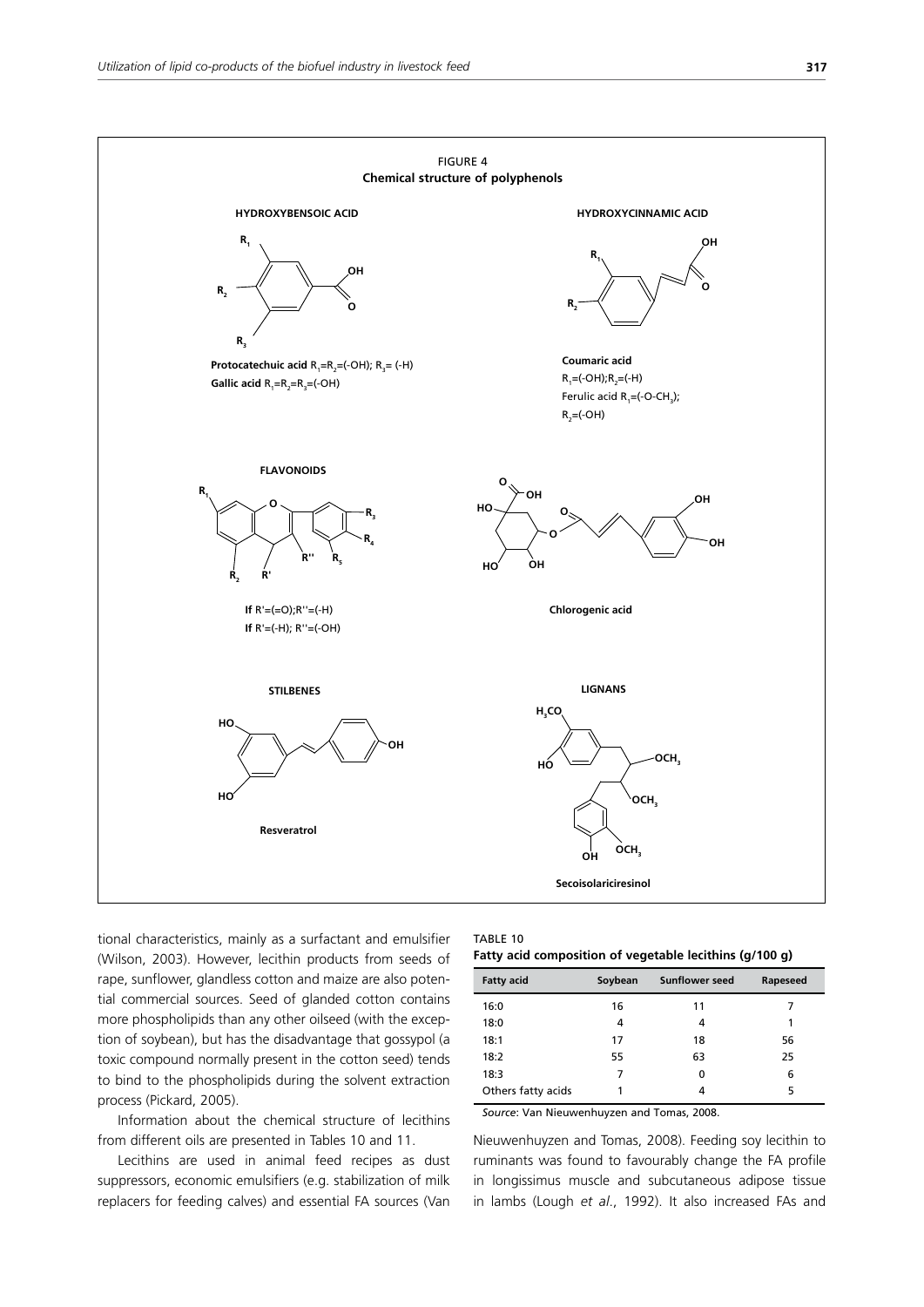FIGURE 4
**Chemical structure of polyphenols**

**HYDROXYBENSOIC ACID**

**Protocatechuic acid** $R_1$=$R_2$=(-OH); $R_3$= (-H)
**Gallic acid** $R_1$=$R_2$=$R_3$=(-OH)

**HYDROXYCINNAMIC ACID**

**Coumaric acid**
$R_1$=(-OH);$R_2$=(-H)
Ferulic acid $R_1$=(-O-$CH_3$);
$R_2$=(-OH)

**FLAVONOIDS**

**If** R'=(=O);R''=(-H)
**If** R'=(-H); R''=(-OH)

**Chlorogenic acid**

**STILBENES**

**Resveratrol**

**LIGNANS**

**Secoisolariciresinol**

tional characteristics, mainly as a surfactant and emulsifier (Wilson, 2003). However, lecithin products from seeds of rape, sunflower, glandless cotton and maize are also potential commercial sources. Seed of glanded cotton contains more phospholipids than any other oilseed (with the exception of soybean), but has the disadvantage that gossypol (a toxic compound normally present in the cotton seed) tends to bind to the phospholipids during the solvent extraction process (Pickard, 2005).

Information about the chemical structure of lecithins from different oils are presented in Tables 10 and 11.

Lecithins are used in animal feed recipes as dust suppressors, economic emulsifiers (e.g. stabilization of milk replacers for feeding calves) and essential FA sources (Van Nieuwenhuyzen and Tomas, 2008). Feeding soy lecithin to ruminants was found to favourably change the FA profile in longissimus muscle and subcutaneous adipose tissue in lambs (Lough *et al*., 1992). It also increased FAs and

TABLE 10
**Fatty acid composition of vegetable lecithins (g/100 g)**

| Fatty acid | Soybean | Sunflower seed | Rapeseed |
|---|---|---|---|
| 16:0 | 16 | 11 | 7 |
| 18:0 | 4 | 4 | 1 |
| 18:1 | 17 | 18 | 56 |
| 18:2 | 55 | 63 | 25 |
| 18:3 | 7 | 0 | 6 |
| Others fatty acids | 1 | 4 | 5 |

*Source*: Van Nieuwenhuyzen and Tomas, 2008.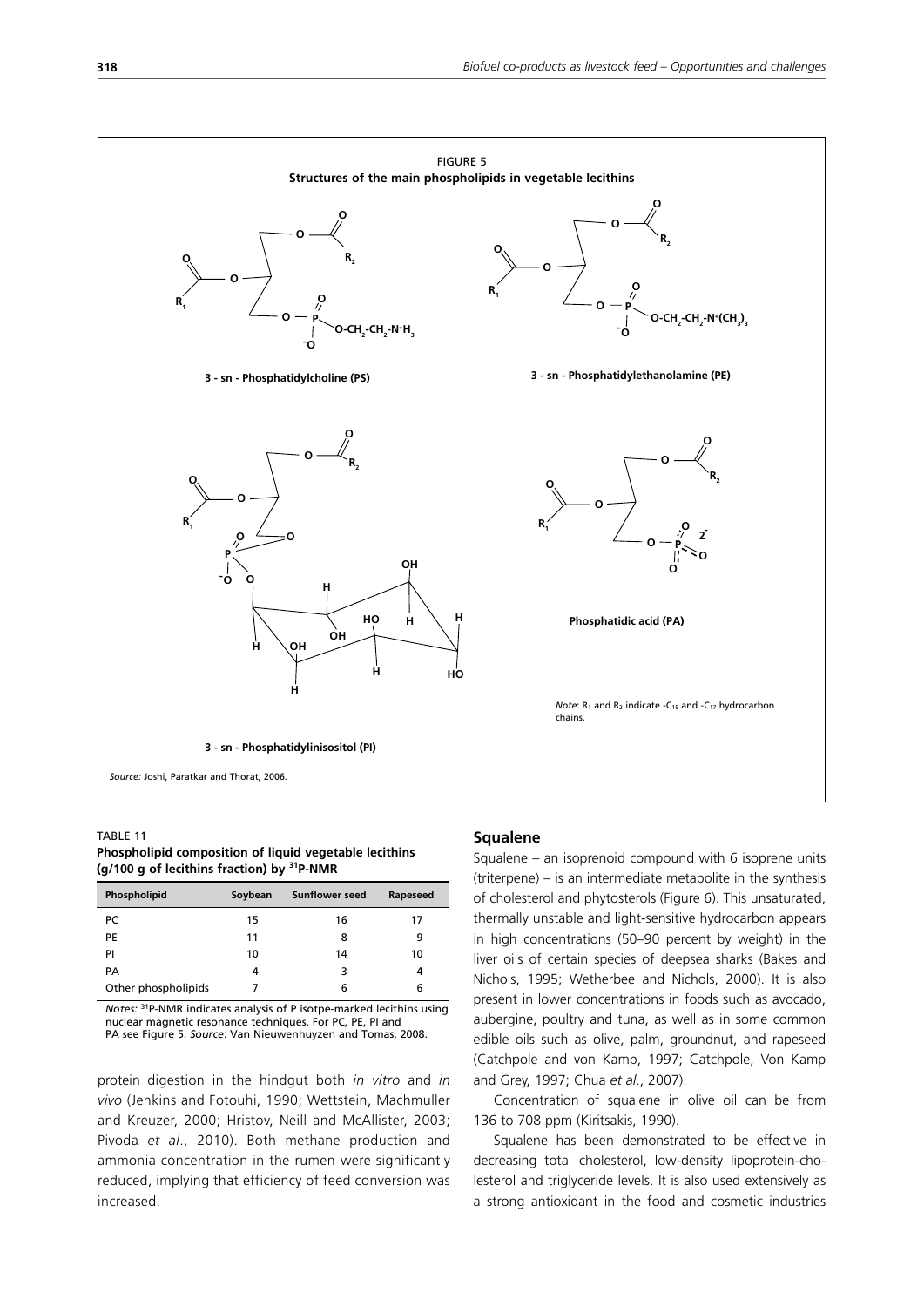FIGURE 5
**Structures of the main phospholipids in vegetable lecithins**

3 - sn - Phosphatidylcholine (PS)

3 - sn - Phosphatidylethanolamine (PE)

3 - sn - Phosphatidylinisositol (PI)

Phosphatidic acid (PA)

*Note*: $R_1$ and $R_2$ indicate $-C_{15}$ and $-C_{17}$ hydrocarbon chains.

*Source:* Joshi, Paratkar and Thorat, 2006.

TABLE 11
**Phospholipid composition of liquid vegetable lecithins (g/100 g of lecithins fraction) by $^{31}$P-NMR**

| Phospholipid | Soybean | Sunflower seed | Rapeseed |
|---|---|---|---|
| PC | 15 | 16 | 17 |
| PE | 11 | 8 | 9 |
| PI | 10 | 14 | 10 |
| PA | 4 | 3 | 4 |
| Other phospholipids | 7 | 6 | 6 |

*Notes:* $^{31}$P-NMR indicates analysis of P isotpe-marked lecithins using nuclear magnetic resonance techniques. For PC, PE, PI and PA see Figure 5. *Source*: Van Nieuwenhuyzen and Tomas, 2008.

protein digestion in the hindgut both *in vitro* and *in vivo* (Jenkins and Fotouhi, 1990; Wettstein, Machmuller and Kreuzer, 2000; Hristov, Neill and McAllister, 2003; Pivoda *et al*., 2010). Both methane production and ammonia concentration in the rumen were significantly reduced, implying that efficiency of feed conversion was increased.

### Squalene

Squalene – an isoprenoid compound with 6 isoprene units (triterpene) – is an intermediate metabolite in the synthesis of cholesterol and phytosterols (Figure 6). This unsaturated, thermally unstable and light-sensitive hydrocarbon appears in high concentrations (50–90 percent by weight) in the liver oils of certain species of deepsea sharks (Bakes and Nichols, 1995; Wetherbee and Nichols, 2000). It is also present in lower concentrations in foods such as avocado, aubergine, poultry and tuna, as well as in some common edible oils such as olive, palm, groundnut, and rapeseed (Catchpole and von Kamp, 1997; Catchpole, Von Kamp and Grey, 1997; Chua *et al*., 2007).

Concentration of squalene in olive oil can be from 136 to 708 ppm (Kiritsakis, 1990).

Squalene has been demonstrated to be effective in decreasing total cholesterol, low-density lipoprotein-cholesterol and triglyceride levels. It is also used extensively as a strong antioxidant in the food and cosmetic industries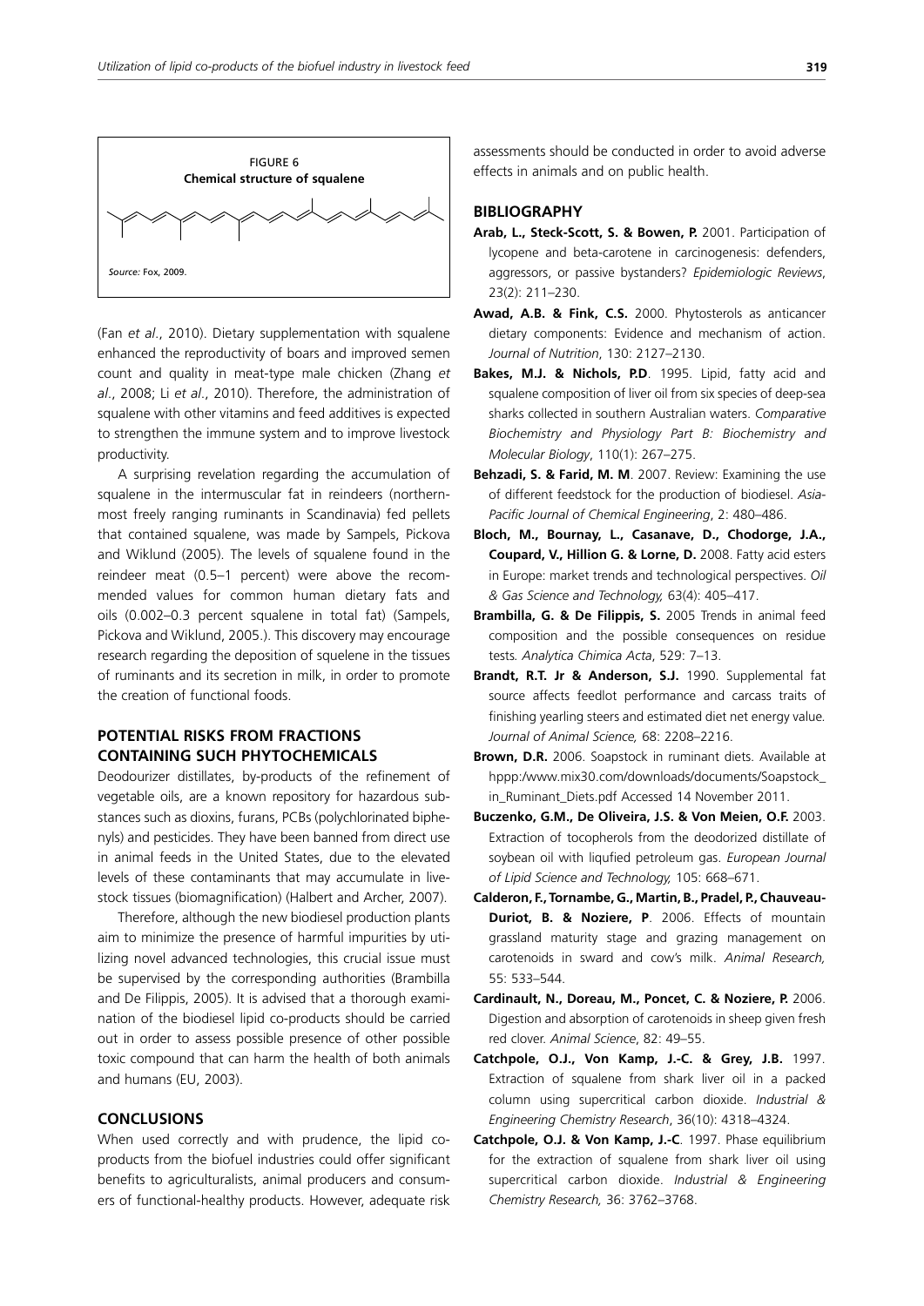FIGURE 6
**Chemical structure of squalene**

*Source:* Fox, 2009.

(Fan *et al*., 2010). Dietary supplementation with squalene enhanced the reproductivity of boars and improved semen count and quality in meat-type male chicken (Zhang *et al*., 2008; Li *et al*., 2010). Therefore, the administration of squalene with other vitamins and feed additives is expected to strengthen the immune system and to improve livestock productivity.

A surprising revelation regarding the accumulation of squalene in the intermuscular fat in reindeers (northernmost freely ranging ruminants in Scandinavia) fed pellets that contained squalene, was made by Sampels, Pickova and Wiklund (2005). The levels of squalene found in the reindeer meat (0.5–1 percent) were above the recommended values for common human dietary fats and oils (0.002–0.3 percent squalene in total fat) (Sampels, Pickova and Wiklund, 2005.). This discovery may encourage research regarding the deposition of squelene in the tissues of ruminants and its secretion in milk, in order to promote the creation of functional foods.

## POTENTIAL RISKS FROM FRACTIONS CONTAINING SUCH PHYTOCHEMICALS

Deodourizer distillates, by-products of the refinement of vegetable oils, are a known repository for hazardous substances such as dioxins, furans, PCBs (polychlorinated biphenyls) and pesticides. They have been banned from direct use in animal feeds in the United States, due to the elevated levels of these contaminants that may accumulate in livestock tissues (biomagnification) (Halbert and Archer, 2007).

Therefore, although the new biodiesel production plants aim to minimize the presence of harmful impurities by utilizing novel advanced technologies, this crucial issue must be supervised by the corresponding authorities (Brambilla and De Filippis, 2005). It is advised that a thorough examination of the biodiesel lipid co-products should be carried out in order to assess possible presence of other possible toxic compound that can harm the health of both animals and humans (EU, 2003).

## CONCLUSIONS

When used correctly and with prudence, the lipid co-products from the biofuel industries could offer significant benefits to agriculturalists, animal producers and consumers of functional-healthy products. However, adequate risk assessments should be conducted in order to avoid adverse effects in animals and on public health.

## BIBLIOGRAPHY

**Arab, L., Steck-Scott, S. & Bowen, P.** 2001. Participation of lycopene and beta-carotene in carcinogenesis: defenders, aggressors, or passive bystanders? *Epidemiologic Reviews*, 23(2): 211–230.

**Awad, A.B. & Fink, C.S.** 2000. Phytosterols as anticancer dietary components: Evidence and mechanism of action. *Journal of Nutrition*, 130: 2127–2130.

**Bakes, M.J. & Nichols, P.D**. 1995. Lipid, fatty acid and squalene composition of liver oil from six species of deep-sea sharks collected in southern Australian waters. *Comparative Biochemistry and Physiology Part B: Biochemistry and Molecular Biology*, 110(1): 267–275.

**Behzadi, S. & Farid, M. M**. 2007. Review: Examining the use of different feedstock for the production of biodiesel. *Asia-Pacific Journal of Chemical Engineering*, 2: 480–486.

**Bloch, M., Bournay, L., Casanave, D., Chodorge, J.A., Coupard, V., Hillion G. & Lorne, D.** 2008. Fatty acid esters in Europe: market trends and technological perspectives. *Oil & Gas Science and Technology,* 63(4): 405–417.

**Brambilla, G. & De Filippis, S.** 2005 Trends in animal feed composition and the possible consequences on residue tests*. Analytica Chimica Acta*, 529: 7–13.

**Brandt, R.T. Jr & Anderson, S.J.** 1990. Supplemental fat source affects feedlot performance and carcass traits of finishing yearling steers and estimated diet net energy value. *Journal of Animal Science,* 68: 2208–2216.

**Brown, D.R.** 2006. Soapstock in ruminant diets. Available at hppp:/www.mix30.com/downloads/documents/Soapstock_in_Ruminant_Diets.pdf Accessed 14 November 2011.

**Buczenko, G.M., De Oliveira, J.S. & Von Meien, O.F.** 2003. Extraction of tocopherols from the deodorized distillate of soybean oil with liqufied petroleum gas. *European Journal of Lipid Science and Technology,* 105: 668–671.

**Calderon, F., Tornambe, G., Martin, B., Pradel, P., Chauveau-Duriot, B. & Noziere, P**. 2006. Effects of mountain grassland maturity stage and grazing management on carotenoids in sward and cow's milk. *Animal Research,* 55: 533–544.

**Cardinault, N., Doreau, M., Poncet, C. & Noziere, P.** 2006. Digestion and absorption of carotenoids in sheep given fresh red clover. *Animal Science*, 82: 49–55.

**Catchpole, O.J., Von Kamp, J.-C. & Grey, J.B.** 1997. Extraction of squalene from shark liver oil in a packed column using supercritical carbon dioxide. *Industrial & Engineering Chemistry Research*, 36(10): 4318–4324.

**Catchpole, O.J. & Von Kamp, J.-C**. 1997. Phase equilibrium for the extraction of squalene from shark liver oil using supercritical carbon dioxide. *Industrial & Engineering Chemistry Research,* 36: 3762–3768.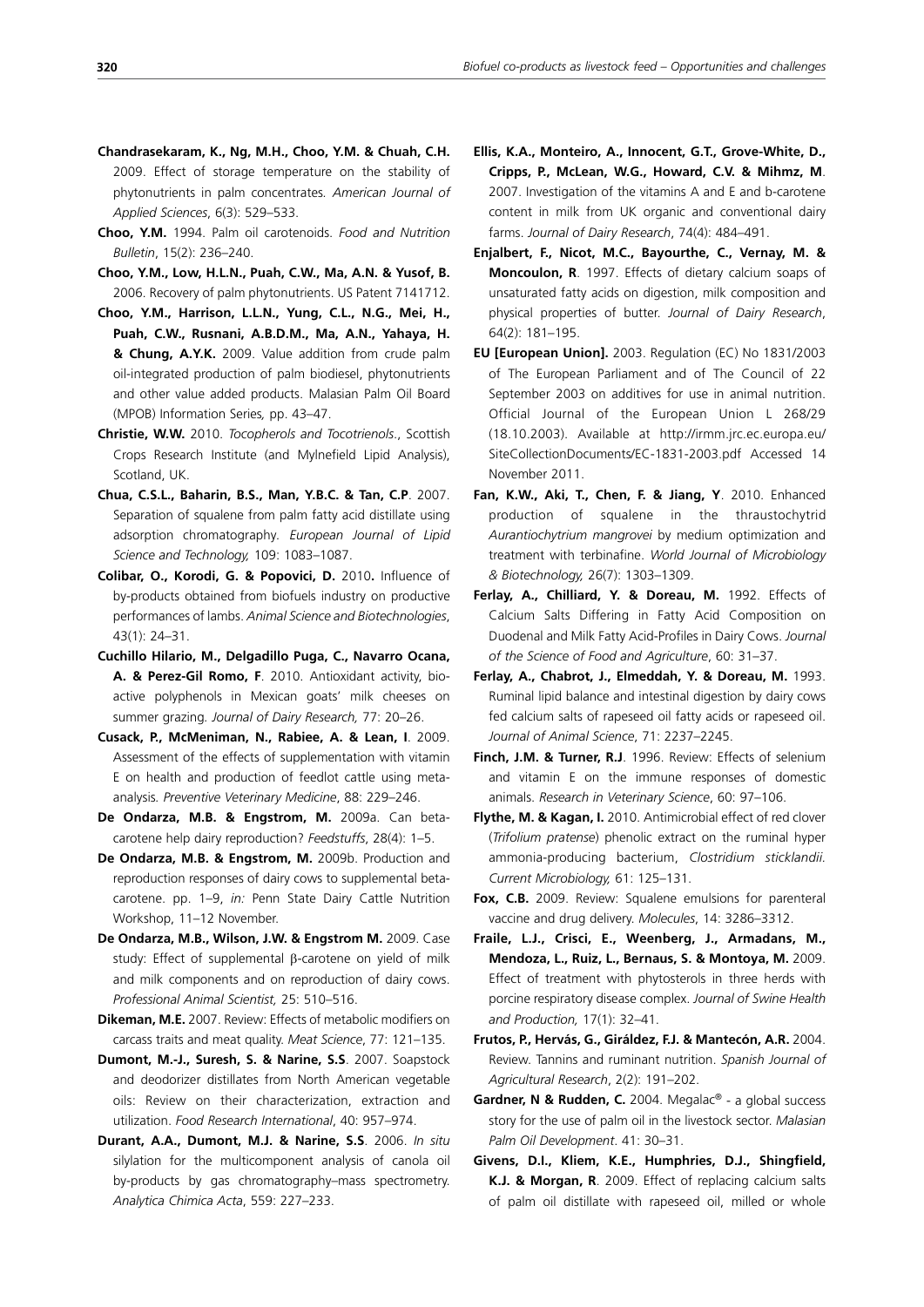**Chandrasekaram, K., Ng, M.H., Choo, Y.M. & Chuah, C.H.** 2009. Effect of storage temperature on the stability of phytonutrients in palm concentrates. *American Journal of Applied Sciences*, 6(3): 529–533.

**Choo, Y.M.** 1994. Palm oil carotenoids. *Food and Nutrition Bulletin*, 15(2): 236–240.

**Choo, Y.M., Low, H.L.N., Puah, C.W., Ma, A.N. & Yusof, B.** 2006. Recovery of palm phytonutrients. US Patent 7141712.

**Choo, Y.M., Harrison, L.L.N., Yung, C.L., N.G., Mei, H., Puah, C.W., Rusnani, A.B.D.M., Ma, A.N., Yahaya, H. & Chung, A.Y.K.** 2009. Value addition from crude palm oil-integrated production of palm biodiesel, phytonutrients and other value added products. Malasian Palm Oil Board (MPOB) Information Series*,* pp. 43–47.

**Christie, W.W.** 2010. *Tocopherols and Tocotrienols*., Scottish Crops Research Institute (and Mylnefield Lipid Analysis), Scotland, UK.

**Chua, C.S.L., Baharin, B.S., Man, Y.B.C. & Tan, C.P**. 2007. Separation of squalene from palm fatty acid distillate using adsorption chromatography. *European Journal of Lipid Science and Technology,* 109: 1083–1087.

**Colibar, O., Korodi, G. & Popovici, D.** 2010**.** Influence of by-products obtained from biofuels industry on productive performances of lambs. *Animal Science and Biotechnologies*, 43(1): 24–31.

**Cuchillo Hilario, M., Delgadillo Puga, C., Navarro Ocana, A. & Perez-Gil Romo, F**. 2010. Antioxidant activity, bio-active polyphenols in Mexican goats' milk cheeses on summer grazing. *Journal of Dairy Research,* 77: 20–26.

**Cusack, P., McMeniman, N., Rabiee, A. & Lean, I**. 2009. Assessment of the effects of supplementation with vitamin E on health and production of feedlot cattle using meta-analysis*. Preventive Veterinary Medicine*, 88: 229–246.

**De Ondarza, M.B. & Engstrom, M.** 2009a. Can beta-carotene help dairy reproduction? *Feedstuffs*, 28(4): 1–5.

**De Ondarza, M.B. & Engstrom, M.** 2009b. Production and reproduction responses of dairy cows to supplemental beta-carotene. pp. 1–9, *in:* Penn State Dairy Cattle Nutrition Workshop, 11–12 November.

**De Ondarza, M.B., Wilson, J.W. & Engstrom M.** 2009. Case study: Effect of supplemental β-carotene on yield of milk and milk components and on reproduction of dairy cows. *Professional Animal Scientist,* 25: 510–516.

**Dikeman, M.E.** 2007. Review: Effects of metabolic modifiers on carcass traits and meat quality. *Meat Science*, 77: 121–135.

**Dumont, M.-J., Suresh, S. & Narine, S.S**. 2007. Soapstock and deodorizer distillates from North American vegetable oils: Review on their characterization, extraction and utilization. *Food Research International*, 40: 957–974.

**Durant, A.A., Dumont, M.J. & Narine, S.S**. 2006. *In situ* silylation for the multicomponent analysis of canola oil by-products by gas chromatography–mass spectrometry. *Analytica Chimica Acta*, 559: 227–233.

**Ellis, K.A., Monteiro, A., Innocent, G.T., Grove-White, D., Cripps, P., McLean, W.G., Howard, C.V. & Mihmz, M**. 2007. Investigation of the vitamins A and E and b-carotene content in milk from UK organic and conventional dairy farms. *Journal of Dairy Research*, 74(4): 484–491.

**Enjalbert, F., Nicot, M.C., Bayourthe, C., Vernay, M. & Moncoulon, R**. 1997. Effects of dietary calcium soaps of unsaturated fatty acids on digestion, milk composition and physical properties of butter. *Journal of Dairy Research*, 64(2): 181–195.

**EU [European Union].** 2003. Regulation (EC) No 1831/2003 of The European Parliament and of The Council of 22 September 2003 on additives for use in animal nutrition. Official Journal of the European Union L 268/29 (18.10.2003). Available at http://irmm.jrc.ec.europa.eu/SiteCollectionDocuments/EC-1831-2003.pdf Accessed 14 November 2011.

**Fan, K.W., Aki, T., Chen, F. & Jiang, Y**. 2010. Enhanced production of squalene in the thraustochytrid *Aurantiochytrium mangrovei* by medium optimization and treatment with terbinafine. *World Journal of Microbiology & Biotechnology,* 26(7): 1303–1309.

**Ferlay, A., Chilliard, Y. & Doreau, M.** 1992. Effects of Calcium Salts Differing in Fatty Acid Composition on Duodenal and Milk Fatty Acid-Profiles in Dairy Cows. *Journal of the Science of Food and Agriculture*, 60: 31–37.

**Ferlay, A., Chabrot, J., Elmeddah, Y. & Doreau, M.** 1993. Ruminal lipid balance and intestinal digestion by dairy cows fed calcium salts of rapeseed oil fatty acids or rapeseed oil. *Journal of Animal Science*, 71: 2237–2245.

**Finch, J.M. & Turner, R.J**. 1996. Review: Effects of selenium and vitamin E on the immune responses of domestic animals. *Research in Veterinary Science*, 60: 97–106.

**Flythe, M. & Kagan, I.** 2010. Antimicrobial effect of red clover (*Trifolium pratense*) phenolic extract on the ruminal hyper ammonia-producing bacterium, *Clostridium sticklandii*. *Current Microbiology,* 61: 125–131.

**Fox, C.B.** 2009. Review: Squalene emulsions for parenteral vaccine and drug delivery. *Molecules*, 14: 3286–3312.

**Fraile, L.J., Crisci, E., Weenberg, J., Armadans, M., Mendoza, L., Ruiz, L., Bernaus, S. & Montoya, M.** 2009. Effect of treatment with phytosterols in three herds with porcine respiratory disease complex. *Journal of Swine Health and Production,* 17(1): 32–41.

**Frutos, P., Hervás, G., Giráldez, F.J. & Mantecón, A.R.** 2004. Review. Tannins and ruminant nutrition. *Spanish Journal of Agricultural Research*, 2(2): 191–202.

**Gardner, N & Rudden, C.** 2004. Megalac® - a global success story for the use of palm oil in the livestock sector. *Malasian Palm Oil Development*. 41: 30–31.

**Givens, D.I., Kliem, K.E., Humphries, D.J., Shingfield, K.J. & Morgan, R**. 2009. Effect of replacing calcium salts of palm oil distillate with rapeseed oil, milled or whole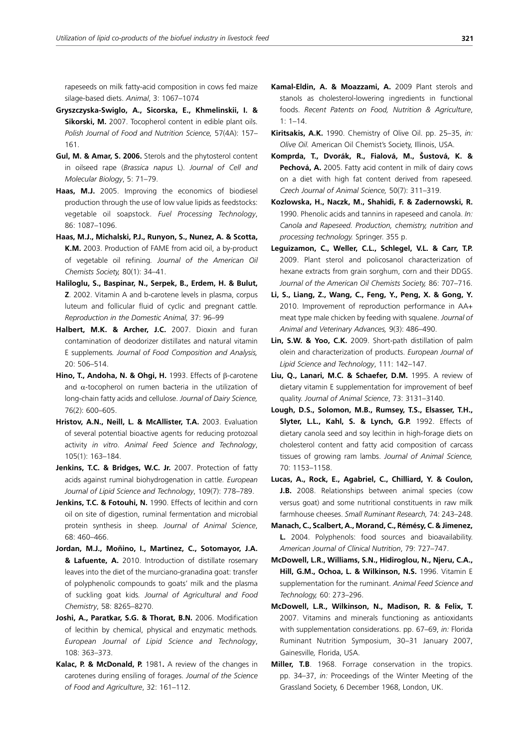rapeseeds on milk fatty-acid composition in cows fed maize silage-based diets. *Animal*, 3: 1067–1074

**Gryszczyska-Swiglo, A., Sicorska, E., Khmelinskii, I. & Sikorski, M.** 2007. Tocopherol content in edible plant oils. *Polish Journal of Food and Nutrition Science,* 57(4A): 157–161.

**Gul, M. & Amar, S. 2006.** Sterols and the phytosterol content in oilseed rape (*Brassica napus* L). *Journal of Cell and Molecular Biology*, 5: 71–79.

**Haas, M.J.** 2005. Improving the economics of biodiesel production through the use of low value lipids as feedstocks: vegetable oil soapstock. *Fuel Processing Technology*, 86: 1087–1096.

**Haas, M.J., Michalski, P.J., Runyon, S., Nunez, A. & Scotta, K.M.** 2003. Production of FAME from acid oil, a by-product of vegetable oil refining. *Journal of the American Oil Chemists Society,* 80(1): 34–41.

**Haliloglu, S., Baspinar, N., Serpek, B., Erdem, H. & Bulut, Z**. 2002. Vitamin A and b-carotene levels in plasma, corpus luteum and follicular fluid of cyclic and pregnant cattle. *Reproduction in the Domestic Animal,* 37: 96–99

**Halbert, M.K. & Archer, J.C.** 2007. Dioxin and furan contamination of deodorizer distillates and natural vitamin E supplements*. Journal of Food Composition and Analysis,* 20: 506–514.

**Hino, T., Andoha, N. & Ohgi, H.** 1993. Effects of β-carotene and α-tocopherol on rumen bacteria in the utilization of long-chain fatty acids and cellulose. *Journal of Dairy Science,* 76(2): 600–605.

**Hristov, A.N., Neill, L. & McAllister, T.A.** 2003. Evaluation of several potential bioactive agents for reducing protozoal activity *in vitro*. *Animal Feed Science and Technology*, 105(1): 163–184.

**Jenkins, T.C. & Bridges, W.C. Jr.** 2007. Protection of fatty acids against ruminal biohydrogenation in cattle. *European Journal of Lipid Science and Technology*, 109(7): 778–789.

**Jenkins, T.C. & Fotouhi, N.** 1990. Effects of lecithin and corn oil on site of digestion, ruminal fermentation and microbial protein synthesis in sheep*. Journal of Animal Science*, 68: 460–466.

**Jordan, M.J., Moñino, I., Martinez, C., Sotomayor, J.A. & Lafuente, A.** 2010. Introduction of distillate rosemary leaves into the diet of the murciano-granadina goat: transfer of polyphenolic compounds to goats' milk and the plasma of suckling goat kids*. Journal of Agricultural and Food Chemistry*, 58: 8265–8270.

**Joshi, A., Paratkar, S.G. & Thorat, B.N.** 2006. Modification of lecithin by chemical, physical and enzymatic methods*. European Journal of Lipid Science and Technology*, 108: 363–373.

**Kalac, P. & McDonald, P.** 1981**.** A review of the changes in carotenes during ensiling of forages. *Journal of the Science of Food and Agriculture*, 32: 161–112.

**Kamal-Eldin, A. & Moazzami, A.** 2009 Plant sterols and stanols as cholesterol-lowering ingredients in functional foods. *Recent Patents on Food, Nutrition & Agriculture*, 1: 1–14.

**Kiritsakis, A.K.** 1990. Chemistry of Olive Oil. pp. 25–35, *in: Olive Oil.* American Oil Chemist's Society, Illinois, USA.

**Komprda, T., Dvorák, R., Fialová, M., Šustová, K. & Pechová, A.** 2005. Fatty acid content in milk of dairy cows on a diet with high fat content derived from rapeseed*. Czech Journal of Animal Science,* 50(7): 311–319.

**Kozlowska, H., Naczk, M., Shahidi, F. & Zadernowski, R.** 1990. Phenolic acids and tannins in rapeseed and canola. *In: Canola and Rapeseed. Production, chemistry, nutrition and processing technology.* Springer. 355 p.

**Leguizamon, C., Weller, C.L., Schlegel, V.L. & Carr, T.P.** 2009. Plant sterol and policosanol characterization of hexane extracts from grain sorghum, corn and their DDGS. *Journal of the American Oil Chemists Society,* 86: 707–716.

**Li, S., Liang, Z., Wang, C., Feng, Y., Peng, X. & Gong, Y.** 2010. Improvement of reproduction performance in AA+ meat type male chicken by feeding with squalene. *Journal of Animal and Veterinary Advances,* 9(3): 486–490.

**Lin, S.W. & Yoo, C.K.** 2009. Short-path distillation of palm olein and characterization of products. *European Journal of Lipid Science and Technology*, 111: 142–147.

**Liu, Q., Lanari, M.C. & Schaefer, D.M.** 1995. A review of dietary vitamin E supplementation for improvement of beef quality. *Journal of Animal Science*, 73: 3131–3140.

**Lough, D.S., Solomon, M.B., Rumsey, T.S., Elsasser, T.H., Slyter, L.L., Kahl, S. & Lynch, G.P.** 1992. Effects of dietary canola seed and soy lecithin in high-forage diets on cholesterol content and fatty acid composition of carcass tissues of growing ram lambs. *Journal of Animal Science,* 70: 1153–1158.

**Lucas, A., Rock, E., Agabriel, C., Chilliard, Y. & Coulon, J.B.** 2008. Relationships between animal species (cow versus goat) and some nutritional constituents in raw milk farmhouse cheeses. *Small Ruminant Research,* 74: 243–248.

**Manach, C., Scalbert, A., Morand, C., Rémésy, C. & Jimenez, L.** 2004. Polyphenols: food sources and bioavailability. *American Journal of Clinical Nutrition*, 79: 727–747.

**McDowell, L.R., Williams, S.N., Hidiroglou, N., Njeru, C.A., Hill, G.M., Ochoa, L. & Wilkinson, N.S.** 1996. Vitamin E supplementation for the ruminant. *Animal Feed Science and Technology,* 60: 273–296.

**McDowell, L.R., Wilkinson, N., Madison, R. & Felix, T.** 2007. Vitamins and minerals functioning as antioxidants with supplementation considerations. pp. 67–69, *in:* Florida Ruminant Nutrition Symposium, 30–31 January 2007, Gainesville*,* Florida, USA.

**Miller, T.B**. 1968. Forrage conservation in the tropics. pp. 34–37, *in:* Proceedings of the Winter Meeting of the Grassland Society, 6 December 1968, London, UK.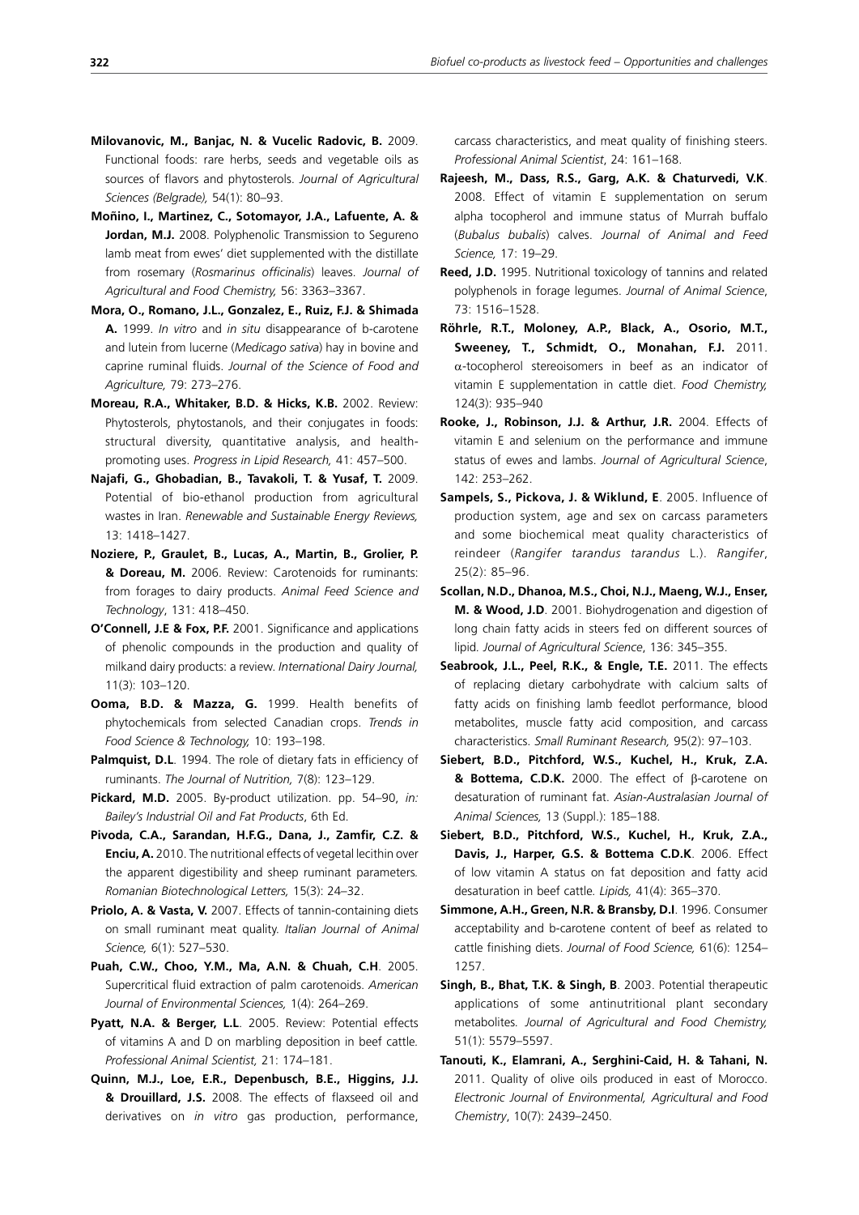**Milovanovic, M., Banjac, N. & Vucelic Radovic, B.** 2009. Functional foods: rare herbs, seeds and vegetable oils as sources of flavors and phytosterols. *Journal of Agricultural Sciences (Belgrade),* 54(1): 80–93.

**Moñino, I., Martinez, C., Sotomayor, J.A., Lafuente, A. & Jordan, M.J.** 2008. Polyphenolic Transmission to Segureno lamb meat from ewes' diet supplemented with the distillate from rosemary (*Rosmarinus officinalis*) leaves. *Journal of Agricultural and Food Chemistry,* 56: 3363–3367.

**Mora, O., Romano, J.L., Gonzalez, E., Ruiz, F.J. & Shimada A.** 1999. *In vitro* and *in situ* disappearance of b-carotene and lutein from lucerne (*Medicago sativa*) hay in bovine and caprine ruminal fluids. *Journal of the Science of Food and Agriculture,* 79: 273–276.

**Moreau, R.A., Whitaker, B.D. & Hicks, K.B.** 2002. Review: Phytosterols, phytostanols, and their conjugates in foods: structural diversity, quantitative analysis, and health-promoting uses. *Progress in Lipid Research,* 41: 457–500.

**Najafi, G., Ghobadian, B., Tavakoli, T. & Yusaf, T.** 2009. Potential of bio-ethanol production from agricultural wastes in Iran. *Renewable and Sustainable Energy Reviews,* 13: 1418–1427.

**Noziere, P., Graulet, B., Lucas, A., Martin, B., Grolier, P. & Doreau, M.** 2006. Review: Carotenoids for ruminants: from forages to dairy products. *Animal Feed Science and Technology*, 131: 418–450.

**O'Connell, J.E & Fox, P.F.** 2001. Significance and applications of phenolic compounds in the production and quality of milkand dairy products: a review. *International Dairy Journal,* 11(3): 103–120.

**Ooma, B.D. & Mazza, G.** 1999. Health benefits of phytochemicals from selected Canadian crops. *Trends in Food Science & Technology,* 10: 193–198.

**Palmquist, D.L**. 1994. The role of dietary fats in efficiency of ruminants. *The Journal of Nutrition,* 7(8): 123–129.

**Pickard, M.D.** 2005. By-product utilization. pp. 54–90, *in: Bailey's Industrial Oil and Fat Products*, 6th Ed.

**Pivoda, C.A., Sarandan, H.F.G., Dana, J., Zamfir, C.Z. & Enciu, A.** 2010. The nutritional effects of vegetal lecithin over the apparent digestibility and sheep ruminant parameters. *Romanian Biotechnological Letters,* 15(3): 24–32.

**Priolo, A. & Vasta, V.** 2007. Effects of tannin-containing diets on small ruminant meat quality. *Italian Journal of Animal Science,* 6(1): 527–530.

**Puah, C.W., Choo, Y.M., Ma, A.N. & Chuah, C.H**. 2005. Supercritical fluid extraction of palm carotenoids. *American Journal of Environmental Sciences,* 1(4): 264–269.

**Pyatt, N.A. & Berger, L.L**. 2005. Review: Potential effects of vitamins A and D on marbling deposition in beef cattle. *Professional Animal Scientist,* 21: 174–181.

**Quinn, M.J., Loe, E.R., Depenbusch, B.E., Higgins, J.J. & Drouillard, J.S.** 2008. The effects of flaxseed oil and derivatives on *in vitro* gas production, performance, carcass characteristics, and meat quality of finishing steers. *Professional Animal Scientist*, 24: 161–168.

**Rajeesh, M., Dass, R.S., Garg, A.K. & Chaturvedi, V.K**. 2008. Effect of vitamin E supplementation on serum alpha tocopherol and immune status of Murrah buffalo (*Bubalus bubalis*) calves. *Journal of Animal and Feed Science,* 17: 19–29.

**Reed, J.D.** 1995. Nutritional toxicology of tannins and related polyphenols in forage legumes. *Journal of Animal Science*, 73: 1516–1528.

**Röhrle, R.T., Moloney, A.P., Black, A., Osorio, M.T., Sweeney, T., Schmidt, O., Monahan, F.J.** 2011. $\alpha$-tocopherol stereoisomers in beef as an indicator of vitamin E supplementation in cattle diet. *Food Chemistry,* 124(3): 935–940

**Rooke, J., Robinson, J.J. & Arthur, J.R.** 2004. Effects of vitamin E and selenium on the performance and immune status of ewes and lambs. *Journal of Agricultural Science*, 142: 253–262.

**Sampels, S., Pickova, J. & Wiklund, E**. 2005. Influence of production system, age and sex on carcass parameters and some biochemical meat quality characteristics of reindeer (*Rangifer tarandus tarandus* L.). *Rangifer*, 25(2): 85–96.

**Scollan, N.D., Dhanoa, M.S., Choi, N.J., Maeng, W.J., Enser, M. & Wood, J.D**. 2001. Biohydrogenation and digestion of long chain fatty acids in steers fed on different sources of lipid. *Journal of Agricultural Science*, 136: 345–355.

**Seabrook, J.L., Peel, R.K., & Engle, T.E.** 2011. The effects of replacing dietary carbohydrate with calcium salts of fatty acids on finishing lamb feedlot performance, blood metabolites, muscle fatty acid composition, and carcass characteristics. *Small Ruminant Research,* 95(2): 97–103.

**Siebert, B.D., Pitchford, W.S., Kuchel, H., Kruk, Z.A. & Bottema, C.D.K.** 2000. The effect of $\beta$-carotene on desaturation of ruminant fat. *Asian-Australasian Journal of Animal Sciences,* 13 (Suppl.): 185–188.

**Siebert, B.D., Pitchford, W.S., Kuchel, H., Kruk, Z.A., Davis, J., Harper, G.S. & Bottema C.D.K**. 2006. Effect of low vitamin A status on fat deposition and fatty acid desaturation in beef cattle. *Lipids,* 41(4): 365–370.

**Simmone, A.H., Green, N.R. & Bransby, D.I**. 1996. Consumer acceptability and b-carotene content of beef as related to cattle finishing diets. *Journal of Food Science,* 61(6): 1254–1257.

**Singh, B., Bhat, T.K. & Singh, B**. 2003. Potential therapeutic applications of some antinutritional plant secondary metabolites. *Journal of Agricultural and Food Chemistry,* 51(1): 5579–5597.

**Tanouti, K., Elamrani, A., Serghini-Caid, H. & Tahani, N.** 2011. Quality of olive oils produced in east of Morocco. *Electronic Journal of Environmental, Agricultural and Food Chemistry*, 10(7): 2439–2450.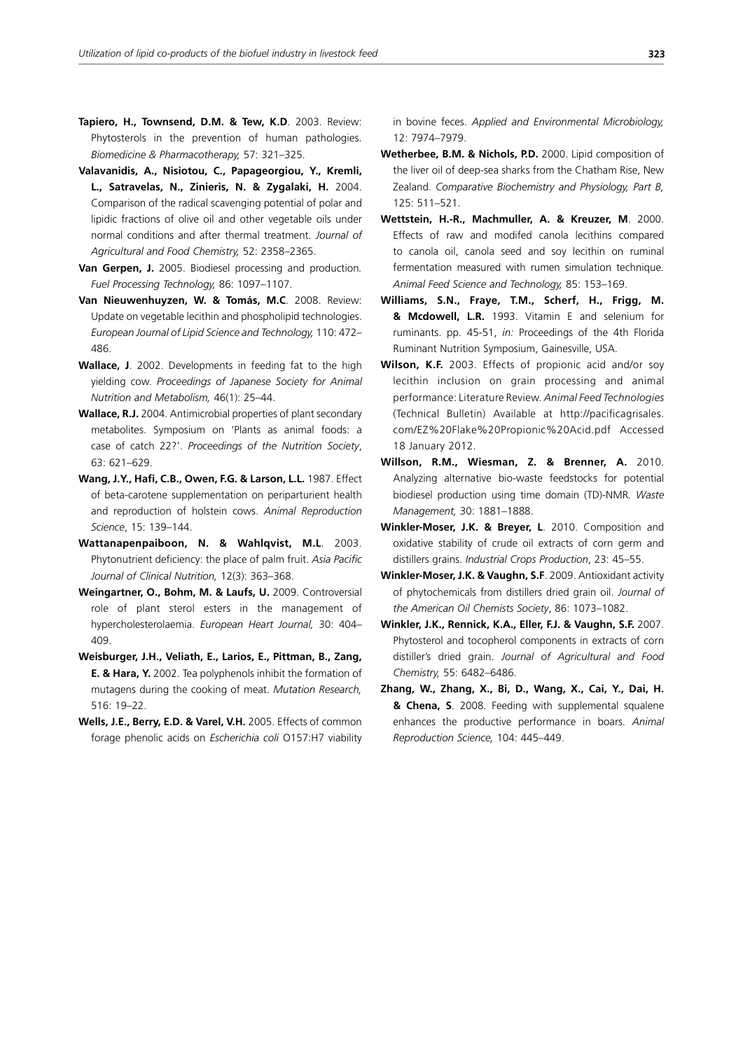**Tapiero, H., Townsend, D.M. & Tew, K.D**. 2003. Review: Phytosterols in the prevention of human pathologies. *Biomedicine & Pharmacotherapy,* 57: 321–325.

**Valavanidis, A., Nisiotou, C., Papageorgiou, Y., Kremli, L., Satravelas, N., Zinieris, N. & Zygalaki, H.** 2004. Comparison of the radical scavenging potential of polar and lipidic fractions of olive oil and other vegetable oils under normal conditions and after thermal treatment. *Journal of Agricultural and Food Chemistry,* 52: 2358–2365.

**Van Gerpen, J.** 2005. Biodiesel processing and production. *Fuel Processing Technology,* 86: 1097–1107.

**Van Nieuwenhuyzen, W. & Tomás, M.C**. 2008. Review: Update on vegetable lecithin and phospholipid technologies. *European Journal of Lipid Science and Technology,* 110: 472–486.

**Wallace, J**. 2002. Developments in feeding fat to the high yielding cow. *Proceedings of Japanese Society for Animal Nutrition and Metabolism,* 46(1): 25–44.

**Wallace, R.J.** 2004. Antimicrobial properties of plant secondary metabolites. Symposium on 'Plants as animal foods: a case of catch 22?'. *Proceedings of the Nutrition Society*, 63: 621–629.

**Wang, J.Y., Hafi, C.B., Owen, F.G. & Larson, L.L.** 1987. Effect of beta-carotene supplementation on periparturient health and reproduction of holstein cows. *Animal Reproduction Science*, 15: 139–144.

**Wattanapenpaiboon, N. & Wahlqvist, M.L**. 2003. Phytonutrient deficiency: the place of palm fruit. *Asia Pacific Journal of Clinical Nutrition,* 12(3): 363–368.

**Weingartner, O., Bohm, M. & Laufs, U.** 2009. Controversial role of plant sterol esters in the management of hypercholesterolaemia. *European Heart Journal,* 30: 404–409.

**Weisburger, J.H., Veliath, E., Larios, E., Pittman, B., Zang, E. & Hara, Y.** 2002. Tea polyphenols inhibit the formation of mutagens during the cooking of meat. *Mutation Research,* 516: 19–22.

**Wells, J.E., Berry, E.D. & Varel, V.H.** 2005. Effects of common forage phenolic acids on *Escherichia coli* O157:H7 viability in bovine feces. *Applied and Environmental Microbiology,* 12: 7974–7979.

**Wetherbee, B.M. & Nichols, P.D.** 2000. Lipid composition of the liver oil of deep-sea sharks from the Chatham Rise, New Zealand. *Comparative Biochemistry and Physiology, Part B,* 125: 511–521.

**Wettstein, H.-R., Machmuller, A. & Kreuzer, M**. 2000. Effects of raw and modifed canola lecithins compared to canola oil, canola seed and soy lecithin on ruminal fermentation measured with rumen simulation technique. *Animal Feed Science and Technology,* 85: 153–169.

**Williams, S.N., Fraye, T.M., Scherf, H., Frigg, M. & Mcdowell, L.R.** 1993. Vitamin E and selenium for ruminants. pp. 45-51, *in:* Proceedings of the 4th Florida Ruminant Nutrition Symposium, Gainesville, USA.

**Wilson, K.F.** 2003. Effects of propionic acid and/or soy lecithin inclusion on grain processing and animal performance: Literature Review. *Animal Feed Technologies* (Technical Bulletin) Available at http://pacificagrisales.com/EZ%20Flake%20Propionic%20Acid.pdf Accessed 18 January 2012.

**Willson, R.M., Wiesman, Z. & Brenner, A.** 2010. Analyzing alternative bio-waste feedstocks for potential biodiesel production using time domain (TD)-NMR. *Waste Management,* 30: 1881–1888.

**Winkler-Moser, J.K. & Breyer, L**. 2010. Composition and oxidative stability of crude oil extracts of corn germ and distillers grains. *Industrial Crops Production*, 23: 45–55.

**Winkler-Moser, J.K. & Vaughn, S.F**. 2009. Antioxidant activity of phytochemicals from distillers dried grain oil. *Journal of the American Oil Chemists Society*, 86: 1073–1082.

**Winkler, J.K., Rennick, K.A., Eller, F.J. & Vaughn, S.F.** 2007. Phytosterol and tocopherol components in extracts of corn distiller's dried grain. *Journal of Agricultural and Food Chemistry,* 55: 6482–6486.

**Zhang, W., Zhang, X., Bi, D., Wang, X., Cai, Y., Dai, H. & Chena, S**. 2008. Feeding with supplemental squalene enhances the productive performance in boars. *Animal Reproduction Science,* 104: 445–449.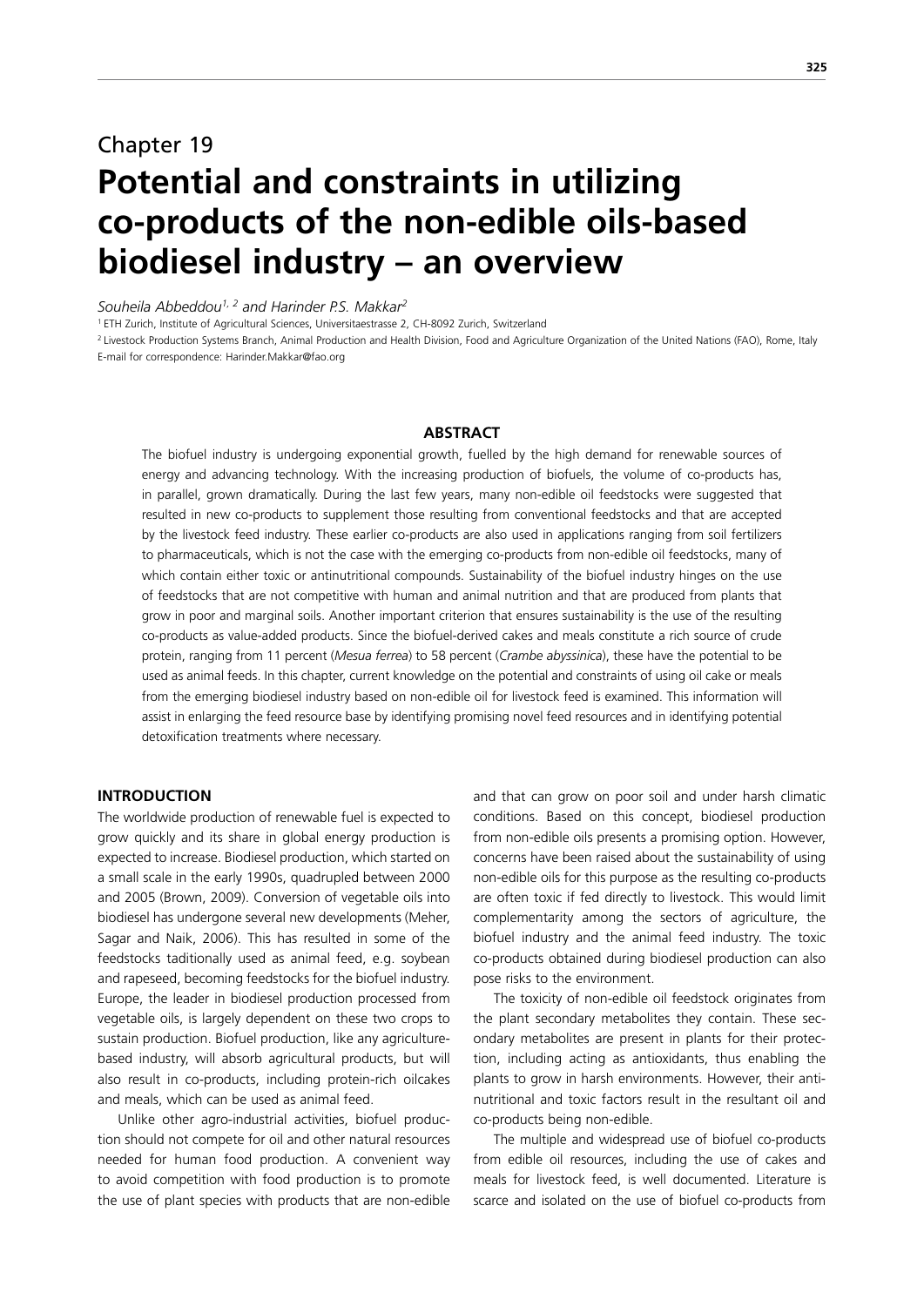Chapter 19

# Potential and constraints in utilizing co-products of the non-edible oils-based biodiesel industry – an overview

*Souheila Abbeddou[1, 2] and Harinder P.S. Makkar[2]*

[1] ETH Zurich, Institute of Agricultural Sciences, Universitaestrasse 2, CH-8092 Zurich, Switzerland

[2] Livestock Production Systems Branch, Animal Production and Health Division, Food and Agriculture Organization of the United Nations (FAO), Rome, Italy

E-mail for correspondence: Harinder.Makkar@fao.org

## ABSTRACT

The biofuel industry is undergoing exponential growth, fuelled by the high demand for renewable sources of energy and advancing technology. With the increasing production of biofuels, the volume of co-products has, in parallel, grown dramatically. During the last few years, many non-edible oil feedstocks were suggested that resulted in new co-products to supplement those resulting from conventional feedstocks and that are accepted by the livestock feed industry. These earlier co-products are also used in applications ranging from soil fertilizers to pharmaceuticals, which is not the case with the emerging co-products from non-edible oil feedstocks, many of which contain either toxic or antinutritional compounds. Sustainability of the biofuel industry hinges on the use of feedstocks that are not competitive with human and animal nutrition and that are produced from plants that grow in poor and marginal soils. Another important criterion that ensures sustainability is the use of the resulting co-products as value-added products. Since the biofuel-derived cakes and meals constitute a rich source of crude protein, ranging from 11 percent (*Mesua ferrea*) to 58 percent (*Crambe abyssinica*), these have the potential to be used as animal feeds. In this chapter, current knowledge on the potential and constraints of using oil cake or meals from the emerging biodiesel industry based on non-edible oil for livestock feed is examined. This information will assist in enlarging the feed resource base by identifying promising novel feed resources and in identifying potential detoxification treatments where necessary.

## INTRODUCTION

The worldwide production of renewable fuel is expected to grow quickly and its share in global energy production is expected to increase. Biodiesel production, which started on a small scale in the early 1990s, quadrupled between 2000 and 2005 (Brown, 2009). Conversion of vegetable oils into biodiesel has undergone several new developments (Meher, Sagar and Naik, 2006). This has resulted in some of the feedstocks taditionally used as animal feed, e.g. soybean and rapeseed, becoming feedstocks for the biofuel industry. Europe, the leader in biodiesel production processed from vegetable oils, is largely dependent on these two crops to sustain production. Biofuel production, like any agriculture-based industry, will absorb agricultural products, but will also result in co-products, including protein-rich oilcakes and meals, which can be used as animal feed.

Unlike other agro-industrial activities, biofuel production should not compete for oil and other natural resources needed for human food production. A convenient way to avoid competition with food production is to promote the use of plant species with products that are non-edible and that can grow on poor soil and under harsh climatic conditions. Based on this concept, biodiesel production from non-edible oils presents a promising option. However, concerns have been raised about the sustainability of using non-edible oils for this purpose as the resulting co-products are often toxic if fed directly to livestock. This would limit complementarity among the sectors of agriculture, the biofuel industry and the animal feed industry. The toxic co-products obtained during biodiesel production can also pose risks to the environment.

The toxicity of non-edible oil feedstock originates from the plant secondary metabolites they contain. These secondary metabolites are present in plants for their protection, including acting as antioxidants, thus enabling the plants to grow in harsh environments. However, their antinutritional and toxic factors result in the resultant oil and co-products being non-edible.

The multiple and widespread use of biofuel co-products from edible oil resources, including the use of cakes and meals for livestock feed, is well documented. Literature is scarce and isolated on the use of biofuel co-products from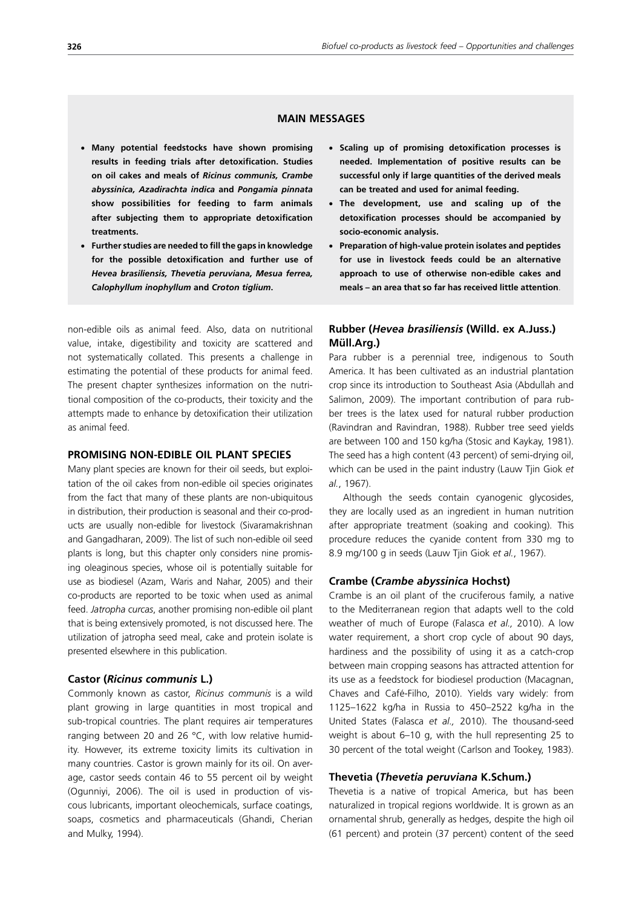## MAIN MESSAGES

- **Many potential feedstocks have shown promising results in feeding trials after detoxification. Studies on oil cakes and meals of *Ricinus communis, Crambe abyssinica, Azadirachta indica* and *Pongamia pinnata* show possibilities for feeding to farm animals after subjecting them to appropriate detoxification treatments.**
- **Further studies are needed to fill the gaps in knowledge for the possible detoxification and further use of *Hevea brasiliensis, Thevetia peruviana, Mesua ferrea, Calophyllum inophyllum* and *Croton tiglium*.**
- **Scaling up of promising detoxification processes is needed. Implementation of positive results can be successful only if large quantities of the derived meals can be treated and used for animal feeding.**
- **The development, use and scaling up of the detoxification processes should be accompanied by socio-economic analysis.**
- **Preparation of high-value protein isolates and peptides for use in livestock feeds could be an alternative approach to use of otherwise non-edible cakes and meals – an area that so far has received little attention.**

non-edible oils as animal feed. Also, data on nutritional value, intake, digestibility and toxicity are scattered and not systematically collated. This presents a challenge in estimating the potential of these products for animal feed. The present chapter synthesizes information on the nutritional composition of the co-products, their toxicity and the attempts made to enhance by detoxification their utilization as animal feed.

## PROMISING NON-EDIBLE OIL PLANT SPECIES

Many plant species are known for their oil seeds, but exploitation of the oil cakes from non-edible oil species originates from the fact that many of these plants are non-ubiquitous in distribution, their production is seasonal and their co-products are usually non-edible for livestock (Sivaramakrishnan and Gangadharan, 2009). The list of such non-edible oil seed plants is long, but this chapter only considers nine promising oleaginous species, whose oil is potentially suitable for use as biodiesel (Azam, Waris and Nahar, 2005) and their co-products are reported to be toxic when used as animal feed. *Jatropha curcas*, another promising non-edible oil plant that is being extensively promoted, is not discussed here. The utilization of jatropha seed meal, cake and protein isolate is presented elsewhere in this publication.

### Castor (*Ricinus communis* L.)

Commonly known as castor, *Ricinus communis* is a wild plant growing in large quantities in most tropical and sub-tropical countries. The plant requires air temperatures ranging between 20 and 26 °C, with low relative humidity. However, its extreme toxicity limits its cultivation in many countries. Castor is grown mainly for its oil. On average, castor seeds contain 46 to 55 percent oil by weight (Ogunniyi, 2006). The oil is used in production of viscous lubricants, important oleochemicals, surface coatings, soaps, cosmetics and pharmaceuticals (Ghandi, Cherian and Mulky, 1994).

### Rubber (*Hevea brasiliensis* (Willd. ex A.Juss.) Müll.Arg.)

Para rubber is a perennial tree, indigenous to South America. It has been cultivated as an industrial plantation crop since its introduction to Southeast Asia (Abdullah and Salimon, 2009). The important contribution of para rubber trees is the latex used for natural rubber production (Ravindran and Ravindran, 1988). Rubber tree seed yields are between 100 and 150 kg/ha (Stosic and Kaykay, 1981). The seed has a high content (43 percent) of semi-drying oil, which can be used in the paint industry (Lauw Tjin Giok *et al.*, 1967).

Although the seeds contain cyanogenic glycosides, they are locally used as an ingredient in human nutrition after appropriate treatment (soaking and cooking). This procedure reduces the cyanide content from 330 mg to 8.9 mg/100 g in seeds (Lauw Tjin Giok *et al.*, 1967).

### Crambe (*Crambe abyssinica* Hochst)

Crambe is an oil plant of the cruciferous family, a native to the Mediterranean region that adapts well to the cold weather of much of Europe (Falasca *et al.,* 2010). A low water requirement, a short crop cycle of about 90 days, hardiness and the possibility of using it as a catch-crop between main cropping seasons has attracted attention for its use as a feedstock for biodiesel production (Macagnan, Chaves and Café-Filho, 2010). Yields vary widely: from 1125–1622 kg/ha in Russia to 450–2522 kg/ha in the United States (Falasca *et al.,* 2010). The thousand-seed weight is about 6–10 g, with the hull representing 25 to 30 percent of the total weight (Carlson and Tookey, 1983).

### Thevetia (*Thevetia peruviana* K.Schum.)

Thevetia is a native of tropical America, but has been naturalized in tropical regions worldwide. It is grown as an ornamental shrub, generally as hedges, despite the high oil (61 percent) and protein (37 percent) content of the seed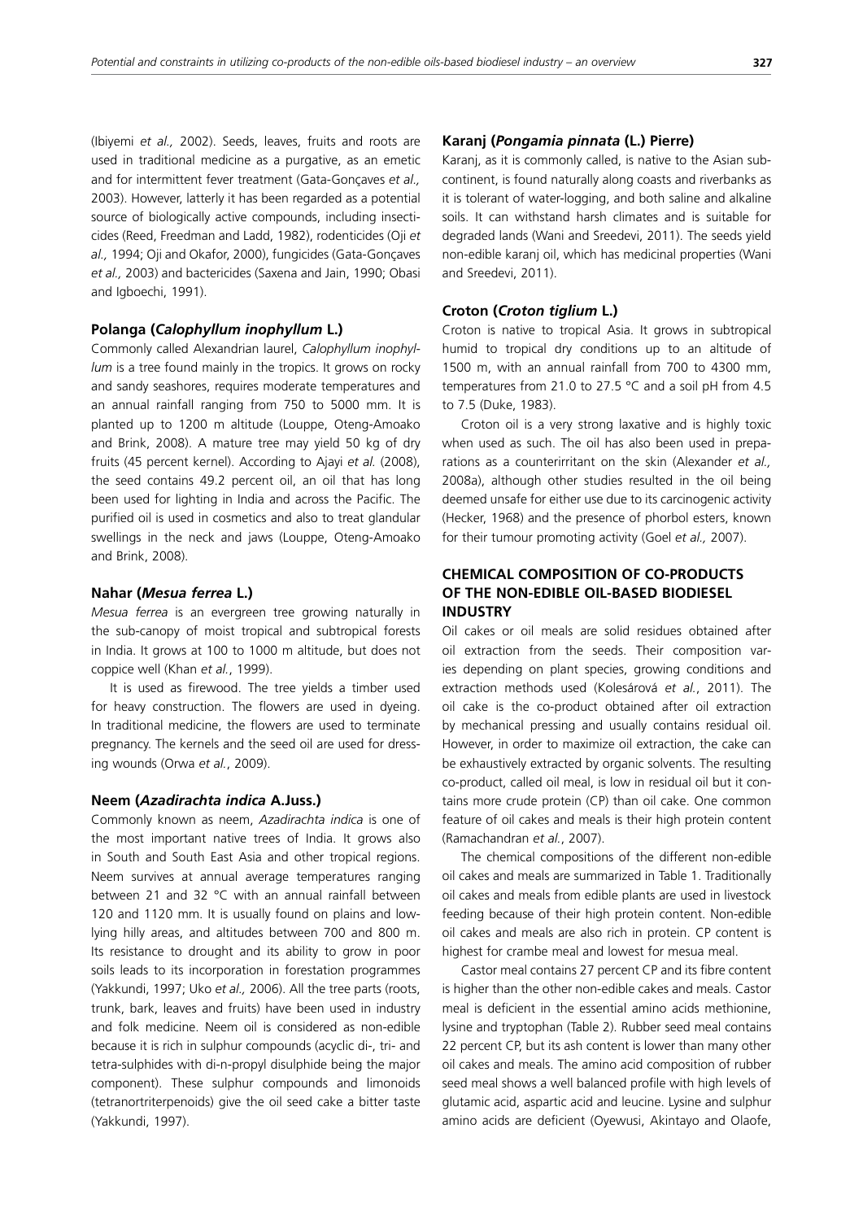(Ibiyemi *et al.,* 2002). Seeds, leaves, fruits and roots are used in traditional medicine as a purgative, as an emetic and for intermittent fever treatment (Gata-Gonçaves *et al.,* 2003). However, latterly it has been regarded as a potential source of biologically active compounds, including insecticides (Reed, Freedman and Ladd, 1982), rodenticides (Oji *et al.,* 1994; Oji and Okafor, 2000), fungicides (Gata-Gonçaves *et al.,* 2003) and bactericides (Saxena and Jain, 1990; Obasi and Igboechi, 1991).

### Polanga (*Calophyllum inophyllum* L.)

Commonly called Alexandrian laurel, *Calophyllum inophyllum* is a tree found mainly in the tropics. It grows on rocky and sandy seashores, requires moderate temperatures and an annual rainfall ranging from 750 to 5000 mm. It is planted up to 1200 m altitude (Louppe, Oteng-Amoako and Brink, 2008). A mature tree may yield 50 kg of dry fruits (45 percent kernel). According to Ajayi *et al.* (2008), the seed contains 49.2 percent oil, an oil that has long been used for lighting in India and across the Pacific. The purified oil is used in cosmetics and also to treat glandular swellings in the neck and jaws (Louppe, Oteng-Amoako and Brink, 2008).

### Nahar (*Mesua ferrea* L.)

*Mesua ferrea* is an evergreen tree growing naturally in the sub-canopy of moist tropical and subtropical forests in India. It grows at 100 to 1000 m altitude, but does not coppice well (Khan *et al.*, 1999).

It is used as firewood. The tree yields a timber used for heavy construction. The flowers are used in dyeing. In traditional medicine, the flowers are used to terminate pregnancy. The kernels and the seed oil are used for dressing wounds (Orwa *et al.*, 2009).

### Neem (*Azadirachta indica* A.Juss.)

Commonly known as neem, *Azadirachta indica* is one of the most important native trees of India. It grows also in South and South East Asia and other tropical regions. Neem survives at annual average temperatures ranging between 21 and 32 °C with an annual rainfall between 120 and 1120 mm. It is usually found on plains and low-lying hilly areas, and altitudes between 700 and 800 m. Its resistance to drought and its ability to grow in poor soils leads to its incorporation in forestation programmes (Yakkundi, 1997; Uko *et al.,* 2006). All the tree parts (roots, trunk, bark, leaves and fruits) have been used in industry and folk medicine. Neem oil is considered as non-edible because it is rich in sulphur compounds (acyclic di-, tri- and tetra-sulphides with di-n-propyl disulphide being the major component). These sulphur compounds and limonoids (tetranortriterpenoids) give the oil seed cake a bitter taste (Yakkundi, 1997).

### Karanj (*Pongamia pinnata* (L.) Pierre)

Karanj, as it is commonly called, is native to the Asian sub-continent, is found naturally along coasts and riverbanks as it is tolerant of water-logging, and both saline and alkaline soils. It can withstand harsh climates and is suitable for degraded lands (Wani and Sreedevi, 2011). The seeds yield non-edible karanj oil, which has medicinal properties (Wani and Sreedevi, 2011).

### Croton (*Croton tiglium* L.)

Croton is native to tropical Asia. It grows in subtropical humid to tropical dry conditions up to an altitude of 1500 m, with an annual rainfall from 700 to 4300 mm, temperatures from 21.0 to 27.5 °C and a soil pH from 4.5 to 7.5 (Duke, 1983).

Croton oil is a very strong laxative and is highly toxic when used as such. The oil has also been used in preparations as a counterirritant on the skin (Alexander *et al.,* 2008a), although other studies resulted in the oil being deemed unsafe for either use due to its carcinogenic activity (Hecker, 1968) and the presence of phorbol esters, known for their tumour promoting activity (Goel *et al.,* 2007).

## CHEMICAL COMPOSITION OF CO-PRODUCTS OF THE NON-EDIBLE OIL-BASED BIODIESEL INDUSTRY

Oil cakes or oil meals are solid residues obtained after oil extraction from the seeds. Their composition varies depending on plant species, growing conditions and extraction methods used (Kolesárová *et al.*, 2011). The oil cake is the co-product obtained after oil extraction by mechanical pressing and usually contains residual oil. However, in order to maximize oil extraction, the cake can be exhaustively extracted by organic solvents. The resulting co-product, called oil meal, is low in residual oil but it contains more crude protein (CP) than oil cake. One common feature of oil cakes and meals is their high protein content (Ramachandran *et al.*, 2007).

The chemical compositions of the different non-edible oil cakes and meals are summarized in Table 1. Traditionally oil cakes and meals from edible plants are used in livestock feeding because of their high protein content. Non-edible oil cakes and meals are also rich in protein. CP content is highest for crambe meal and lowest for mesua meal.

Castor meal contains 27 percent CP and its fibre content is higher than the other non-edible cakes and meals. Castor meal is deficient in the essential amino acids methionine, lysine and tryptophan (Table 2). Rubber seed meal contains 22 percent CP, but its ash content is lower than many other oil cakes and meals. The amino acid composition of rubber seed meal shows a well balanced profile with high levels of glutamic acid, aspartic acid and leucine. Lysine and sulphur amino acids are deficient (Oyewusi, Akintayo and Olaofe,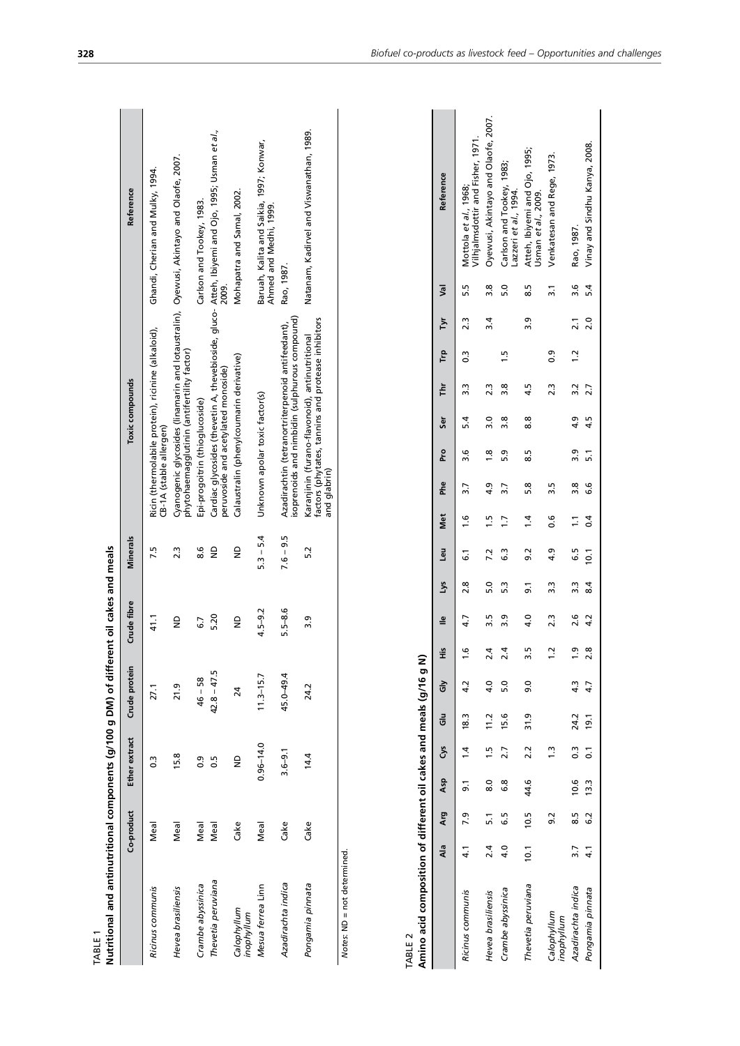TABLE 1
**Nutritional and antinutritional components (g/100 g DM) of different oil cakes and meals**

| | Co-product | Ether extract | Crude protein | Crude fibre | Minerals | Toxic compounds | Reference |
|---|---|---|---|---|---|---|---|
| *Ricinus communis* | Meal | 0.3 | 27.1 | 41.1 | 7.5 | Ricin (thermolabile protein), ricinine (alkaloid), CB-1A (stable allergen) | Ghandi, Cherian and Mulky, 1994. |
| *Hevea brasiliensis* | Meal | 15.8 | 21.9 | ND | 2.3 | Cyanogenic glycosides (linamarin and lotaustralin), phytohaemagglutinin (antifertility factor) | Oyewusi, Akintayo and Olaofe, 2007. |
| *Crambe abyssinica* | Meal | 0.9 | 46 – 58 | 6.7 | 8.6 | Epi-progoitrin (thioglucoside) | Carlson and Tookey, 1983. |
| *Thevetia peruviana* | Meal | 0.5 | 42.8 – 47.5 | 5.20 | ND | Cardiac glycosides (thevetin A, thevebioside, gluco-peruvoside and acetylated monoside) | Atteh, Ibiyemi and Ojo, 1995; Usman *et al*., 2009. |
| *Calophyllum inophyllum* | Cake | ND | 24 | ND | ND | Calaustralin (phenylcoumarin derivative) | Mohapatra and Samal, 2002. |
| *Mesua ferrea* Linn | Meal | 0.96–14.0 | 11.3–15.7 | 4.5–9.2 | 5.3 – 5.4 | Unknown apolar toxic factor(s) | Baruah, Kalita and Saikia, 1997; Konwar, Ahmed and Medhi, 1999. |
| *Azadirachta indica* | Cake | 3.6–9.1 | 45.0–49.4 | 5.5–8.6 | 7.6 – 9.5 | Azadirachtin (tetranortriterpenoid antifeedant), isoprenoids and nimbidin (sulphurous compound) | Rao, 1987. |
| *Pongamia pinnata* | Cake | 14.4 | 24.2 | 3.9 | 5.2 | Karanjinin (furano-flavonoid), antinutritional factors (phytates, tannins and protease inhibitors and glabrin) | Natanam, Kadirvel and Viswanathan, 1989. |

*Notes*: ND = not determined.

TABLE 2
**Amino acid composition of different oil cakes and meals (g/16 g N)**

| | Ala | Arg | Asp | Cys | Glu | Gly | His | Ile | Lys | Leu | Met | Phe | Pro | Ser | Thr | Trp | Tyr | Val | Reference |
|---|---|---|---|---|---|---|---|---|---|---|---|---|---|---|---|---|---|---|---|
| *Ricinus communis* | 4.1 | 7.9 | 9.1 | 1.4 | 18.3 | 4.2 | 1.6 | 4.7 | 2.8 | 6.1 | 1.6 | 3.7 | 3.6 | 5.4 | 3.3 | 0.3 | 2.3 | 5.5 | Mottola *et al*., 1968; Vilhjalmsdottir and Fisher, 1971. |
| *Hevea brasiliensis* | 2.4 | 5.1 | 8.0 | 1.5 | 11.2 | 4.0 | 2.4 | 3.5 | 5.0 | 7.2 | 1.5 | 4.9 | 1.8 | 3.0 | 2.3 | | 3.4 | 3.8 | Oyewusi, Akintayo and Olaofe, 2007. |
| *Crambe abyssinica* | 4.0 | 6.5 | 6.8 | 2.7 | 15.6 | 5.0 | 2.4 | 3.9 | 5.3 | 6.3 | 1.7 | 3.7 | 5.9 | 3.8 | 3.8 | 1.5 | | 5.0 | Carlson and Tookey, 1983; Lazzeri *et al*., 1994. |
| *Thevetia peruviana* | 10.1 | 10.5 | 44.6 | 2.2 | 31.9 | 9.0 | 3.5 | 4.0 | 9.1 | 9.2 | 1.4 | 5.8 | 8.5 | 8.8 | 4.5 | | 3.9 | 8.5 | Atteh, Ibiyemi and Ojo, 1995; Usman *et al*., 2009. |
| *Calophyllum inophyllum* | | 9.2 | | 1.3 | | | 1.2 | 2.3 | 3.3 | 4.9 | 0.6 | 3.5 | | | 2.3 | 0.9 | | 3.1 | Venkatesan and Rege, 1973. |
| *Azadirachta indica* | 3.7 | 8.5 | 10.6 | 0.3 | 24.2 | 4.3 | 1.9 | 2.6 | 3.3 | 6.5 | 1.1 | 3.8 | 3.9 | 4.9 | 3.2 | 1.2 | 2.1 | 3.6 | Rao, 1987. |
| *Pongamia pinnata* | 4.1 | 6.2 | 13.3 | 0.1 | 19.1 | 4.7 | 2.8 | 4.2 | 8.4 | 10.1 | 0.4 | 6.6 | 5.1 | 4.5 | 2.7 | | 2.0 | 5.4 | Vinay and Sindhu Kanya, 2008. |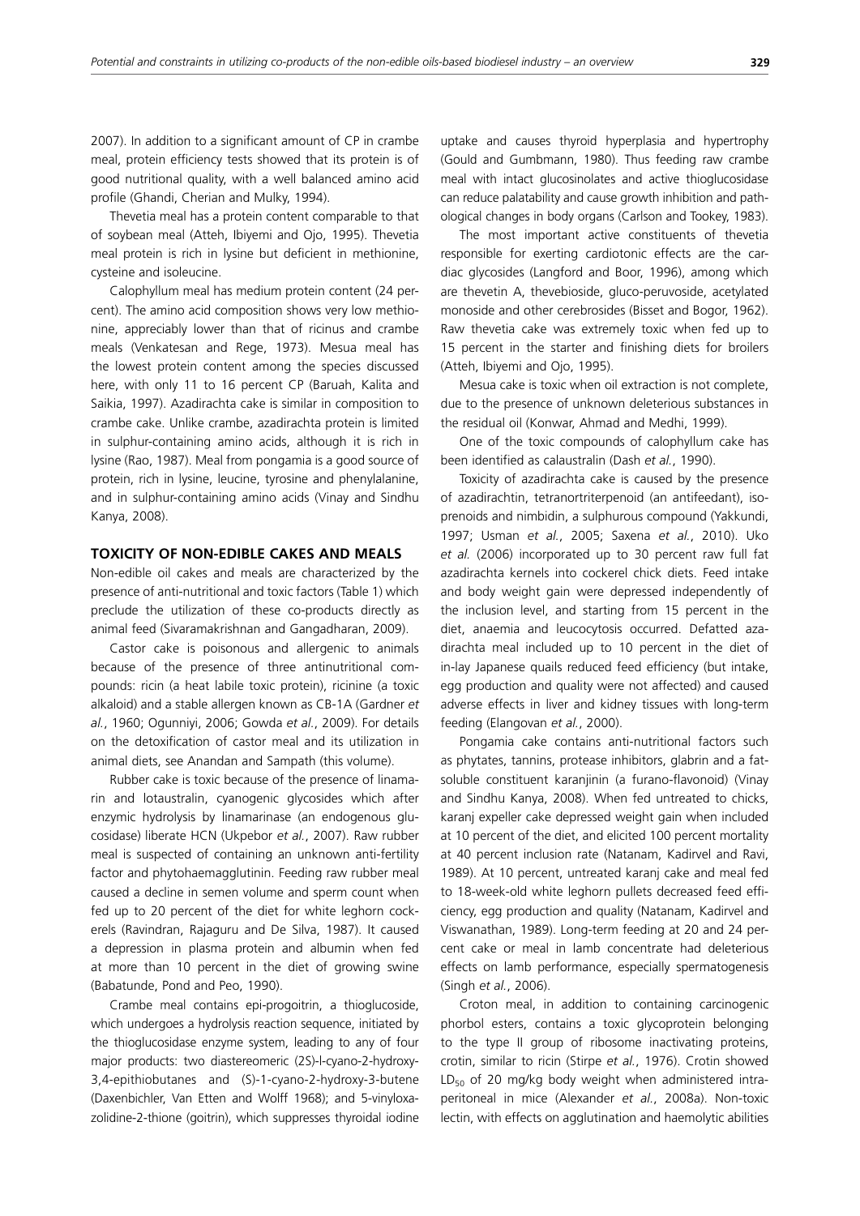2007). In addition to a significant amount of CP in crambe meal, protein efficiency tests showed that its protein is of good nutritional quality, with a well balanced amino acid profile (Ghandi, Cherian and Mulky, 1994).

Thevetia meal has a protein content comparable to that of soybean meal (Atteh, Ibiyemi and Ojo, 1995). Thevetia meal protein is rich in lysine but deficient in methionine, cysteine and isoleucine.

Calophyllum meal has medium protein content (24 percent). The amino acid composition shows very low methionine, appreciably lower than that of ricinus and crambe meals (Venkatesan and Rege, 1973). Mesua meal has the lowest protein content among the species discussed here, with only 11 to 16 percent CP (Baruah, Kalita and Saikia, 1997). Azadirachta cake is similar in composition to crambe cake. Unlike crambe, azadirachta protein is limited in sulphur-containing amino acids, although it is rich in lysine (Rao, 1987). Meal from pongamia is a good source of protein, rich in lysine, leucine, tyrosine and phenylalanine, and in sulphur-containing amino acids (Vinay and Sindhu Kanya, 2008).

## TOXICITY OF NON-EDIBLE CAKES AND MEALS

Non-edible oil cakes and meals are characterized by the presence of anti-nutritional and toxic factors (Table 1) which preclude the utilization of these co-products directly as animal feed (Sivaramakrishnan and Gangadharan, 2009).

Castor cake is poisonous and allergenic to animals because of the presence of three antinutritional compounds: ricin (a heat labile toxic protein), ricinine (a toxic alkaloid) and a stable allergen known as CB-1A (Gardner *et al.*, 1960; Ogunniyi, 2006; Gowda *et al.*, 2009). For details on the detoxification of castor meal and its utilization in animal diets, see Anandan and Sampath (this volume).

Rubber cake is toxic because of the presence of linamarin and lotaustralin, cyanogenic glycosides which after enzymic hydrolysis by linamarinase (an endogenous glucosidase) liberate HCN (Ukpebor *et al.*, 2007). Raw rubber meal is suspected of containing an unknown anti-fertility factor and phytohaemagglutinin. Feeding raw rubber meal caused a decline in semen volume and sperm count when fed up to 20 percent of the diet for white leghorn cockerels (Ravindran, Rajaguru and De Silva, 1987). It caused a depression in plasma protein and albumin when fed at more than 10 percent in the diet of growing swine (Babatunde, Pond and Peo, 1990).

Crambe meal contains epi-progoitrin, a thioglucoside, which undergoes a hydrolysis reaction sequence, initiated by the thioglucosidase enzyme system, leading to any of four major products: two diastereomeric (2S)-l-cyano-2-hydroxy-3,4-epithiobutanes and (S)-1-cyano-2-hydroxy-3-butene (Daxenbichler, Van Etten and Wolff 1968); and 5-vinyloxazolidine-2-thione (goitrin), which suppresses thyroidal iodine uptake and causes thyroid hyperplasia and hypertrophy (Gould and Gumbmann, 1980). Thus feeding raw crambe meal with intact glucosinolates and active thioglucosidase can reduce palatability and cause growth inhibition and pathological changes in body organs (Carlson and Tookey, 1983).

The most important active constituents of thevetia responsible for exerting cardiotonic effects are the cardiac glycosides (Langford and Boor, 1996), among which are thevetin A, thevebioside, gluco-peruvoside, acetylated monoside and other cerebrosides (Bisset and Bogor, 1962). Raw thevetia cake was extremely toxic when fed up to 15 percent in the starter and finishing diets for broilers (Atteh, Ibiyemi and Ojo, 1995).

Mesua cake is toxic when oil extraction is not complete, due to the presence of unknown deleterious substances in the residual oil (Konwar, Ahmad and Medhi, 1999).

One of the toxic compounds of calophyllum cake has been identified as calaustralin (Dash *et al.*, 1990).

Toxicity of azadirachta cake is caused by the presence of azadirachtin, tetranortriterpenoid (an antifeedant), isoprenoids and nimbidin, a sulphurous compound (Yakkundi, 1997; Usman *et al.*, 2005; Saxena *et al.*, 2010). Uko *et al.* (2006) incorporated up to 30 percent raw full fat azadirachta kernels into cockerel chick diets. Feed intake and body weight gain were depressed independently of the inclusion level, and starting from 15 percent in the diet, anaemia and leucocytosis occurred. Defatted azadirachta meal included up to 10 percent in the diet of in-lay Japanese quails reduced feed efficiency (but intake, egg production and quality were not affected) and caused adverse effects in liver and kidney tissues with long-term feeding (Elangovan *et al.*, 2000).

Pongamia cake contains anti-nutritional factors such as phytates, tannins, protease inhibitors, glabrin and a fat-soluble constituent karanjinin (a furano-flavonoid) (Vinay and Sindhu Kanya, 2008). When fed untreated to chicks, karanj expeller cake depressed weight gain when included at 10 percent of the diet, and elicited 100 percent mortality at 40 percent inclusion rate (Natanam, Kadirvel and Ravi, 1989). At 10 percent, untreated karanj cake and meal fed to 18-week-old white leghorn pullets decreased feed efficiency, egg production and quality (Natanam, Kadirvel and Viswanathan, 1989). Long-term feeding at 20 and 24 percent cake or meal in lamb concentrate had deleterious effects on lamb performance, especially spermatogenesis (Singh *et al.*, 2006).

Croton meal, in addition to containing carcinogenic phorbol esters, contains a toxic glycoprotein belonging to the type II group of ribosome inactivating proteins, crotin, similar to ricin (Stirpe *et al.*, 1976). Crotin showed $LD_{50}$ of 20 mg/kg body weight when administered intraperitoneal in mice (Alexander *et al.*, 2008a). Non-toxic lectin, with effects on agglutination and haemolytic abilities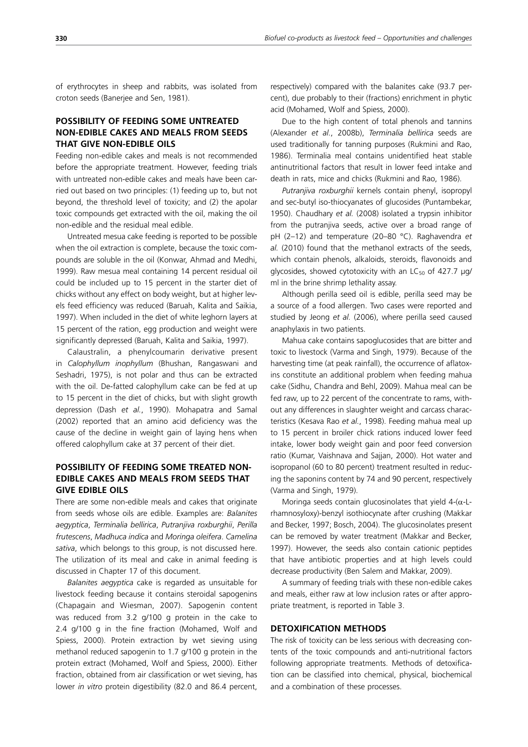of erythrocytes in sheep and rabbits, was isolated from croton seeds (Banerjee and Sen, 1981).

## POSSIBILITY OF FEEDING SOME UNTREATED NON-EDIBLE CAKES AND MEALS FROM SEEDS THAT GIVE NON-EDIBLE OILS

Feeding non-edible cakes and meals is not recommended before the appropriate treatment. However, feeding trials with untreated non-edible cakes and meals have been carried out based on two principles: (1) feeding up to, but not beyond, the threshold level of toxicity; and (2) the apolar toxic compounds get extracted with the oil, making the oil non-edible and the residual meal edible.

Untreated mesua cake feeding is reported to be possible when the oil extraction is complete, because the toxic compounds are soluble in the oil (Konwar, Ahmad and Medhi, 1999). Raw mesua meal containing 14 percent residual oil could be included up to 15 percent in the starter diet of chicks without any effect on body weight, but at higher levels feed efficiency was reduced (Baruah, Kalita and Saikia, 1997). When included in the diet of white leghorn layers at 15 percent of the ration, egg production and weight were significantly depressed (Baruah, Kalita and Saikia, 1997).

Calaustralin, a phenylcoumarin derivative present in *Calophyllum inophyllum* (Bhushan, Rangaswani and Seshadri, 1975), is not polar and thus can be extracted with the oil. De-fatted calophyllum cake can be fed at up to 15 percent in the diet of chicks, but with slight growth depression (Dash *et al.*, 1990). Mohapatra and Samal (2002) reported that an amino acid deficiency was the cause of the decline in weight gain of laying hens when offered calophyllum cake at 37 percent of their diet.

## POSSIBILITY OF FEEDING SOME TREATED NON-EDIBLE CAKES AND MEALS FROM SEEDS THAT GIVE EDIBLE OILS

There are some non-edible meals and cakes that originate from seeds whose oils are edible. Examples are: *Balanites aegyptica*, *Terminalia bellirica*, *Putranjiva roxburghii*, *Perilla frutescens*, *Madhuca indica* and *Moringa oleifera*. *Camelina sativa*, which belongs to this group, is not discussed here. The utilization of its meal and cake in animal feeding is discussed in Chapter 17 of this document.

*Balanites aegyptica* cake is regarded as unsuitable for livestock feeding because it contains steroidal sapogenins (Chapagain and Wiesman, 2007). Sapogenin content was reduced from 3.2 g/100 g protein in the cake to 2.4 g/100 g in the fine fraction (Mohamed, Wolf and Spiess, 2000). Protein extraction by wet sieving using methanol reduced sapogenin to 1.7 g/100 g protein in the protein extract (Mohamed, Wolf and Spiess, 2000). Either fraction, obtained from air classification or wet sieving, has lower *in vitro* protein digestibility (82.0 and 86.4 percent, respectively) compared with the balanites cake (93.7 percent), due probably to their (fractions) enrichment in phytic acid (Mohamed, Wolf and Spiess, 2000).

Due to the high content of total phenols and tannins (Alexander *et al.*, 2008b), *Terminalia bellirica* seeds are used traditionally for tanning purposes (Rukmini and Rao, 1986). Terminalia meal contains unidentified heat stable antinutritional factors that result in lower feed intake and death in rats, mice and chicks (Rukmini and Rao, 1986).

*Putranjiva roxburghii* kernels contain phenyl, isopropyl and sec-butyl iso-thiocyanates of glucosides (Puntambekar, 1950). Chaudhary *et al.* (2008) isolated a trypsin inhibitor from the putranjiva seeds, active over a broad range of pH (2–12) and temperature (20–80 °C). Raghavendra *et al.* (2010) found that the methanol extracts of the seeds, which contain phenols, alkaloids, steroids, flavonoids and glycosides, showed cytotoxicity with an $LC_{50}$ of 427.7 µg/ml in the brine shrimp lethality assay.

Although perilla seed oil is edible, perilla seed may be a source of a food allergen. Two cases were reported and studied by Jeong *et al.* (2006), where perilla seed caused anaphylaxis in two patients.

Mahua cake contains sapoglucosides that are bitter and toxic to livestock (Varma and Singh, 1979). Because of the harvesting time (at peak rainfall), the occurrence of aflatoxins constitute an additional problem when feeding mahua cake (Sidhu, Chandra and Behl, 2009). Mahua meal can be fed raw, up to 22 percent of the concentrate to rams, without any differences in slaughter weight and carcass characteristics (Kesava Rao *et al.*, 1998). Feeding mahua meal up to 15 percent in broiler chick rations induced lower feed intake, lower body weight gain and poor feed conversion ratio (Kumar, Vaishnava and Sajjan, 2000). Hot water and isopropanol (60 to 80 percent) treatment resulted in reducing the saponins content by 74 and 90 percent, respectively (Varma and Singh, 1979).

Moringa seeds contain glucosinolates that yield 4-(α-L-rhamnosyloxy)-benzyl isothiocynate after crushing (Makkar and Becker, 1997; Bosch, 2004). The glucosinolates present can be removed by water treatment (Makkar and Becker, 1997). However, the seeds also contain cationic peptides that have antibiotic properties and at high levels could decrease productivity (Ben Salem and Makkar, 2009).

A summary of feeding trials with these non-edible cakes and meals, either raw at low inclusion rates or after appropriate treatment, is reported in Table 3.

## DETOXIFICATION METHODS

The risk of toxicity can be less serious with decreasing contents of the toxic compounds and anti-nutritional factors following appropriate treatments. Methods of detoxification can be classified into chemical, physical, biochemical and a combination of these processes.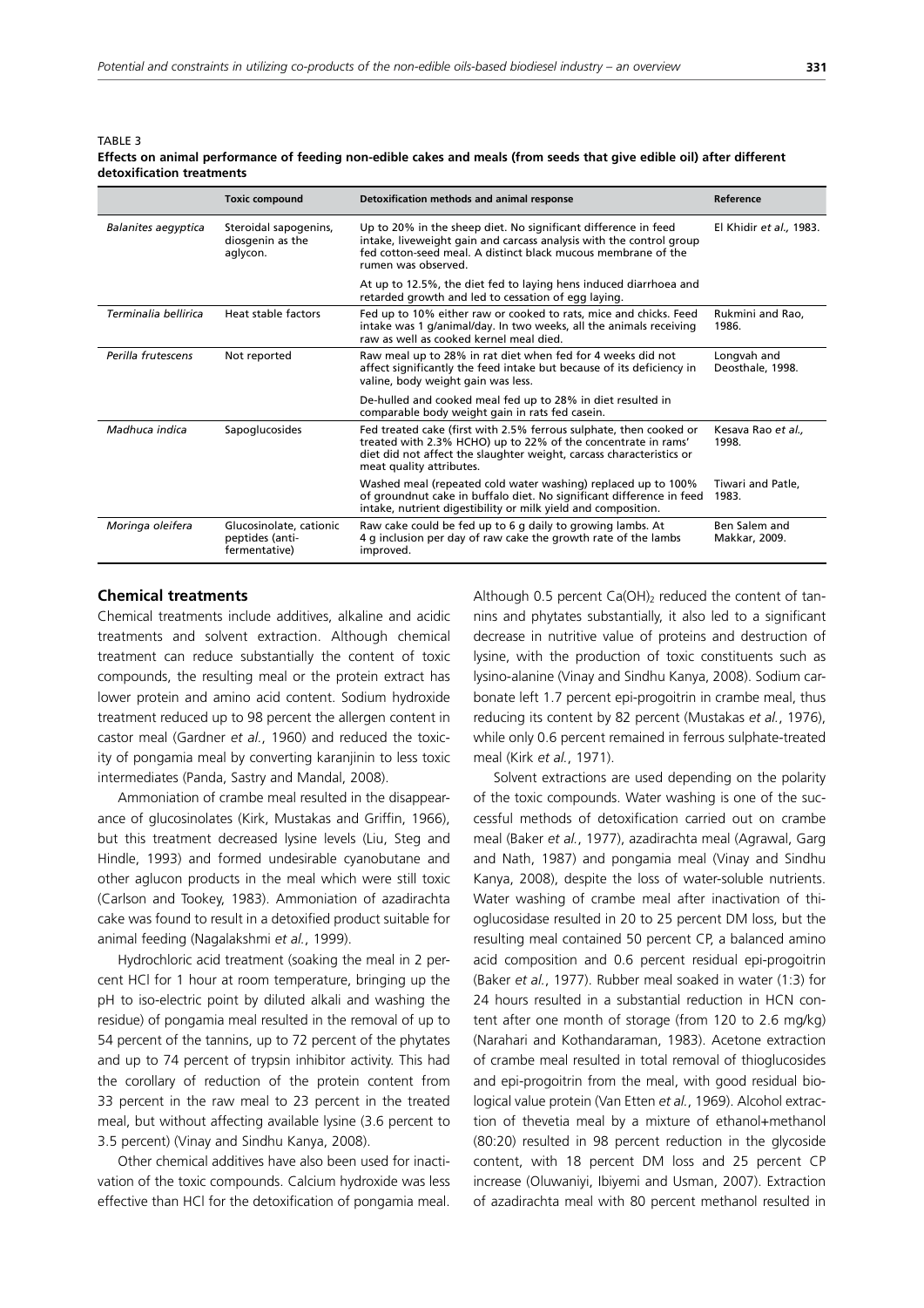TABLE 3

**Effects on animal performance of feeding non-edible cakes and meals (from seeds that give edible oil) after different detoxification treatments**

| | Toxic compound | Detoxification methods and animal response | Reference |
|---|---|---|---|
| *Balanites aegyptica* | Steroidal sapogenins, diosgenin as the aglycon. | Up to 20% in the sheep diet. No significant difference in feed intake, liveweight gain and carcass analysis with the control group fed cotton-seed meal. A distinct black mucous membrane of the rumen was observed. | El Khidir *et al.,* 1983. |
| | | At up to 12.5%, the diet fed to laying hens induced diarrhoea and retarded growth and led to cessation of egg laying. | |
| *Terminalia bellirica* | Heat stable factors | Fed up to 10% either raw or cooked to rats, mice and chicks. Feed intake was 1 g/animal/day. In two weeks, all the animals receiving raw as well as cooked kernel meal died. | Rukmini and Rao, 1986. |
| *Perilla frutescens* | Not reported | Raw meal up to 28% in rat diet when fed for 4 weeks did not affect significantly the feed intake but because of its deficiency in valine, body weight gain was less. | Longvah and Deosthale, 1998. |
| | | De-hulled and cooked meal fed up to 28% in diet resulted in comparable body weight gain in rats fed casein. | |
| *Madhuca indica* | Sapoglucosides | Fed treated cake (first with 2.5% ferrous sulphate, then cooked or treated with 2.3% HCHO) up to 22% of the concentrate in rams' diet did not affect the slaughter weight, carcass characteristics or meat quality attributes. | Kesava Rao *et al.,* 1998. |
| | | Washed meal (repeated cold water washing) replaced up to 100% of groundnut cake in buffalo diet. No significant difference in feed intake, nutrient digestibility or milk yield and composition. | Tiwari and Patle, 1983. |
| *Moringa oleifera* | Glucosinolate, cationic peptides (anti-fermentative) | Raw cake could be fed up to 6 g daily to growing lambs. At 4 g inclusion per day of raw cake the growth rate of the lambs improved. | Ben Salem and Makkar, 2009. |

### Chemical treatments

Chemical treatments include additives, alkaline and acidic treatments and solvent extraction. Although chemical treatment can reduce substantially the content of toxic compounds, the resulting meal or the protein extract has lower protein and amino acid content. Sodium hydroxide treatment reduced up to 98 percent the allergen content in castor meal (Gardner *et al.*, 1960) and reduced the toxicity of pongamia meal by converting karanjinin to less toxic intermediates (Panda, Sastry and Mandal, 2008).

Ammoniation of crambe meal resulted in the disappearance of glucosinolates (Kirk, Mustakas and Griffin, 1966), but this treatment decreased lysine levels (Liu, Steg and Hindle, 1993) and formed undesirable cyanobutane and other aglucon products in the meal which were still toxic (Carlson and Tookey, 1983). Ammoniation of azadirachta cake was found to result in a detoxified product suitable for animal feeding (Nagalakshmi *et al.*, 1999).

Hydrochloric acid treatment (soaking the meal in 2 percent HCl for 1 hour at room temperature, bringing up the pH to iso-electric point by diluted alkali and washing the residue) of pongamia meal resulted in the removal of up to 54 percent of the tannins, up to 72 percent of the phytates and up to 74 percent of trypsin inhibitor activity. This had the corollary of reduction of the protein content from 33 percent in the raw meal to 23 percent in the treated meal, but without affecting available lysine (3.6 percent to 3.5 percent) (Vinay and Sindhu Kanya, 2008).

Other chemical additives have also been used for inactivation of the toxic compounds. Calcium hydroxide was less effective than HCl for the detoxification of pongamia meal. Although 0.5 percent $Ca(OH)_2$ reduced the content of tannins and phytates substantially, it also led to a significant decrease in nutritive value of proteins and destruction of lysine, with the production of toxic constituents such as lysino-alanine (Vinay and Sindhu Kanya, 2008). Sodium carbonate left 1.7 percent epi-progoitrin in crambe meal, thus reducing its content by 82 percent (Mustakas *et al.*, 1976), while only 0.6 percent remained in ferrous sulphate-treated meal (Kirk *et al.*, 1971).

Solvent extractions are used depending on the polarity of the toxic compounds. Water washing is one of the successful methods of detoxification carried out on crambe meal (Baker *et al.*, 1977), azadirachta meal (Agrawal, Garg and Nath, 1987) and pongamia meal (Vinay and Sindhu Kanya, 2008), despite the loss of water-soluble nutrients. Water washing of crambe meal after inactivation of thioglucosidase resulted in 20 to 25 percent DM loss, but the resulting meal contained 50 percent CP, a balanced amino acid composition and 0.6 percent residual epi-progoitrin (Baker *et al.*, 1977). Rubber meal soaked in water (1:3) for 24 hours resulted in a substantial reduction in HCN content after one month of storage (from 120 to 2.6 mg/kg) (Narahari and Kothandaraman, 1983). Acetone extraction of crambe meal resulted in total removal of thioglucosides and epi-progoitrin from the meal, with good residual biological value protein (Van Etten *et al.*, 1969). Alcohol extraction of thevetia meal by a mixture of ethanol+methanol (80:20) resulted in 98 percent reduction in the glycoside content, with 18 percent DM loss and 25 percent CP increase (Oluwaniyi, Ibiyemi and Usman, 2007). Extraction of azadirachta meal with 80 percent methanol resulted in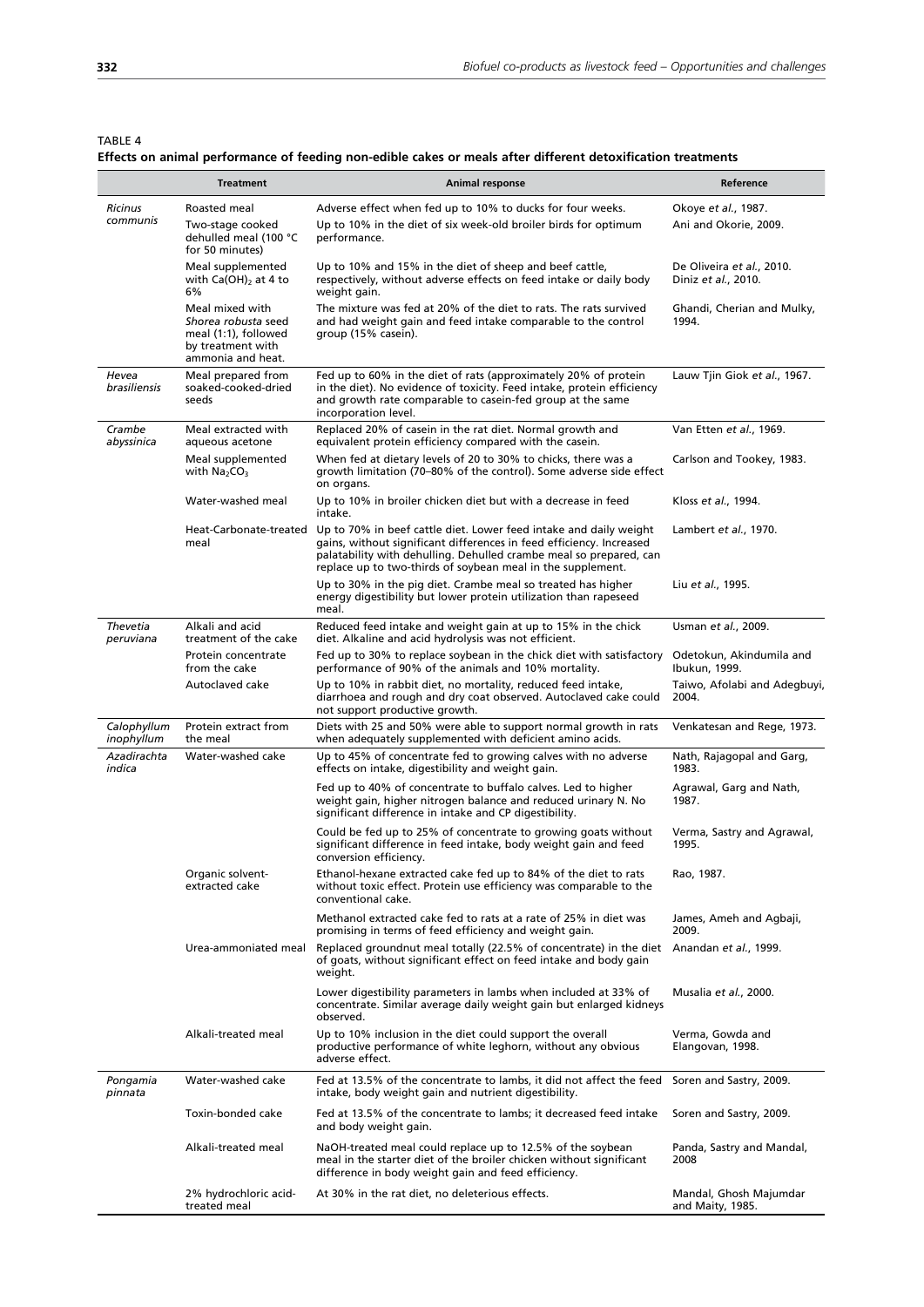TABLE 4
**Effects on animal performance of feeding non-edible cakes or meals after different detoxification treatments**

| | Treatment | Animal response | Reference |
|---|---|---|---|
| *Ricinus communis* | Roasted meal | Adverse effect when fed up to 10% to ducks for four weeks. | Okoye *et al*., 1987. |
| | Two-stage cooked dehulled meal (100 °C for 50 minutes) | Up to 10% in the diet of six week-old broiler birds for optimum performance. | Ani and Okorie, 2009. |
| | Meal supplemented with $Ca(OH)_2$ at 4 to 6% | Up to 10% and 15% in the diet of sheep and beef cattle, respectively, without adverse effects on feed intake or daily body weight gain. | De Oliveira *et al*., 2010. Diniz *et al*., 2010. |
| | Meal mixed with *Shorea robusta* seed meal (1:1), followed by treatment with ammonia and heat. | The mixture was fed at 20% of the diet to rats. The rats survived and had weight gain and feed intake comparable to the control group (15% casein). | Ghandi, Cherian and Mulky, 1994. |
| *Hevea brasiliensis* | Meal prepared from soaked-cooked-dried seeds | Fed up to 60% in the diet of rats (approximately 20% of protein in the diet). No evidence of toxicity. Feed intake, protein efficiency and growth rate comparable to casein-fed group at the same incorporation level. | Lauw Tjin Giok *et al*., 1967. |
| *Crambe abyssinica* | Meal extracted with aqueous acetone | Replaced 20% of casein in the rat diet. Normal growth and equivalent protein efficiency compared with the casein. | Van Etten *et al*., 1969. |
| | Meal supplemented with $Na_2CO_3$ | When fed at dietary levels of 20 to 30% to chicks, there was a growth limitation (70–80% of the control). Some adverse side effect on organs. | Carlson and Tookey, 1983. |
| | Water-washed meal | Up to 10% in broiler chicken diet but with a decrease in feed intake. | Kloss *et al*., 1994. |
| | Heat-Carbonate-treated meal | Up to 70% in beef cattle diet. Lower feed intake and daily weight gains, without significant differences in feed efficiency. Increased palatability with dehulling. Dehulled crambe meal so prepared, can replace up to two-thirds of soybean meal in the supplement. | Lambert *et al*., 1970. |
| | | Up to 30% in the pig diet. Crambe meal so treated has higher energy digestibility but lower protein utilization than rapeseed meal. | Liu *et al*., 1995. |
| *Thevetia peruviana* | Alkali and acid treatment of the cake | Reduced feed intake and weight gain at up to 15% in the chick diet. Alkaline and acid hydrolysis was not efficient. | Usman *et al*., 2009. |
| | Protein concentrate from the cake | Fed up to 30% to replace soybean in the chick diet with satisfactory performance of 90% of the animals and 10% mortality. | Odetokun, Akindumila and Ibukun, 1999. |
| | Autoclaved cake | Up to 10% in rabbit diet, no mortality, reduced feed intake, diarrhoea and rough and dry coat observed. Autoclaved cake could not support productive growth. | Taiwo, Afolabi and Adegbuyi, 2004. |
| *Calophyllum inophyllum* | Protein extract from the meal | Diets with 25 and 50% were able to support normal growth in rats when adequately supplemented with deficient amino acids. | Venkatesan and Rege, 1973. |
| *Azadirachta indica* | Water-washed cake | Up to 45% of concentrate fed to growing calves with no adverse effects on intake, digestibility and weight gain. | Nath, Rajagopal and Garg, 1983. |
| | | Fed up to 40% of concentrate to buffalo calves. Led to higher weight gain, higher nitrogen balance and reduced urinary N. No significant difference in intake and CP digestibility. | Agrawal, Garg and Nath, 1987. |
| | | Could be fed up to 25% of concentrate to growing goats without significant difference in feed intake, body weight gain and feed conversion efficiency. | Verma, Sastry and Agrawal, 1995. |
| | Organic solvent-extracted cake | Ethanol-hexane extracted cake fed up to 84% of the diet to rats without toxic effect. Protein use efficiency was comparable to the conventional cake. | Rao, 1987. |
| | | Methanol extracted cake fed to rats at a rate of 25% in diet was promising in terms of feed efficiency and weight gain. | James, Ameh and Agbaji, 2009. |
| | Urea-ammoniated meal | Replaced groundnut meal totally (22.5% of concentrate) in the diet of goats, without significant effect on feed intake and body gain weight. | Anandan *et al*., 1999. |
| | | Lower digestibility parameters in lambs when included at 33% of concentrate. Similar average daily weight gain but enlarged kidneys observed. | Musalia *et al*., 2000. |
| | Alkali-treated meal | Up to 10% inclusion in the diet could support the overall productive performance of white leghorn, without any obvious adverse effect. | Verma, Gowda and Elangovan, 1998. |
| *Pongamia pinnata* | Water-washed cake | Fed at 13.5% of the concentrate to lambs, it did not affect the feed intake, body weight gain and nutrient digestibility. | Soren and Sastry, 2009. |
| | Toxin-bonded cake | Fed at 13.5% of the concentrate to lambs; it decreased feed intake and body weight gain. | Soren and Sastry, 2009. |
| | Alkali-treated meal | NaOH-treated meal could replace up to 12.5% of the soybean meal in the starter diet of the broiler chicken without significant difference in body weight gain and feed efficiency. | Panda, Sastry and Mandal, 2008 |
| | 2% hydrochloric acid-treated meal | At 30% in the rat diet, no deleterious effects. | Mandal, Ghosh Majumdar and Maity, 1985. |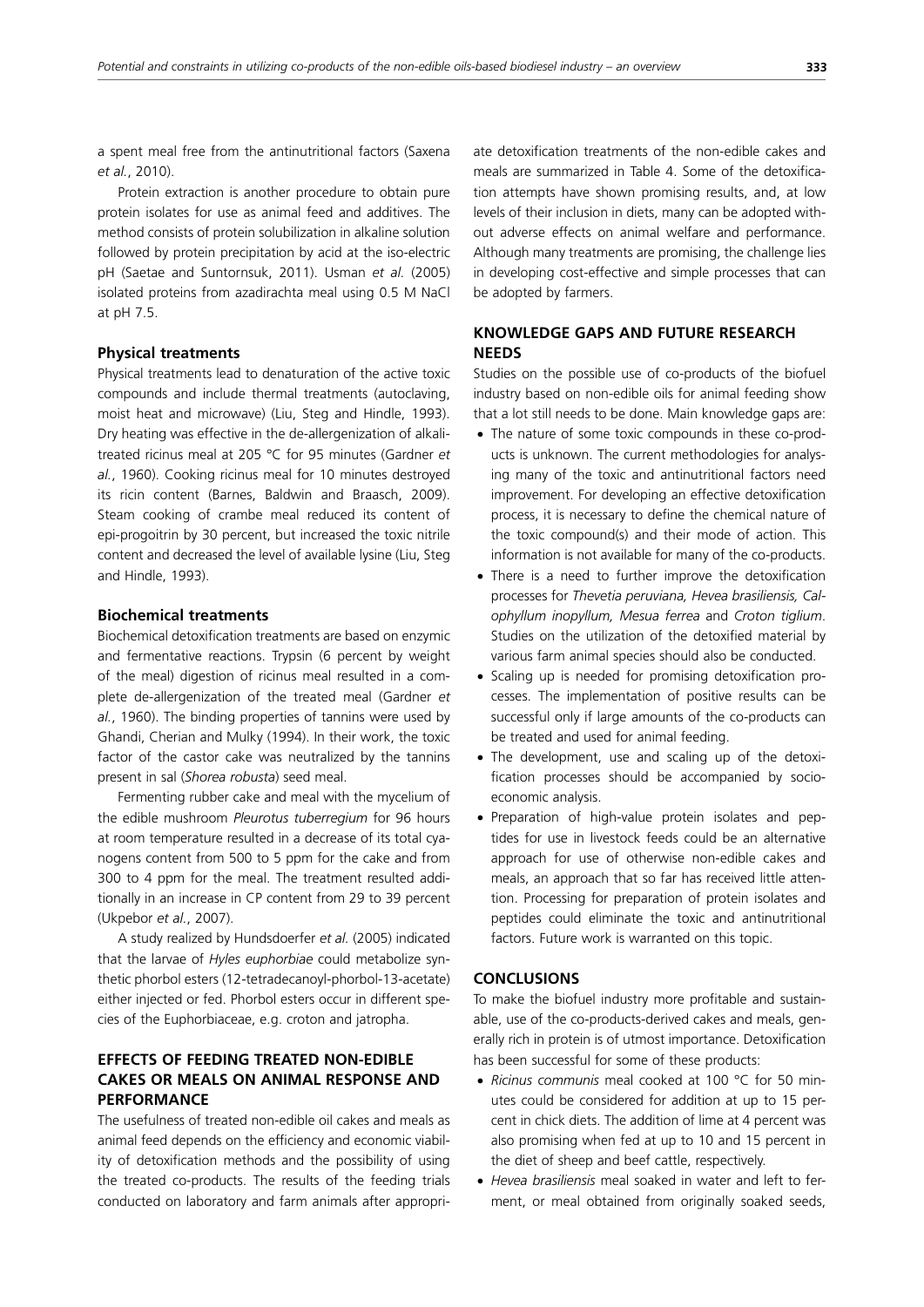a spent meal free from the antinutritional factors (Saxena *et al.*, 2010).

Protein extraction is another procedure to obtain pure protein isolates for use as animal feed and additives. The method consists of protein solubilization in alkaline solution followed by protein precipitation by acid at the iso-electric pH (Saetae and Suntornsuk, 2011). Usman *et al.* (2005) isolated proteins from azadirachta meal using 0.5 M NaCl at pH 7.5.

### Physical treatments

Physical treatments lead to denaturation of the active toxic compounds and include thermal treatments (autoclaving, moist heat and microwave) (Liu, Steg and Hindle, 1993). Dry heating was effective in the de-allergenization of alkali-treated ricinus meal at 205 °C for 95 minutes (Gardner *et al.*, 1960). Cooking ricinus meal for 10 minutes destroyed its ricin content (Barnes, Baldwin and Braasch, 2009). Steam cooking of crambe meal reduced its content of epi-progoitrin by 30 percent, but increased the toxic nitrile content and decreased the level of available lysine (Liu, Steg and Hindle, 1993).

### Biochemical treatments

Biochemical detoxification treatments are based on enzymic and fermentative reactions. Trypsin (6 percent by weight of the meal) digestion of ricinus meal resulted in a complete de-allergenization of the treated meal (Gardner *et al.*, 1960). The binding properties of tannins were used by Ghandi, Cherian and Mulky (1994). In their work, the toxic factor of the castor cake was neutralized by the tannins present in sal (*Shorea robusta*) seed meal.

Fermenting rubber cake and meal with the mycelium of the edible mushroom *Pleurotus tuberregium* for 96 hours at room temperature resulted in a decrease of its total cyanogens content from 500 to 5 ppm for the cake and from 300 to 4 ppm for the meal. The treatment resulted additionally in an increase in CP content from 29 to 39 percent (Ukpebor *et al.*, 2007).

A study realized by Hundsdoerfer *et al.* (2005) indicated that the larvae of *Hyles euphorbiae* could metabolize synthetic phorbol esters (12-tetradecanoyl-phorbol-13-acetate) either injected or fed. Phorbol esters occur in different species of the Euphorbiaceae, e.g. croton and jatropha.

## EFFECTS OF FEEDING TREATED NON-EDIBLE CAKES OR MEALS ON ANIMAL RESPONSE AND PERFORMANCE

The usefulness of treated non-edible oil cakes and meals as animal feed depends on the efficiency and economic viability of detoxification methods and the possibility of using the treated co-products. The results of the feeding trials conducted on laboratory and farm animals after appropriate detoxification treatments of the non-edible cakes and meals are summarized in Table 4. Some of the detoxification attempts have shown promising results, and, at low levels of their inclusion in diets, many can be adopted without adverse effects on animal welfare and performance. Although many treatments are promising, the challenge lies in developing cost-effective and simple processes that can be adopted by farmers.

## KNOWLEDGE GAPS AND FUTURE RESEARCH NEEDS

Studies on the possible use of co-products of the biofuel industry based on non-edible oils for animal feeding show that a lot still needs to be done. Main knowledge gaps are:

- The nature of some toxic compounds in these co-products is unknown. The current methodologies for analysing many of the toxic and antinutritional factors need improvement. For developing an effective detoxification process, it is necessary to define the chemical nature of the toxic compound(s) and their mode of action. This information is not available for many of the co-products.
- There is a need to further improve the detoxification processes for *Thevetia peruviana, Hevea brasiliensis, Calophyllum inopyllum, Mesua ferrea* and *Croton tiglium*. Studies on the utilization of the detoxified material by various farm animal species should also be conducted.
- Scaling up is needed for promising detoxification processes. The implementation of positive results can be successful only if large amounts of the co-products can be treated and used for animal feeding.
- The development, use and scaling up of the detoxification processes should be accompanied by socio-economic analysis.
- Preparation of high-value protein isolates and peptides for use in livestock feeds could be an alternative approach for use of otherwise non-edible cakes and meals, an approach that so far has received little attention. Processing for preparation of protein isolates and peptides could eliminate the toxic and antinutritional factors. Future work is warranted on this topic.

## CONCLUSIONS

To make the biofuel industry more profitable and sustainable, use of the co-products-derived cakes and meals, generally rich in protein is of utmost importance. Detoxification has been successful for some of these products:

- *Ricinus communis* meal cooked at 100 °C for 50 minutes could be considered for addition at up to 15 percent in chick diets. The addition of lime at 4 percent was also promising when fed at up to 10 and 15 percent in the diet of sheep and beef cattle, respectively.
- *Hevea brasiliensis* meal soaked in water and left to ferment, or meal obtained from originally soaked seeds,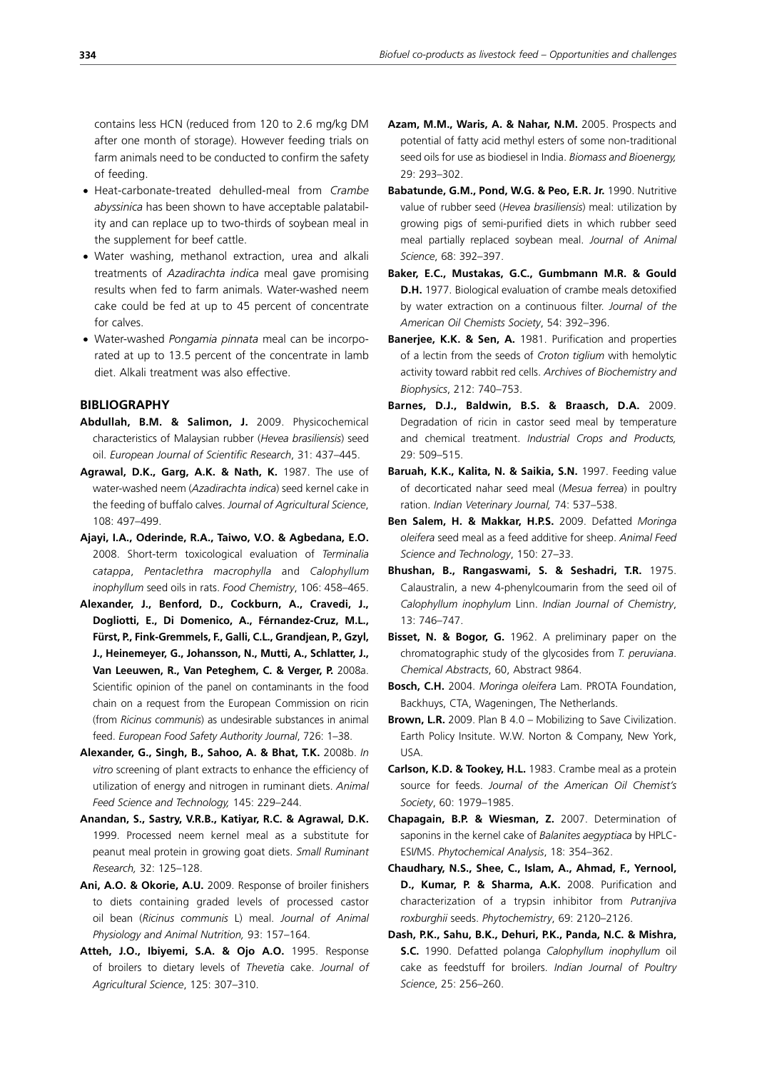contains less HCN (reduced from 120 to 2.6 mg/kg DM after one month of storage). However feeding trials on farm animals need to be conducted to confirm the safety of feeding.

- Heat-carbonate-treated dehulled-meal from *Crambe abyssinica* has been shown to have acceptable palatability and can replace up to two-thirds of soybean meal in the supplement for beef cattle.
- Water washing, methanol extraction, urea and alkali treatments of *Azadirachta indica* meal gave promising results when fed to farm animals. Water-washed neem cake could be fed at up to 45 percent of concentrate for calves.
- Water-washed *Pongamia pinnata* meal can be incorporated at up to 13.5 percent of the concentrate in lamb diet. Alkali treatment was also effective.

## BIBLIOGRAPHY

**Abdullah, B.M. & Salimon, J.** 2009. Physicochemical characteristics of Malaysian rubber (*Hevea brasiliensis*) seed oil. *European Journal of Scientific Research*, 31: 437–445.

**Agrawal, D.K., Garg, A.K. & Nath, K.** 1987. The use of water-washed neem (*Azadirachta indica*) seed kernel cake in the feeding of buffalo calves. *Journal of Agricultural Science*, 108: 497–499.

**Ajayi, I.A., Oderinde, R.A., Taiwo, V.O. & Agbedana, E.O.** 2008. Short-term toxicological evaluation of *Terminalia catappa*, *Pentaclethra macrophylla* and *Calophyllum inophyllum* seed oils in rats. *Food Chemistry*, 106: 458–465.

**Alexander, J., Benford, D., Cockburn, A., Cravedi, J., Dogliotti, E., Di Domenico, A., Férnandez-Cruz, M.L., Fürst, P., Fink-Gremmels, F., Galli, C.L., Grandjean, P., Gzyl, J., Heinemeyer, G., Johansson, N., Mutti, A., Schlatter, J., Van Leeuwen, R., Van Peteghem, C. & Verger, P.** 2008a. Scientific opinion of the panel on contaminants in the food chain on a request from the European Commission on ricin (from *Ricinus communis*) as undesirable substances in animal feed. *European Food Safety Authority Journal*, 726: 1–38.

**Alexander, G., Singh, B., Sahoo, A. & Bhat, T.K.** 2008b. *In vitro* screening of plant extracts to enhance the efficiency of utilization of energy and nitrogen in ruminant diets. *Animal Feed Science and Technology,* 145: 229–244.

**Anandan, S., Sastry, V.R.B., Katiyar, R.C. & Agrawal, D.K.** 1999. Processed neem kernel meal as a substitute for peanut meal protein in growing goat diets. *Small Ruminant Research,* 32: 125–128.

**Ani, A.O. & Okorie, A.U.** 2009. Response of broiler finishers to diets containing graded levels of processed castor oil bean (*Ricinus communis* L) meal. *Journal of Animal Physiology and Animal Nutrition,* 93: 157–164.

**Atteh, J.O., Ibiyemi, S.A. & Ojo A.O.** 1995. Response of broilers to dietary levels of *Thevetia* cake. *Journal of Agricultural Science*, 125: 307–310.

**Azam, M.M., Waris, A. & Nahar, N.M.** 2005. Prospects and potential of fatty acid methyl esters of some non-traditional seed oils for use as biodiesel in India. *Biomass and Bioenergy,* 29: 293–302.

**Babatunde, G.M., Pond, W.G. & Peo, E.R. Jr.** 1990. Nutritive value of rubber seed (*Hevea brasiliensis*) meal: utilization by growing pigs of semi-purified diets in which rubber seed meal partially replaced soybean meal. *Journal of Animal Science*, 68: 392–397.

**Baker, E.C., Mustakas, G.C., Gumbmann M.R. & Gould D.H.** 1977. Biological evaluation of crambe meals detoxified by water extraction on a continuous filter. *Journal of the American Oil Chemists Society*, 54: 392–396.

**Banerjee, K.K. & Sen, A.** 1981. Purification and properties of a lectin from the seeds of *Croton tiglium* with hemolytic activity toward rabbit red cells. *Archives of Biochemistry and Biophysics*, 212: 740–753.

**Barnes, D.J., Baldwin, B.S. & Braasch, D.A.** 2009. Degradation of ricin in castor seed meal by temperature and chemical treatment. *Industrial Crops and Products,* 29: 509–515.

**Baruah, K.K., Kalita, N. & Saikia, S.N.** 1997. Feeding value of decorticated nahar seed meal (*Mesua ferrea*) in poultry ration. *Indian Veterinary Journal,* 74: 537–538.

**Ben Salem, H. & Makkar, H.P.S.** 2009. Defatted *Moringa oleifera* seed meal as a feed additive for sheep. *Animal Feed Science and Technology*, 150: 27–33.

**Bhushan, B., Rangaswami, S. & Seshadri, T.R.** 1975. Calaustralin, a new 4-phenylcoumarin from the seed oil of *Calophyllum inophyllum* Linn. *Indian Journal of Chemistry*, 13: 746–747.

**Bisset, N. & Bogor, G.** 1962. A preliminary paper on the chromatographic study of the glycosides from *T. peruviana*. *Chemical Abstracts*, 60, Abstract 9864.

**Bosch, C.H.** 2004. *Moringa oleifera* Lam. PROTA Foundation, Backhuys, CTA, Wageningen, The Netherlands.

**Brown, L.R.** 2009. Plan B 4.0 – Mobilizing to Save Civilization. Earth Policy Insitute. W.W. Norton & Company, New York, USA.

**Carlson, K.D. & Tookey, H.L.** 1983. Crambe meal as a protein source for feeds. *Journal of the American Oil Chemist's Society*, 60: 1979–1985.

**Chapagain, B.P. & Wiesman, Z.** 2007. Determination of saponins in the kernel cake of *Balanites aegyptiaca* by HPLC-ESI/MS. *Phytochemical Analysis*, 18: 354–362.

**Chaudhary, N.S., Shee, C., Islam, A., Ahmad, F., Yernool, D., Kumar, P. & Sharma, A.K.** 2008. Purification and characterization of a trypsin inhibitor from *Putranjiva roxburghii* seeds. *Phytochemistry*, 69: 2120–2126.

**Dash, P.K., Sahu, B.K., Dehuri, P.K., Panda, N.C. & Mishra, S.C.** 1990. Defatted polanga *Calophyllum inophyllum* oil cake as feedstuff for broilers. *Indian Journal of Poultry Science*, 25: 256–260.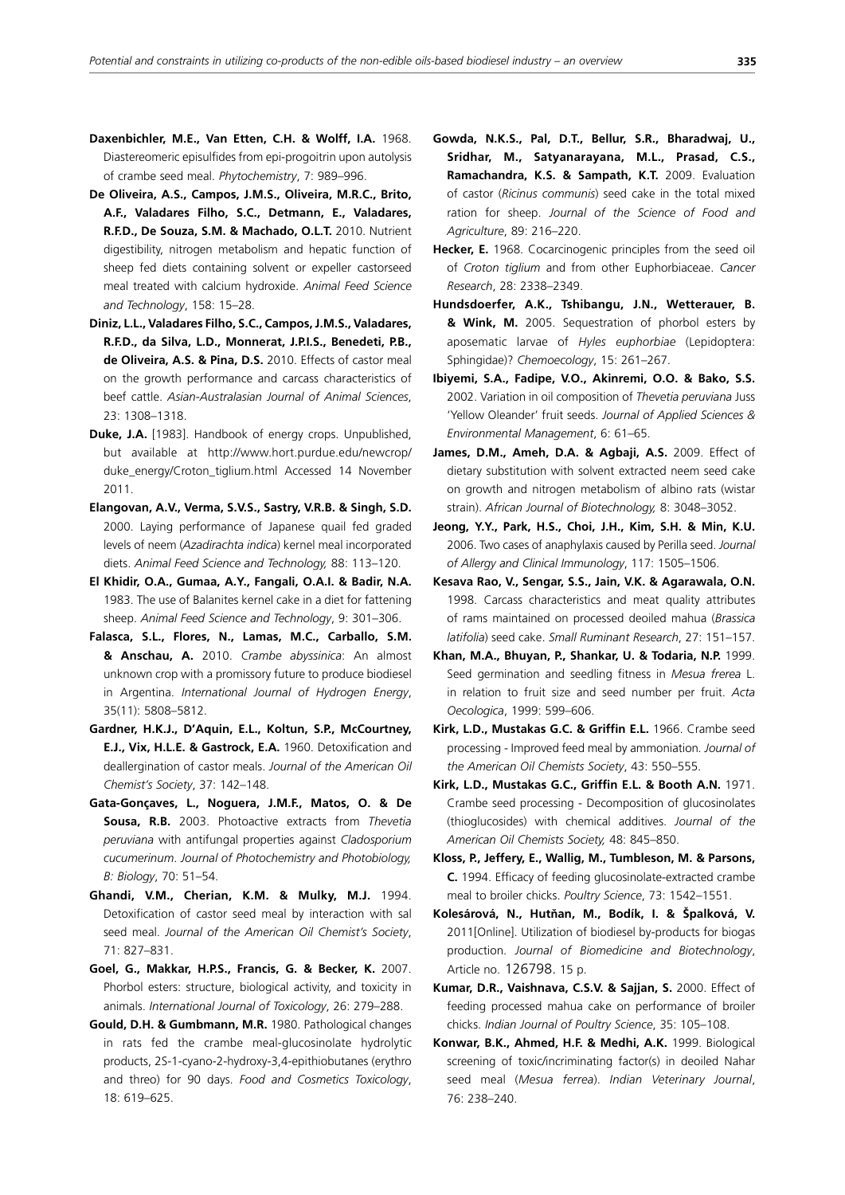**Daxenbichler, M.E., Van Etten, C.H. & Wolff, I.A.** 1968. Diastereomeric episulfides from epi-progoitrin upon autolysis of crambe seed meal. *Phytochemistry*, 7: 989–996.

**De Oliveira, A.S., Campos, J.M.S., Oliveira, M.R.C., Brito, A.F., Valadares Filho, S.C., Detmann, E., Valadares, R.F.D., De Souza, S.M. & Machado, O.L.T.** 2010. Nutrient digestibility, nitrogen metabolism and hepatic function of sheep fed diets containing solvent or expeller castorseed meal treated with calcium hydroxide. *Animal Feed Science and Technology*, 158: 15–28.

**Diniz, L.L., Valadares Filho, S.C., Campos, J.M.S., Valadares, R.F.D., da Silva, L.D., Monnerat, J.P.I.S., Benedeti, P.B., de Oliveira, A.S. & Pina, D.S.** 2010. Effects of castor meal on the growth performance and carcass characteristics of beef cattle. *Asian-Australasian Journal of Animal Sciences*, 23: 1308–1318.

**Duke, J.A.** [1983]. Handbook of energy crops. Unpublished, but available at http://www.hort.purdue.edu/newcrop/duke_energy/Croton_tiglium.html Accessed 14 November 2011.

**Elangovan, A.V., Verma, S.V.S., Sastry, V.R.B. & Singh, S.D.** 2000. Laying performance of Japanese quail fed graded levels of neem (*Azadirachta indica*) kernel meal incorporated diets. *Animal Feed Science and Technology,* 88: 113–120.

**El Khidir, O.A., Gumaa, A.Y., Fangali, O.A.I. & Badir, N.A.** 1983. The use of Balanites kernel cake in a diet for fattening sheep. *Animal Feed Science and Technology*, 9: 301–306.

**Falasca, S.L., Flores, N., Lamas, M.C., Carballo, S.M. & Anschau, A.** 2010. *Crambe abyssinica*: An almost unknown crop with a promissory future to produce biodiesel in Argentina. *International Journal of Hydrogen Energy*, 35(11): 5808–5812.

**Gardner, H.K.J., D'Aquin, E.L., Koltun, S.P., McCourtney, E.J., Vix, H.L.E. & Gastrock, E.A.** 1960. Detoxification and deallergination of castor meals. *Journal of the American Oil Chemist's Society*, 37: 142–148.

**Gata-Gonçaves, L., Noguera, J.M.F., Matos, O. & De Sousa, R.B.** 2003. Photoactive extracts from *Thevetia peruviana* with antifungal properties against *Cladosporium cucumerinum*. *Journal of Photochemistry and Photobiology, B: Biology*, 70: 51–54.

**Ghandi, V.M., Cherian, K.M. & Mulky, M.J.** 1994. Detoxification of castor seed meal by interaction with sal seed meal. *Journal of the American Oil Chemist's Society*, 71: 827–831.

**Goel, G., Makkar, H.P.S., Francis, G. & Becker, K.** 2007. Phorbol esters: structure, biological activity, and toxicity in animals. *International Journal of Toxicology*, 26: 279–288.

**Gould, D.H. & Gumbmann, M.R.** 1980. Pathological changes in rats fed the crambe meal-glucosinolate hydrolytic products, 2S-1-cyano-2-hydroxy-3,4-epithiobutanes (erythro and threo) for 90 days. *Food and Cosmetics Toxicology*, 18: 619–625.

**Gowda, N.K.S., Pal, D.T., Bellur, S.R., Bharadwaj, U., Sridhar, M., Satyanarayana, M.L., Prasad, C.S., Ramachandra, K.S. & Sampath, K.T.** 2009. Evaluation of castor (*Ricinus communis*) seed cake in the total mixed ration for sheep. *Journal of the Science of Food and Agriculture*, 89: 216–220.

**Hecker, E.** 1968. Cocarcinogenic principles from the seed oil of *Croton tiglium* and from other Euphorbiaceae. *Cancer Research*, 28: 2338–2349.

**Hundsdoerfer, A.K., Tshibangu, J.N., Wetterauer, B. & Wink, M.** 2005. Sequestration of phorbol esters by aposematic larvae of *Hyles euphorbiae* (Lepidoptera: Sphingidae)? *Chemoecology*, 15: 261–267.

**Ibiyemi, S.A., Fadipe, V.O., Akinremi, O.O. & Bako, S.S.** 2002. Variation in oil composition of *Thevetia peruviana* Juss 'Yellow Oleander' fruit seeds. *Journal of Applied Sciences & Environmental Management*, 6: 61–65.

**James, D.M., Ameh, D.A. & Agbaji, A.S.** 2009. Effect of dietary substitution with solvent extracted neem seed cake on growth and nitrogen metabolism of albino rats (wistar strain). *African Journal of Biotechnology,* 8: 3048–3052.

**Jeong, Y.Y., Park, H.S., Choi, J.H., Kim, S.H. & Min, K.U.** 2006. Two cases of anaphylaxis caused by Perilla seed. *Journal of Allergy and Clinical Immunology*, 117: 1505–1506.

**Kesava Rao, V., Sengar, S.S., Jain, V.K. & Agarawala, O.N.** 1998. Carcass characteristics and meat quality attributes of rams maintained on processed deoiled mahua (*Brassica latifolia*) seed cake. *Small Ruminant Research*, 27: 151–157.

**Khan, M.A., Bhuyan, P., Shankar, U. & Todaria, N.P.** 1999. Seed germination and seedling fitness in *Mesua frerea* L. in relation to fruit size and seed number per fruit. *Acta Oecologica*, 1999: 599–606.

**Kirk, L.D., Mustakas G.C. & Griffin E.L.** 1966. Crambe seed processing - Improved feed meal by ammoniation. *Journal of the American Oil Chemists Society*, 43: 550–555.

**Kirk, L.D., Mustakas G.C., Griffin E.L. & Booth A.N.** 1971. Crambe seed processing - Decomposition of glucosinolates (thioglucosides) with chemical additives. *Journal of the American Oil Chemists Society,* 48: 845–850.

**Kloss, P., Jeffery, E., Wallig, M., Tumbleson, M. & Parsons, C.** 1994. Efficacy of feeding glucosinolate-extracted crambe meal to broiler chicks. *Poultry Science*, 73: 1542–1551.

**Kolesárová, N., Hutňan, M., Bodík, I. & Špalková, V.** 2011[Online]. Utilization of biodiesel by-products for biogas production. *Journal of Biomedicine and Biotechnology*, Article no. 126798. 15 p.

**Kumar, D.R., Vaishnava, C.S.V. & Sajjan, S.** 2000. Effect of feeding processed mahua cake on performance of broiler chicks. *Indian Journal of Poultry Science*, 35: 105–108.

**Konwar, B.K., Ahmed, H.F. & Medhi, A.K.** 1999. Biological screening of toxic/incriminating factor(s) in deoiled Nahar seed meal (*Mesua ferrea*). *Indian Veterinary Journal*, 76: 238–240.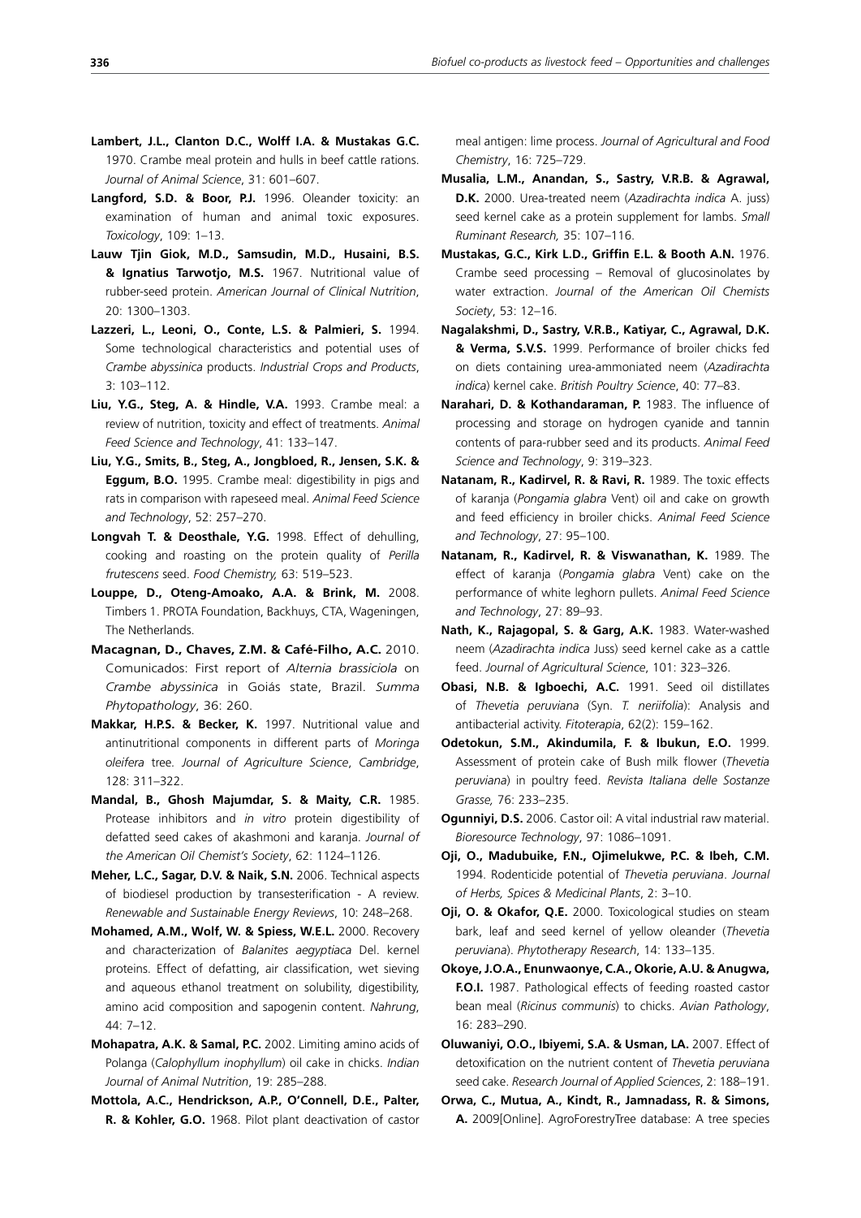**Lambert, J.L., Clanton D.C., Wolff I.A. & Mustakas G.C.** 1970. Crambe meal protein and hulls in beef cattle rations. *Journal of Animal Science*, 31: 601–607.

**Langford, S.D. & Boor, P.J.** 1996. Oleander toxicity: an examination of human and animal toxic exposures. *Toxicology*, 109: 1–13.

**Lauw Tjin Giok, M.D., Samsudin, M.D., Husaini, B.S. & Ignatius Tarwotjo, M.S.** 1967. Nutritional value of rubber-seed protein. *American Journal of Clinical Nutrition*, 20: 1300–1303.

**Lazzeri, L., Leoni, O., Conte, L.S. & Palmieri, S.** 1994. Some technological characteristics and potential uses of *Crambe abyssinica* products. *Industrial Crops and Products*, 3: 103–112.

**Liu, Y.G., Steg, A. & Hindle, V.A.** 1993. Crambe meal: a review of nutrition, toxicity and effect of treatments. *Animal Feed Science and Technology*, 41: 133–147.

**Liu, Y.G., Smits, B., Steg, A., Jongbloed, R., Jensen, S.K. & Eggum, B.O.** 1995. Crambe meal: digestibility in pigs and rats in comparison with rapeseed meal. *Animal Feed Science and Technology*, 52: 257–270.

**Longvah T. & Deosthale, Y.G.** 1998. Effect of dehulling, cooking and roasting on the protein quality of *Perilla frutescens* seed. *Food Chemistry,* 63: 519–523.

**Louppe, D., Oteng-Amoako, A.A. & Brink, M.** 2008. Timbers 1. PROTA Foundation, Backhuys, CTA, Wageningen, The Netherlands.

**Macagnan, D., Chaves, Z.M. & Café-Filho, A.C.** 2010. Comunicados: First report of *Alternia brassiciola* on *Crambe abyssinica* in Goiás state, Brazil. *Summa Phytopathology*, 36: 260.

**Makkar, H.P.S. & Becker, K.** 1997. Nutritional value and antinutritional components in different parts of *Moringa oleifera* tree. *Journal of Agriculture Science*, *Cambridge*, 128: 311–322.

**Mandal, B., Ghosh Majumdar, S. & Maity, C.R.** 1985. Protease inhibitors and *in vitro* protein digestibility of defatted seed cakes of akashmoni and karanja. *Journal of the American Oil Chemist's Society*, 62: 1124–1126.

**Meher, L.C., Sagar, D.V. & Naik, S.N.** 2006. Technical aspects of biodiesel production by transesterification - A review. *Renewable and Sustainable Energy Reviews*, 10: 248–268.

**Mohamed, A.M., Wolf, W. & Spiess, W.E.L.** 2000. Recovery and characterization of *Balanites aegyptiaca* Del. kernel proteins. Effect of defatting, air classification, wet sieving and aqueous ethanol treatment on solubility, digestibility, amino acid composition and sapogenin content. *Nahrung*, 44: 7–12.

**Mohapatra, A.K. & Samal, P.C.** 2002. Limiting amino acids of Polanga (*Calophyllum inophyllum*) oil cake in chicks. *Indian Journal of Animal Nutrition*, 19: 285–288.

**Mottola, A.C., Hendrickson, A.P., O'Connell, D.E., Palter, R. & Kohler, G.O.** 1968. Pilot plant deactivation of castor meal antigen: lime process. *Journal of Agricultural and Food Chemistry*, 16: 725–729.

**Musalia, L.M., Anandan, S., Sastry, V.R.B. & Agrawal, D.K.** 2000. Urea-treated neem (*Azadirachta indica* A. juss) seed kernel cake as a protein supplement for lambs. *Small Ruminant Research,* 35: 107–116.

**Mustakas, G.C., Kirk L.D., Griffin E.L. & Booth A.N.** 1976. Crambe seed processing – Removal of glucosinolates by water extraction. *Journal of the American Oil Chemists Society*, 53: 12–16.

**Nagalakshmi, D., Sastry, V.R.B., Katiyar, C., Agrawal, D.K. & Verma, S.V.S.** 1999. Performance of broiler chicks fed on diets containing urea-ammoniated neem (*Azadirachta indica*) kernel cake. *British Poultry Science*, 40: 77–83.

**Narahari, D. & Kothandaraman, P.** 1983. The influence of processing and storage on hydrogen cyanide and tannin contents of para-rubber seed and its products. *Animal Feed Science and Technology*, 9: 319–323.

**Natanam, R., Kadirvel, R. & Ravi, R.** 1989. The toxic effects of karanja (*Pongamia glabra* Vent) oil and cake on growth and feed efficiency in broiler chicks. *Animal Feed Science and Technology*, 27: 95–100.

**Natanam, R., Kadirvel, R. & Viswanathan, K.** 1989. The effect of karanja (*Pongamia glabra* Vent) cake on the performance of white leghorn pullets. *Animal Feed Science and Technology*, 27: 89–93.

**Nath, K., Rajagopal, S. & Garg, A.K.** 1983. Water-washed neem (*Azadirachta indica* Juss) seed kernel cake as a cattle feed. *Journal of Agricultural Science*, 101: 323–326.

**Obasi, N.B. & Igboechi, A.C.** 1991. Seed oil distillates of *Thevetia peruviana* (Syn. *T. neriifolia*): Analysis and antibacterial activity. *Fitoterapia*, 62(2): 159–162.

**Odetokun, S.M., Akindumila, F. & Ibukun, E.O.** 1999. Assessment of protein cake of Bush milk flower (*Thevetia peruviana*) in poultry feed. *Revista Italiana delle Sostanze Grasse,* 76: 233–235.

**Ogunniyi, D.S.** 2006. Castor oil: A vital industrial raw material. *Bioresource Technology*, 97: 1086–1091.

**Oji, O., Madubuike, F.N., Ojimelukwe, P.C. & Ibeh, C.M.** 1994. Rodenticide potential of *Thevetia peruviana*. *Journal of Herbs, Spices & Medicinal Plants*, 2: 3–10.

**Oji, O. & Okafor, Q.E.** 2000. Toxicological studies on steam bark, leaf and seed kernel of yellow oleander (*Thevetia peruviana*). *Phytotherapy Research*, 14: 133–135.

**Okoye, J.O.A., Enunwaonye, C.A., Okorie, A.U. & Anugwa, F.O.I.** 1987. Pathological effects of feeding roasted castor bean meal (*Ricinus communis*) to chicks. *Avian Pathology*, 16: 283–290.

**Oluwaniyi, O.O., Ibiyemi, S.A. & Usman, LA.** 2007. Effect of detoxification on the nutrient content of *Thevetia peruviana* seed cake. *Research Journal of Applied Sciences*, 2: 188–191.

**Orwa, C., Mutua, A., Kindt, R., Jamnadass, R. & Simons, A.** 2009[Online]. AgroForestryTree database: A tree species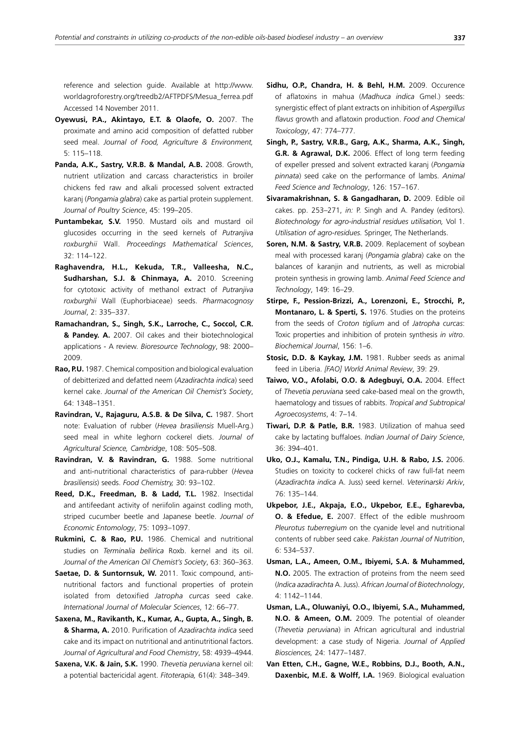reference and selection guide. Available at http://www.worldagroforestry.org/treedb2/AFTPDFS/Mesua_ferrea.pdf Accessed 14 November 2011.

**Oyewusi, P.A., Akintayo, E.T. & Olaofe, O.** 2007. The proximate and amino acid composition of defatted rubber seed meal. *Journal of Food, Agriculture & Environment,* 5: 115–118.

**Panda, A.K., Sastry, V.R.B. & Mandal, A.B.** 2008. Growth, nutrient utilization and carcass characteristics in broiler chickens fed raw and alkali processed solvent extracted karanj (*Pongamia glabra*) cake as partial protein supplement. *Journal of Poultry Science*, 45: 199–205.

**Puntambekar, S.V.** 1950. Mustard oils and mustard oil glucosides occurring in the seed kernels of *Putranjiva roxburghii* Wall. *Proceedings Mathematical Sciences*, 32: 114–122.

**Raghavendra, H.L., Kekuda, T.R., Valleesha, N.C., Sudharshan, S.J. & Chinmaya, A.** 2010. Screening for cytotoxic activity of methanol extract of *Putranjiva roxburghii* Wall (Euphorbiaceae) seeds. *Pharmacognosy Journal*, 2: 335–337.

**Ramachandran, S., Singh, S.K., Larroche, C., Soccol, C.R. & Pandey. A.** 2007. Oil cakes and their biotechnological applications - A review. *Bioresource Technology*, 98: 2000–2009.

**Rao, P.U.** 1987. Chemical composition and biological evaluation of debitterized and defatted neem (*Azadirachta indica*) seed kernel cake. *Journal of the American Oil Chemist's Society*, 64: 1348–1351.

**Ravindran, V., Rajaguru, A.S.B. & De Silva, C.** 1987. Short note: Evaluation of rubber (*Hevea brasiliensis* Muell-Arg.) seed meal in white leghorn cockerel diets. *Journal of Agricultural Science, Cambridge*, 108: 505–508.

**Ravindran, V. & Ravindran, G.** 1988. Some nutritional and anti-nutritional characteristics of para-rubber (*Hevea brasiliensis*) seeds. *Food Chemistry,* 30: 93–102.

**Reed, D.K., Freedman, B. & Ladd, T.L.** 1982. Insectidal and antifeedant activity of neriifolin against codling moth, striped cucumber beetle and Japanese beetle. *Journal of Economic Entomology*, 75: 1093–1097.

**Rukmini, C. & Rao, P.U.** 1986. Chemical and nutritional studies on *Terminalia bellirica* Roxb. kernel and its oil. *Journal of the American Oil Chemist's Society*, 63: 360–363.

**Saetae, D. & Suntornsuk, W.** 2011. Toxic compound, anti-nutritional factors and functional properties of protein isolated from detoxified *Jatropha curcas* seed cake. *International Journal of Molecular Sciences*, 12: 66–77.

**Saxena, M., Ravikanth, K., Kumar, A., Gupta, A., Singh, B. & Sharma, A.** 2010. Purification of *Azadirachta indica* seed cake and its impact on nutritional and antinutritional factors. *Journal of Agricultural and Food Chemistry*, 58: 4939–4944.

**Saxena, V.K. & Jain, S.K.** 1990. *Thevetia peruviana* kernel oil: a potential bactericidal agent. *Fitoterapia,* 61(4): 348–349.

**Sidhu, O.P., Chandra, H. & Behl, H.M.** 2009. Occurence of aflatoxins in mahua (*Madhuca indica* Gmel.) seeds: synergistic effect of plant extracts on inhibition of *Aspergillus flavus* growth and aflatoxin production. *Food and Chemical Toxicology*, 47: 774–777.

**Singh, P., Sastry, V.R.B., Garg, A.K., Sharma, A.K., Singh, G.R. & Agrawal, D.K.** 2006. Effect of long term feeding of expeller pressed and solvent extracted karanj (*Pongamia pinnata*) seed cake on the performance of lambs. *Animal Feed Science and Technology*, 126: 157–167.

**Sivaramakrishnan, S. & Gangadharan, D.** 2009. Edible oil cakes. pp. 253–271, *in:* P. Singh and A. Pandey (editors). *Biotechnology for agro-industrial residues utilisation,* Vol 1. *Utilisation of agro-residues.* Springer, The Netherlands.

**Soren, N.M. & Sastry, V.R.B.** 2009. Replacement of soybean meal with processed karanj (*Pongamia glabra*) cake on the balances of karanjin and nutrients, as well as microbial protein synthesis in growing lamb. *Animal Feed Science and Technology*, 149: 16–29.

**Stirpe, F., Pession-Brizzi, A., Lorenzoni, E., Strocchi, P., Montanaro, L. & Sperti, S.** 1976. Studies on the proteins from the seeds of *Croton tiglium* and of *Jatropha curcas*: Toxic properties and inhibition of protein synthesis *in vitro*. *Biochemical Journal*, 156: 1–6.

**Stosic, D.D. & Kaykay, J.M.** 1981. Rubber seeds as animal feed in Liberia. *[FAO] World Animal Review*, 39: 29.

**Taiwo, V.O., Afolabi, O.O. & Adegbuyi, O.A.** 2004. Effect of *Thevetia peruviana* seed cake-based meal on the growth, haematology and tissues of rabbits. *Tropical and Subtropical Agroecosystems*, 4: 7–14.

**Tiwari, D.P. & Patle, B.R.** 1983. Utilization of mahua seed cake by lactating buffaloes. *Indian Journal of Dairy Science*, 36: 394–401.

**Uko, O.J., Kamalu, T.N., Pindiga, U.H. & Rabo, J.S.** 2006. Studies on toxicity to cockerel chicks of raw full-fat neem (*Azadirachta indica* A. Juss) seed kernel. *Veterinarski Arkiv*, 76: 135–144.

**Ukpebor, J.E., Akpaja, E.O., Ukpebor, E.E., Egharevba, O. & Efedue, E.** 2007. Effect of the edible mushroom *Pleurotus tuberregium* on the cyanide level and nutritional contents of rubber seed cake. *Pakistan Journal of Nutrition*, 6: 534–537.

**Usman, L.A., Ameen, O.M., Ibiyemi, S.A. & Muhammed, N.O.** 2005. The extraction of proteins from the neem seed (*Indica azadirachta* A. Juss). *African Journal of Biotechnology*, 4: 1142–1144.

**Usman, L.A., Oluwaniyi, O.O., Ibiyemi, S.A., Muhammed, N.O. & Ameen, O.M.** 2009. The potential of oleander (*Thevetia peruviana*) in African agricultural and industrial development: a case study of Nigeria. *Journal of Applied Biosciences,* 24: 1477–1487.

**Van Etten, C.H., Gagne, W.E., Robbins, D.J., Booth, A.N., Daxenbic, M.E. & Wolff, I.A.** 1969. Biological evaluation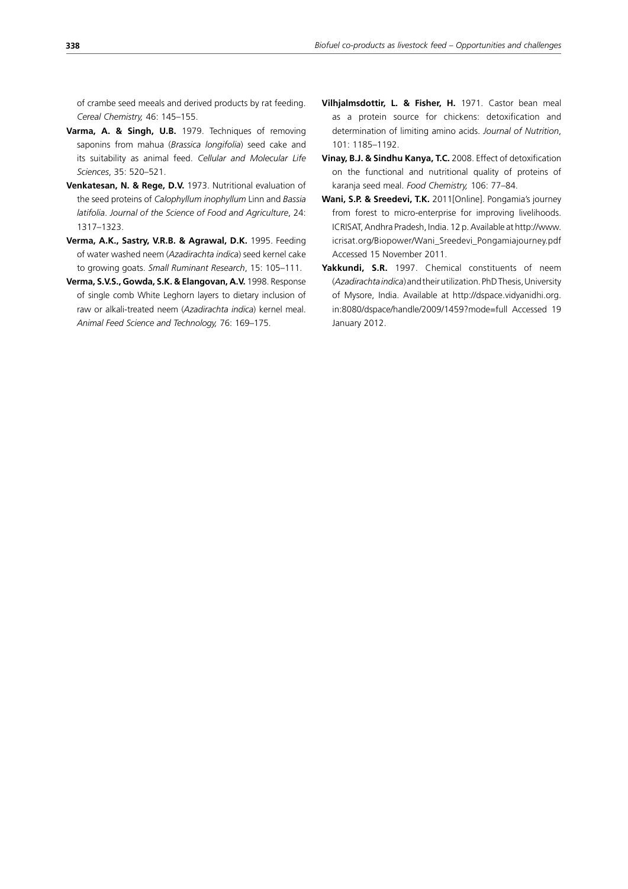of crambe seed meeals and derived products by rat feeding. *Cereal Chemistry,* 46: 145–155.

**Varma, A. & Singh, U.B.** 1979. Techniques of removing saponins from mahua (*Brassica longifolia*) seed cake and its suitability as animal feed. *Cellular and Molecular Life Sciences*, 35: 520–521.

**Venkatesan, N. & Rege, D.V.** 1973. Nutritional evaluation of the seed proteins of *Calophyllum inophyllum* Linn and *Bassia latifolia*. *Journal of the Science of Food and Agriculture*, 24: 1317–1323.

**Verma, A.K., Sastry, V.R.B. & Agrawal, D.K.** 1995. Feeding of water washed neem (*Azadirachta indica*) seed kernel cake to growing goats. *Small Ruminant Research*, 15: 105–111.

**Verma, S.V.S., Gowda, S.K. & Elangovan, A.V.** 1998. Response of single comb White Leghorn layers to dietary inclusion of raw or alkali-treated neem (*Azadirachta indica*) kernel meal. *Animal Feed Science and Technology,* 76: 169–175.

**Vilhjalmsdottir, L. & Fisher, H.** 1971. Castor bean meal as a protein source for chickens: detoxification and determination of limiting amino acids. *Journal of Nutrition*, 101: 1185–1192.

**Vinay, B.J. & Sindhu Kanya, T.C.** 2008. Effect of detoxification on the functional and nutritional quality of proteins of karanja seed meal. *Food Chemistry,* 106: 77–84.

**Wani, S.P. & Sreedevi, T.K.** 2011[Online]. Pongamia's journey from forest to micro-enterprise for improving livelihoods. ICRISAT, Andhra Pradesh, India. 12 p. Available at http://www.icrisat.org/Biopower/Wani_Sreedevi_Pongamiajourney.pdf Accessed 15 November 2011.

**Yakkundi, S.R.** 1997. Chemical constituents of neem (*Azadirachta indica*) and their utilization. PhD Thesis, University of Mysore, India. Available at http://dspace.vidyanidhi.org.in:8080/dspace/handle/2009/1459?mode=full Accessed 19 January 2012.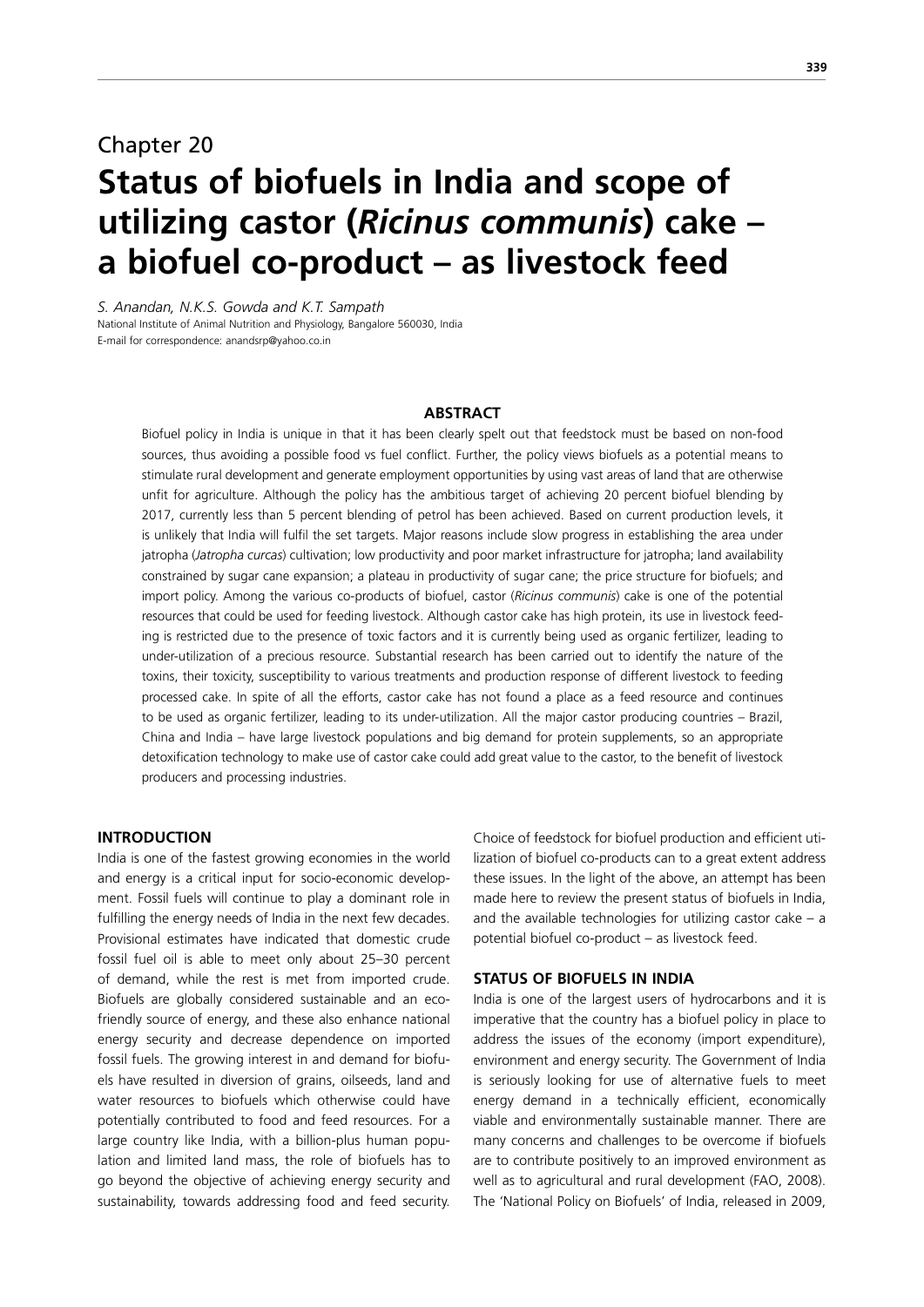Chapter 20

# Status of biofuels in India and scope of utilizing castor (*Ricinus communis*) cake – a biofuel co-product – as livestock feed

*S. Anandan, N.K.S. Gowda and K.T. Sampath*

National Institute of Animal Nutrition and Physiology, Bangalore 560030, India

E-mail for correspondence: anandsrp@yahoo.co.in

## ABSTRACT

Biofuel policy in India is unique in that it has been clearly spelt out that feedstock must be based on non-food sources, thus avoiding a possible food vs fuel conflict. Further, the policy views biofuels as a potential means to stimulate rural development and generate employment opportunities by using vast areas of land that are otherwise unfit for agriculture. Although the policy has the ambitious target of achieving 20 percent biofuel blending by 2017, currently less than 5 percent blending of petrol has been achieved. Based on current production levels, it is unlikely that India will fulfil the set targets. Major reasons include slow progress in establishing the area under jatropha (*Jatropha curcas*) cultivation; low productivity and poor market infrastructure for jatropha; land availability constrained by sugar cane expansion; a plateau in productivity of sugar cane; the price structure for biofuels; and import policy. Among the various co-products of biofuel, castor (*Ricinus communis*) cake is one of the potential resources that could be used for feeding livestock. Although castor cake has high protein, its use in livestock feeding is restricted due to the presence of toxic factors and it is currently being used as organic fertilizer, leading to under-utilization of a precious resource. Substantial research has been carried out to identify the nature of the toxins, their toxicity, susceptibility to various treatments and production response of different livestock to feeding processed cake. In spite of all the efforts, castor cake has not found a place as a feed resource and continues to be used as organic fertilizer, leading to its under-utilization. All the major castor producing countries – Brazil, China and India – have large livestock populations and big demand for protein supplements, so an appropriate detoxification technology to make use of castor cake could add great value to the castor, to the benefit of livestock producers and processing industries.

## INTRODUCTION

India is one of the fastest growing economies in the world and energy is a critical input for socio-economic development. Fossil fuels will continue to play a dominant role in fulfilling the energy needs of India in the next few decades. Provisional estimates have indicated that domestic crude fossil fuel oil is able to meet only about 25–30 percent of demand, while the rest is met from imported crude. Biofuels are globally considered sustainable and an eco-friendly source of energy, and these also enhance national energy security and decrease dependence on imported fossil fuels. The growing interest in and demand for biofuels have resulted in diversion of grains, oilseeds, land and water resources to biofuels which otherwise could have potentially contributed to food and feed resources. For a large country like India, with a billion-plus human population and limited land mass, the role of biofuels has to go beyond the objective of achieving energy security and sustainability, towards addressing food and feed security. Choice of feedstock for biofuel production and efficient utilization of biofuel co-products can to a great extent address these issues. In the light of the above, an attempt has been made here to review the present status of biofuels in India, and the available technologies for utilizing castor cake – a potential biofuel co-product – as livestock feed.

## STATUS OF BIOFUELS IN INDIA

India is one of the largest users of hydrocarbons and it is imperative that the country has a biofuel policy in place to address the issues of the economy (import expenditure), environment and energy security. The Government of India is seriously looking for use of alternative fuels to meet energy demand in a technically efficient, economically viable and environmentally sustainable manner. There are many concerns and challenges to be overcome if biofuels are to contribute positively to an improved environment as well as to agricultural and rural development (FAO, 2008). The 'National Policy on Biofuels' of India, released in 2009,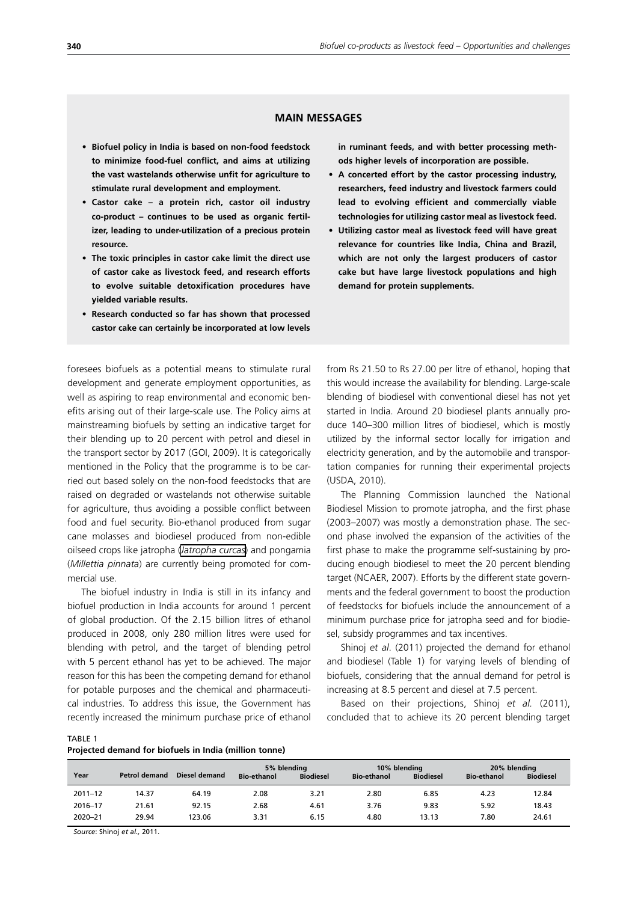## MAIN MESSAGES

- **Biofuel policy in India is based on non-food feedstock to minimize food-fuel conflict, and aims at utilizing the vast wastelands otherwise unfit for agriculture to stimulate rural development and employment.**
- **Castor cake – a protein rich, castor oil industry co-product – continues to be used as organic fertilizer, leading to under-utilization of a precious protein resource.**
- **The toxic principles in castor cake limit the direct use of castor cake as livestock feed, and research efforts to evolve suitable detoxification procedures have yielded variable results.**
- **Research conducted so far has shown that processed castor cake can certainly be incorporated at low levels in ruminant feeds, and with better processing methods higher levels of incorporation are possible.**
- **A concerted effort by the castor processing industry, researchers, feed industry and livestock farmers could lead to evolving efficient and commercially viable technologies for utilizing castor meal as livestock feed.**
- **Utilizing castor meal as livestock feed will have great relevance for countries like India, China and Brazil, which are not only the largest producers of castor cake but have large livestock populations and high demand for protein supplements.**

foresees biofuels as a potential means to stimulate rural development and generate employment opportunities, as well as aspiring to reap environmental and economic benefits arising out of their large-scale use. The Policy aims at mainstreaming biofuels by setting an indicative target for their blending up to 20 percent with petrol and diesel in the transport sector by 2017 (GOI, 2009). It is categorically mentioned in the Policy that the programme is to be carried out based solely on the non-food feedstocks that are raised on degraded or wastelands not otherwise suitable for agriculture, thus avoiding a possible conflict between food and fuel security. Bio-ethanol produced from sugar cane molasses and biodiesel produced from non-edible oilseed crops like jatropha (*Jatropha curcas*) and pongamia (*Millettia pinnata*) are currently being promoted for commercial use.

The biofuel industry in India is still in its infancy and biofuel production in India accounts for around 1 percent of global production. Of the 2.15 billion litres of ethanol produced in 2008, only 280 million litres were used for blending with petrol, and the target of blending petrol with 5 percent ethanol has yet to be achieved. The major reason for this has been the competing demand for ethanol for potable purposes and the chemical and pharmaceutical industries. To address this issue, the Government has recently increased the minimum purchase price of ethanol from Rs 21.50 to Rs 27.00 per litre of ethanol, hoping that this would increase the availability for blending. Large-scale blending of biodiesel with conventional diesel has not yet started in India. Around 20 biodiesel plants annually produce 140–300 million litres of biodiesel, which is mostly utilized by the informal sector locally for irrigation and electricity generation, and by the automobile and transportation companies for running their experimental projects (USDA, 2010).

The Planning Commission launched the National Biodiesel Mission to promote jatropha, and the first phase (2003–2007) was mostly a demonstration phase. The second phase involved the expansion of the activities of the first phase to make the programme self-sustaining by producing enough biodiesel to meet the 20 percent blending target (NCAER, 2007). Efforts by the different state governments and the federal government to boost the production of feedstocks for biofuels include the announcement of a minimum purchase price for jatropha seed and for biodiesel, subsidy programmes and tax incentives.

Shinoj *et al*. (2011) projected the demand for ethanol and biodiesel (Table 1) for varying levels of blending of biofuels, considering that the annual demand for petrol is increasing at 8.5 percent and diesel at 7.5 percent.

Based on their projections, Shinoj *et al.* (2011), concluded that to achieve its 20 percent blending target

TABLE 1
**Projected demand for biofuels in India (million tonne)**

| Year | Petrol demand | Diesel demand | 5% blending | | 10% blending | | 20% blending | |
|---|---|---|---|---|---|---|---|---|
| | | | Bio-ethanol | Biodiesel | Bio-ethanol | Biodiesel | Bio-ethanol | Biodiesel |
| 2011–12 | 14.37 | 64.19 | 2.08 | 3.21 | 2.80 | 6.85 | 4.23 | 12.84 |
| 2016–17 | 21.61 | 92.15 | 2.68 | 4.61 | 3.76 | 9.83 | 5.92 | 18.43 |
| 2020–21 | 29.94 | 123.06 | 3.31 | 6.15 | 4.80 | 13.13 | 7.80 | 24.61 |

*Source*: Shinoj *et al.,* 2011.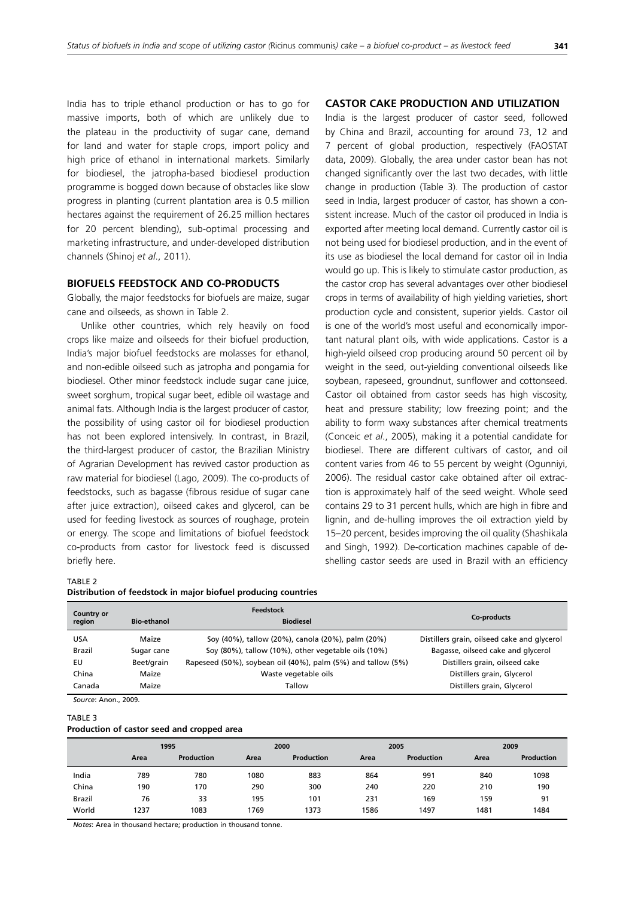India has to triple ethanol production or has to go for massive imports, both of which are unlikely due to the plateau in the productivity of sugar cane, demand for land and water for staple crops, import policy and high price of ethanol in international markets. Similarly for biodiesel, the jatropha-based biodiesel production programme is bogged down because of obstacles like slow progress in planting (current plantation area is 0.5 million hectares against the requirement of 26.25 million hectares for 20 percent blending), sub-optimal processing and marketing infrastructure, and under-developed distribution channels (Shinoj *et al*., 2011).

## BIOFUELS FEEDSTOCK AND CO-PRODUCTS

Globally, the major feedstocks for biofuels are maize, sugar cane and oilseeds, as shown in Table 2.

Unlike other countries, which rely heavily on food crops like maize and oilseeds for their biofuel production, India's major biofuel feedstocks are molasses for ethanol, and non-edible oilseed such as jatropha and pongamia for biodiesel. Other minor feedstock include sugar cane juice, sweet sorghum, tropical sugar beet, edible oil wastage and animal fats. Although India is the largest producer of castor, the possibility of using castor oil for biodiesel production has not been explored intensively. In contrast, in Brazil, the third-largest producer of castor, the Brazilian Ministry of Agrarian Development has revived castor production as raw material for biodiesel (Lago, 2009). The co-products of feedstocks, such as bagasse (fibrous residue of sugar cane after juice extraction), oilseed cakes and glycerol, can be used for feeding livestock as sources of roughage, protein or energy. The scope and limitations of biofuel feedstock co-products from castor for livestock feed is discussed briefly here.

## CASTOR CAKE PRODUCTION AND UTILIZATION

India is the largest producer of castor seed, followed by China and Brazil, accounting for around 73, 12 and 7 percent of global production, respectively (FAOSTAT data, 2009). Globally, the area under castor bean has not changed significantly over the last two decades, with little change in production (Table 3). The production of castor seed in India, largest producer of castor, has shown a consistent increase. Much of the castor oil produced in India is exported after meeting local demand. Currently castor oil is not being used for biodiesel production, and in the event of its use as biodiesel the local demand for castor oil in India would go up. This is likely to stimulate castor production, as the castor crop has several advantages over other biodiesel crops in terms of availability of high yielding varieties, short production cycle and consistent, superior yields. Castor oil is one of the world's most useful and economically important natural plant oils, with wide applications. Castor is a high-yield oilseed crop producing around 50 percent oil by weight in the seed, out-yielding conventional oilseeds like soybean, rapeseed, groundnut, sunflower and cottonseed. Castor oil obtained from castor seeds has high viscosity, heat and pressure stability; low freezing point; and the ability to form waxy substances after chemical treatments (Conceic *et al*., 2005), making it a potential candidate for biodiesel. There are different cultivars of castor, and oil content varies from 46 to 55 percent by weight (Ogunniyi, 2006). The residual castor cake obtained after oil extraction is approximately half of the seed weight. Whole seed contains 29 to 31 percent hulls, which are high in fibre and lignin, and de-hulling improves the oil extraction yield by 15–20 percent, besides improving the oil quality (Shashikala and Singh, 1992). De-cortication machines capable of de-shelling castor seeds are used in Brazil with an efficiency

TABLE 2
**Distribution of feedstock in major biofuel producing countries**

| Country or region | Feedstock | | Co-products |
|---|---|---|---|
| | Bio-ethanol | Biodiesel | |
| USA | Maize | Soy (40%), tallow (20%), canola (20%), palm (20%) | Distillers grain, oilseed cake and glycerol |
| Brazil | Sugar cane | Soy (80%), tallow (10%), other vegetable oils (10%) | Bagasse, oilseed cake and glycerol |
| EU | Beet/grain | Rapeseed (50%), soybean oil (40%), palm (5%) and tallow (5%) | Distillers grain, oilseed cake |
| China | Maize | Waste vegetable oils | Distillers grain, Glycerol |
| Canada | Maize | Tallow | Distillers grain, Glycerol |

*Source*: Anon., 2009.

TABLE 3
**Production of castor seed and cropped area**

| | 1995 | | 2000 | | 2005 | | 2009 | |
|---|---|---|---|---|---|---|---|---|
| | Area | Production | Area | Production | Area | Production | Area | Production |
| India | 789 | 780 | 1080 | 883 | 864 | 991 | 840 | 1098 |
| China | 190 | 170 | 290 | 300 | 240 | 220 | 210 | 190 |
| Brazil | 76 | 33 | 195 | 101 | 231 | 169 | 159 | 91 |
| World | 1237 | 1083 | 1769 | 1373 | 1586 | 1497 | 1481 | 1484 |

*Notes*: Area in thousand hectare; production in thousand tonne.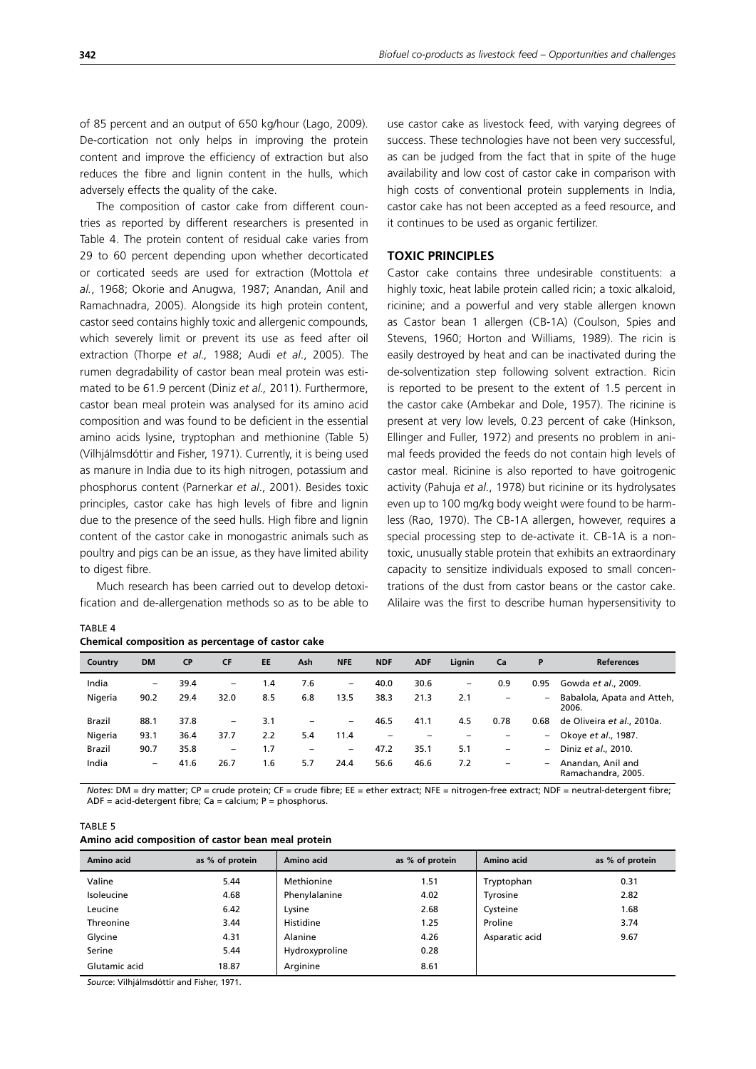of 85 percent and an output of 650 kg/hour (Lago, 2009). De-cortication not only helps in improving the protein content and improve the efficiency of extraction but also reduces the fibre and lignin content in the hulls, which adversely effects the quality of the cake.

The composition of castor cake from different countries as reported by different researchers is presented in Table 4. The protein content of residual cake varies from 29 to 60 percent depending upon whether decorticated or corticated seeds are used for extraction (Mottola *et al.*, 1968; Okorie and Anugwa, 1987; Anandan, Anil and Ramachnadra, 2005). Alongside its high protein content, castor seed contains highly toxic and allergenic compounds, which severely limit or prevent its use as feed after oil extraction (Thorpe *et al.,* 1988; Audi *et al*., 2005). The rumen degradability of castor bean meal protein was estimated to be 61.9 percent (Diniz *et al.,* 2011). Furthermore, castor bean meal protein was analysed for its amino acid composition and was found to be deficient in the essential amino acids lysine, tryptophan and methionine (Table 5) (Vilhjálmsdóttir and Fisher, 1971). Currently, it is being used as manure in India due to its high nitrogen, potassium and phosphorus content (Parnerkar *et al*., 2001). Besides toxic principles, castor cake has high levels of fibre and lignin due to the presence of the seed hulls. High fibre and lignin content of the castor cake in monogastric animals such as poultry and pigs can be an issue, as they have limited ability to digest fibre.

Much research has been carried out to develop detoxification and de-allergenation methods so as to be able to use castor cake as livestock feed, with varying degrees of success. These technologies have not been very successful, as can be judged from the fact that in spite of the huge availability and low cost of castor cake in comparison with high costs of conventional protein supplements in India, castor cake has not been accepted as a feed resource, and it continues to be used as organic fertilizer.

## TOXIC PRINCIPLES

Castor cake contains three undesirable constituents: a highly toxic, heat labile protein called ricin; a toxic alkaloid, ricinine; and a powerful and very stable allergen known as Castor bean 1 allergen (CB-1A) (Coulson, Spies and Stevens, 1960; Horton and Williams, 1989). The ricin is easily destroyed by heat and can be inactivated during the de-solventization step following solvent extraction. Ricin is reported to be present to the extent of 1.5 percent in the castor cake (Ambekar and Dole, 1957). The ricinine is present at very low levels, 0.23 percent of cake (Hinkson, Ellinger and Fuller, 1972) and presents no problem in animal feeds provided the feeds do not contain high levels of castor meal. Ricinine is also reported to have goitrogenic activity (Pahuja *et al*., 1978) but ricinine or its hydrolysates even up to 100 mg/kg body weight were found to be harmless (Rao, 1970). The CB-1A allergen, however, requires a special processing step to de-activate it. CB-1A is a non-toxic, unusually stable protein that exhibits an extraordinary capacity to sensitize individuals exposed to small concentrations of the dust from castor beans or the castor cake. Alilaire was the first to describe human hypersensitivity to

TABLE 4
**Chemical composition as percentage of castor cake**

| Country | DM | CP | CF | EE | Ash | NFE | NDF | ADF | Lignin | Ca | P | References |
|---|---|---|---|---|---|---|---|---|---|---|---|---|
| India | – | 39.4 | – | 1.4 | 7.6 | – | 40.0 | 30.6 | – | 0.9 | 0.95 | Gowda *et al*., 2009. |
| Nigeria | 90.2 | 29.4 | 32.0 | 8.5 | 6.8 | 13.5 | 38.3 | 21.3 | 2.1 | – | – | Babalola, Apata and Atteh, 2006. |
| Brazil | 88.1 | 37.8 | – | 3.1 | – | – | 46.5 | 41.1 | 4.5 | 0.78 | 0.68 | de Oliveira *et al*., 2010a. |
| Nigeria | 93.1 | 36.4 | 37.7 | 2.2 | 5.4 | 11.4 | – | – | – | – | – | Okoye *et al*., 1987. |
| Brazil | 90.7 | 35.8 | – | 1.7 | – | – | 47.2 | 35.1 | 5.1 | – | – | Diniz *et al*., 2010. |
| India | – | 41.6 | 26.7 | 1.6 | 5.7 | 24.4 | 56.6 | 46.6 | 7.2 | – | – | Anandan, Anil and Ramachandra, 2005. |

*Notes*: DM = dry matter; CP = crude protein; CF = crude fibre; EE = ether extract; NFE = nitrogen-free extract; NDF = neutral-detergent fibre; ADF = acid-detergent fibre; Ca = calcium; P = phosphorus.

TABLE 5
**Amino acid composition of castor bean meal protein**

| Amino acid | as % of protein | Amino acid | as % of protein | Amino acid | as % of protein |
|---|---|---|---|---|---|
| Valine | 5.44 | Methionine | 1.51 | Tryptophan | 0.31 |
| Isoleucine | 4.68 | Phenylalanine | 4.02 | Tyrosine | 2.82 |
| Leucine | 6.42 | Lysine | 2.68 | Cysteine | 1.68 |
| Threonine | 3.44 | Histidine | 1.25 | Proline | 3.74 |
| Glycine | 4.31 | Alanine | 4.26 | Asparatic acid | 9.67 |
| Serine | 5.44 | Hydroxyproline | 0.28 | | |
| Glutamic acid | 18.87 | Arginine | 8.61 | | |

*Source*: Vilhjálmsdóttir and Fisher, 1971.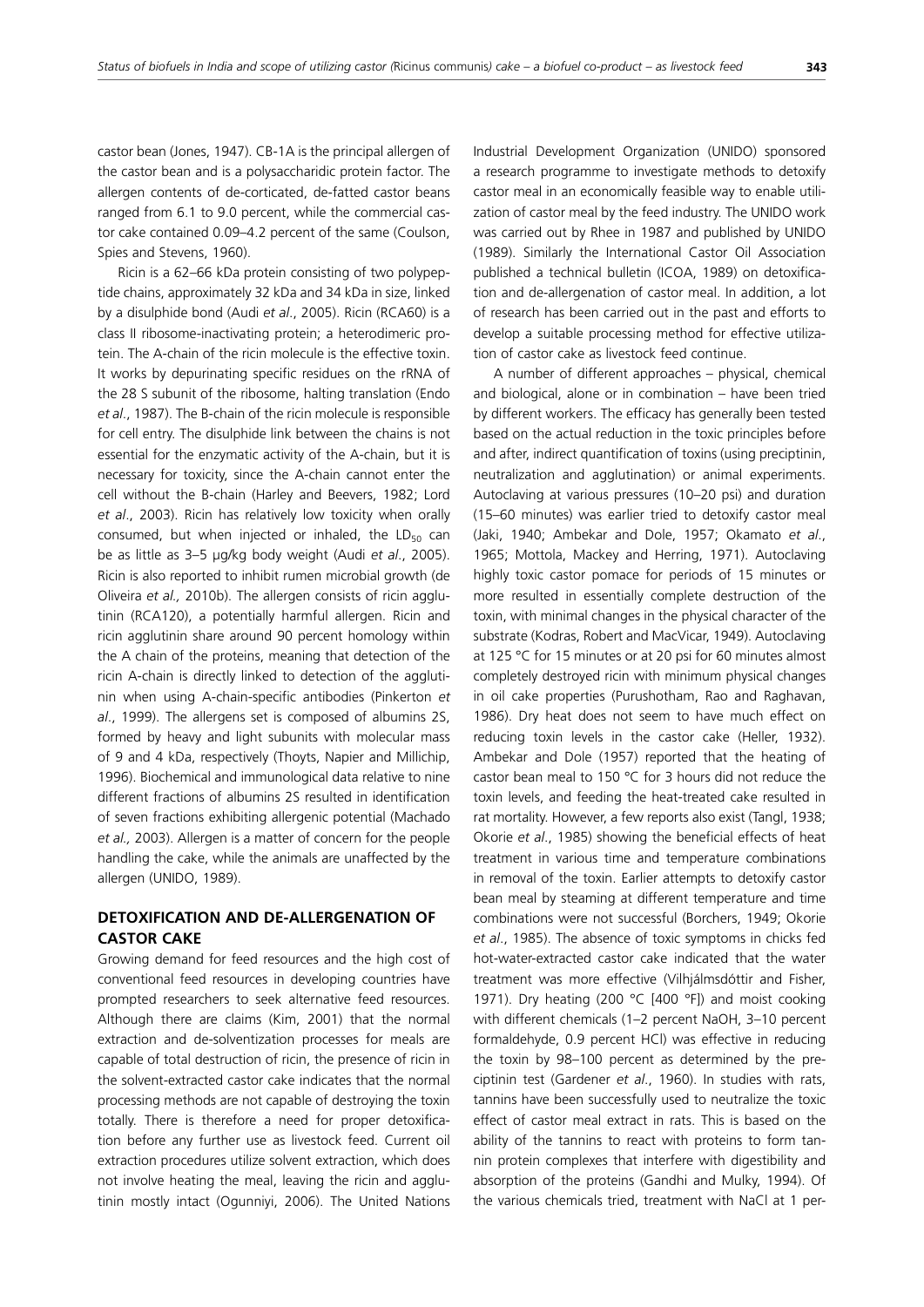castor bean (Jones, 1947). CB-1A is the principal allergen of the castor bean and is a polysaccharidic protein factor. The allergen contents of de-corticated, de-fatted castor beans ranged from 6.1 to 9.0 percent, while the commercial castor cake contained 0.09–4.2 percent of the same (Coulson, Spies and Stevens, 1960).

Ricin is a 62–66 kDa protein consisting of two polypeptide chains, approximately 32 kDa and 34 kDa in size, linked by a disulphide bond (Audi *et al*., 2005). Ricin (RCA60) is a class II ribosome-inactivating protein; a heterodimeric protein. The A-chain of the ricin molecule is the effective toxin. It works by depurinating specific residues on the rRNA of the 28 S subunit of the ribosome, halting translation (Endo *et al*., 1987). The B-chain of the ricin molecule is responsible for cell entry. The disulphide link between the chains is not essential for the enzymatic activity of the A-chain, but it is necessary for toxicity, since the A-chain cannot enter the cell without the B-chain (Harley and Beevers, 1982; Lord *et al*., 2003). Ricin has relatively low toxicity when orally consumed, but when injected or inhaled, the $LD_{50}$ can be as little as 3–5 µg/kg body weight (Audi *et al*., 2005). Ricin is also reported to inhibit rumen microbial growth (de Oliveira *et al.,* 2010b). The allergen consists of ricin agglutinin (RCA120), a potentially harmful allergen. Ricin and ricin agglutinin share around 90 percent homology within the A chain of the proteins, meaning that detection of the ricin A-chain is directly linked to detection of the agglutinin when using A-chain-specific antibodies (Pinkerton *et al*., 1999). The allergens set is composed of albumins 2S, formed by heavy and light subunits with molecular mass of 9 and 4 kDa, respectively (Thoyts, Napier and Millichip, 1996). Biochemical and immunological data relative to nine different fractions of albumins 2S resulted in identification of seven fractions exhibiting allergenic potential (Machado *et al*., 2003). Allergen is a matter of concern for the people handling the cake, while the animals are unaffected by the allergen (UNIDO, 1989).

## DETOXIFICATION AND DE-ALLERGENATION OF CASTOR CAKE

Growing demand for feed resources and the high cost of conventional feed resources in developing countries have prompted researchers to seek alternative feed resources. Although there are claims (Kim, 2001) that the normal extraction and de-solventization processes for meals are capable of total destruction of ricin, the presence of ricin in the solvent-extracted castor cake indicates that the normal processing methods are not capable of destroying the toxin totally. There is therefore a need for proper detoxification before any further use as livestock feed. Current oil extraction procedures utilize solvent extraction, which does not involve heating the meal, leaving the ricin and agglutinin mostly intact (Ogunniyi, 2006). The United Nations Industrial Development Organization (UNIDO) sponsored a research programme to investigate methods to detoxify castor meal in an economically feasible way to enable utilization of castor meal by the feed industry. The UNIDO work was carried out by Rhee in 1987 and published by UNIDO (1989). Similarly the International Castor Oil Association published a technical bulletin (ICOA, 1989) on detoxification and de-allergenation of castor meal. In addition, a lot of research has been carried out in the past and efforts to develop a suitable processing method for effective utilization of castor cake as livestock feed continue.

A number of different approaches – physical, chemical and biological, alone or in combination – have been tried by different workers. The efficacy has generally been tested based on the actual reduction in the toxic principles before and after, indirect quantification of toxins (using preciptinin, neutralization and agglutination) or animal experiments. Autoclaving at various pressures (10–20 psi) and duration (15–60 minutes) was earlier tried to detoxify castor meal (Jaki, 1940; Ambekar and Dole, 1957; Okamato *et al*., 1965; Mottola, Mackey and Herring, 1971). Autoclaving highly toxic castor pomace for periods of 15 minutes or more resulted in essentially complete destruction of the toxin, with minimal changes in the physical character of the substrate (Kodras, Robert and MacVicar, 1949). Autoclaving at 125 °C for 15 minutes or at 20 psi for 60 minutes almost completely destroyed ricin with minimum physical changes in oil cake properties (Purushotham, Rao and Raghavan, 1986). Dry heat does not seem to have much effect on reducing toxin levels in the castor cake (Heller, 1932). Ambekar and Dole (1957) reported that the heating of castor bean meal to 150 °C for 3 hours did not reduce the toxin levels, and feeding the heat-treated cake resulted in rat mortality. However, a few reports also exist (Tangl, 1938; Okorie *et al*., 1985) showing the beneficial effects of heat treatment in various time and temperature combinations in removal of the toxin. Earlier attempts to detoxify castor bean meal by steaming at different temperature and time combinations were not successful (Borchers, 1949; Okorie *et al*., 1985). The absence of toxic symptoms in chicks fed hot-water-extracted castor cake indicated that the water treatment was more effective (Vilhjálmsdóttir and Fisher, 1971). Dry heating (200 °C [400 °F]) and moist cooking with different chemicals (1–2 percent NaOH, 3–10 percent formaldehyde, 0.9 percent HCl) was effective in reducing the toxin by 98–100 percent as determined by the preciptinin test (Gardener *et al*., 1960). In studies with rats, tannins have been successfully used to neutralize the toxic effect of castor meal extract in rats. This is based on the ability of the tannins to react with proteins to form tannin protein complexes that interfere with digestibility and absorption of the proteins (Gandhi and Mulky, 1994). Of the various chemicals tried, treatment with NaCl at 1 per-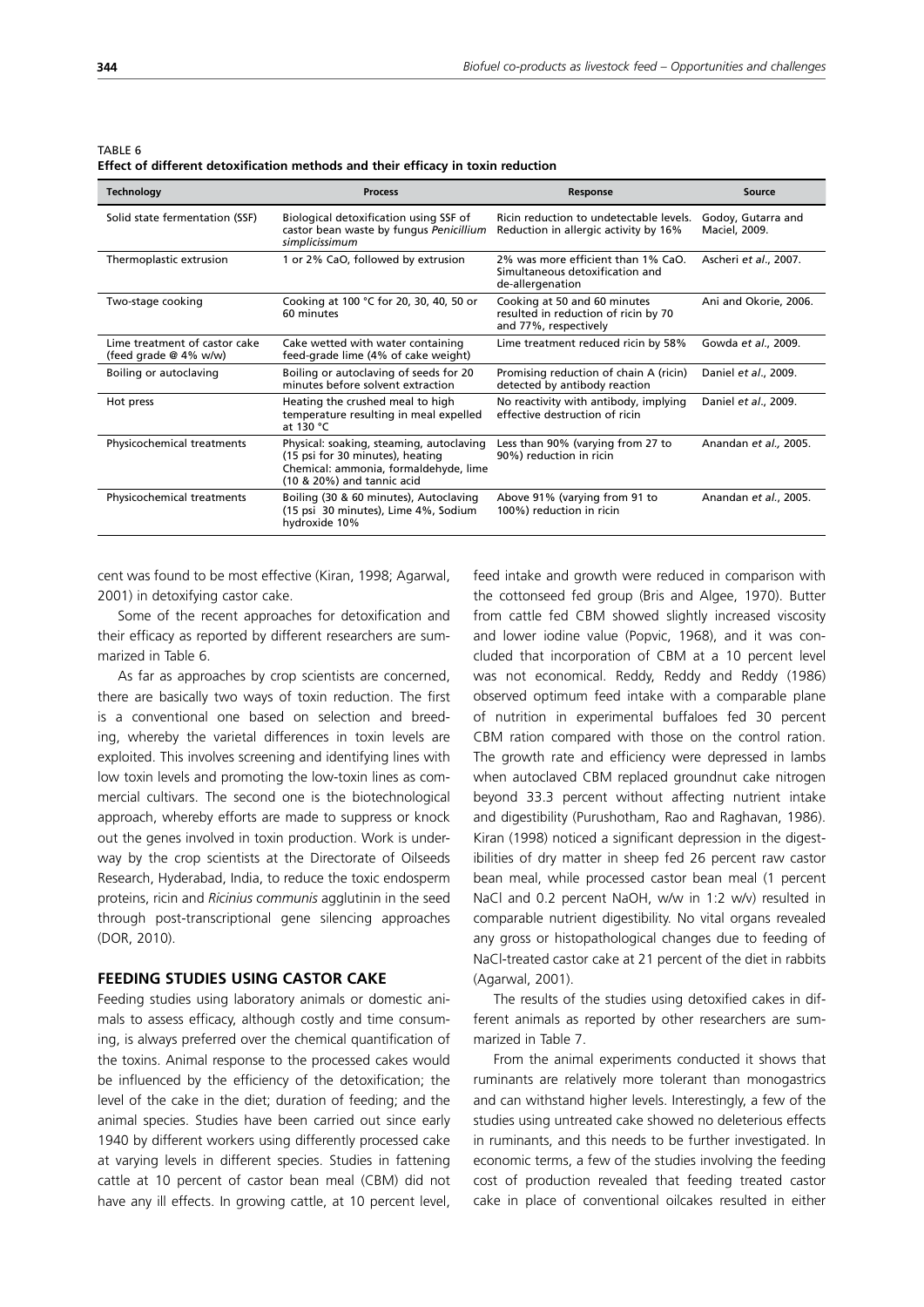TABLE 6
**Effect of different detoxification methods and their efficacy in toxin reduction**

| Technology | Process | Response | Source |
|---|---|---|---|
| Solid state fermentation (SSF) | Biological detoxification using SSF of castor bean waste by fungus *Penicillium simplicissimum* | Ricin reduction to undetectable levels. Reduction in allergic activity by 16% | Godoy, Gutarra and Maciel, 2009. |
| Thermoplastic extrusion | 1 or 2% CaO, followed by extrusion | 2% was more efficient than 1% CaO. Simultaneous detoxification and de-allergenation | Ascheri *et al*., 2007. |
| Two-stage cooking | Cooking at 100 °C for 20, 30, 40, 50 or 60 minutes | Cooking at 50 and 60 minutes resulted in reduction of ricin by 70 and 77%, respectively | Ani and Okorie, 2006. |
| Lime treatment of castor cake (feed grade @ 4% w/w) | Cake wetted with water containing feed-grade lime (4% of cake weight) | Lime treatment reduced ricin by 58% | Gowda *et al*., 2009. |
| Boiling or autoclaving | Boiling or autoclaving of seeds for 20 minutes before solvent extraction | Promising reduction of chain A (ricin) detected by antibody reaction | Daniel *et al*., 2009. |
| Hot press | Heating the crushed meal to high temperature resulting in meal expelled at 130 °C | No reactivity with antibody, implying effective destruction of ricin | Daniel *et al*., 2009. |
| Physicochemical treatments | Physical: soaking, steaming, autoclaving (15 psi for 30 minutes), heating Chemical: ammonia, formaldehyde, lime (10 & 20%) and tannic acid | Less than 90% (varying from 27 to 90%) reduction in ricin | Anandan *et al*., 2005. |
| Physicochemical treatments | Boiling (30 & 60 minutes), Autoclaving (15 psi 30 minutes), Lime 4%, Sodium hydroxide 10% | Above 91% (varying from 91 to 100%) reduction in ricin | Anandan *et al*., 2005. |

cent was found to be most effective (Kiran, 1998; Agarwal, 2001) in detoxifying castor cake.

Some of the recent approaches for detoxification and their efficacy as reported by different researchers are summarized in Table 6.

As far as approaches by crop scientists are concerned, there are basically two ways of toxin reduction. The first is a conventional one based on selection and breeding, whereby the varietal differences in toxin levels are exploited. This involves screening and identifying lines with low toxin levels and promoting the low-toxin lines as commercial cultivars. The second one is the biotechnological approach, whereby efforts are made to suppress or knock out the genes involved in toxin production. Work is underway by the crop scientists at the Directorate of Oilseeds Research, Hyderabad, India, to reduce the toxic endosperm proteins, ricin and *Ricinius communis* agglutinin in the seed through post-transcriptional gene silencing approaches (DOR, 2010).

## FEEDING STUDIES USING CASTOR CAKE

Feeding studies using laboratory animals or domestic animals to assess efficacy, although costly and time consuming, is always preferred over the chemical quantification of the toxins. Animal response to the processed cakes would be influenced by the efficiency of the detoxification; the level of the cake in the diet; duration of feeding; and the animal species. Studies have been carried out since early 1940 by different workers using differently processed cake at varying levels in different species. Studies in fattening cattle at 10 percent of castor bean meal (CBM) did not have any ill effects. In growing cattle, at 10 percent level, feed intake and growth were reduced in comparison with the cottonseed fed group (Bris and Algee, 1970). Butter from cattle fed CBM showed slightly increased viscosity and lower iodine value (Popvic, 1968), and it was concluded that incorporation of CBM at a 10 percent level was not economical. Reddy, Reddy and Reddy (1986) observed optimum feed intake with a comparable plane of nutrition in experimental buffaloes fed 30 percent CBM ration compared with those on the control ration. The growth rate and efficiency were depressed in lambs when autoclaved CBM replaced groundnut cake nitrogen beyond 33.3 percent without affecting nutrient intake and digestibility (Purushotham, Rao and Raghavan, 1986). Kiran (1998) noticed a significant depression in the digestibilities of dry matter in sheep fed 26 percent raw castor bean meal, while processed castor bean meal (1 percent NaCl and 0.2 percent NaOH, w/w in 1:2 w/v) resulted in comparable nutrient digestibility. No vital organs revealed any gross or histopathological changes due to feeding of NaCl-treated castor cake at 21 percent of the diet in rabbits (Agarwal, 2001).

The results of the studies using detoxified cakes in different animals as reported by other researchers are summarized in Table 7.

From the animal experiments conducted it shows that ruminants are relatively more tolerant than monogastrics and can withstand higher levels. Interestingly, a few of the studies using untreated cake showed no deleterious effects in ruminants, and this needs to be further investigated. In economic terms, a few of the studies involving the feeding cost of production revealed that feeding treated castor cake in place of conventional oilcakes resulted in either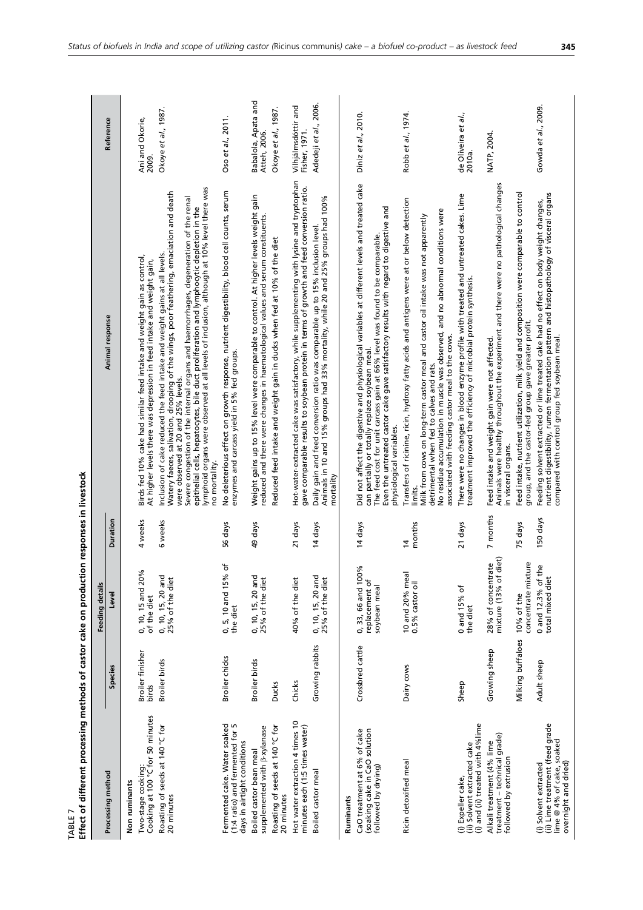**TABLE 7**
**Effect of different processing methods of castor cake on production responses in livestock**

| Processing method | Species | Feeding details | | Animal response | Reference |
|---|---|---|---|---|---|
| | | Level | Duration | | |
| **Non ruminants** | | | | | |
| Two-stage cooking: Cooking at 100 °C for 50 minutes | Broiler finisher birds | 0, 10, 15 and 20% of the diet | 4 weeks | Birds fed 10% cake had similar feed intake and weight gain as control. At higher levels there was depression in feed intake and weight gain. | Ani and Okorie, 2009. |
| Roasting of seeds at 140 °C for 20 minutes | Broiler birds | 0, 10, 15, 20 and 25% of the diet | 6 weeks | Inclusion of cake reduced the feed intake and weight gains at all levels. Watery faeces, salivation, drooping of the wings, poor feathering, emaciation and death were observed at 20 and 25% levels. Severe congestion of the internal organs and haemorrhages, degeneration of the renal epithelial cells, hepatocytes, bile duct proliferation and lymphocytic depletion in the lymphoid organs were observed at all levels of inclusion, although at 10% level there was no mortality. | Okoye *et al.*, 1987. |
| Fermented cake. Water soaked (1:4 ratio) and fermented for 5 days in airtight conditions | Broiler chicks | 0, 5, 10 and 15% of the diet | 56 days | No deleterious effect on growth response, nutrient digestibility, blood cell counts, serum enzymes and carcass yield in 5% fed groups. | Oso *et al.*, 2011. |
| Boiled castor bean meal supplemented with β-xylanase | Broiler birds | 0, 10, 15, 20 and 25% of the diet | 49 days | Weight gains up to 15% level were comparable to control. At higher levels weight gain reduced and there were changes in haematological values and serum constituents. | Babalola, Apata and Atteh, 2006. |
| Roasting of seeds at 140 °C for 20 minutes | Ducks | | | Reduced feed intake and weight gain in ducks when fed at 10% of the diet | Okoye *et al.*, 1987. |
| Hot water extraction 4 times 10 minutes each (1:5 times water) | Chicks | 40% of the diet | 21 days | Hot-water-extracted cake was satisfactory, while supplementing with lysine and tryptophan gave comparable results to soybean protein in terms of growth and feed conversion ratio. | Vilhjálmsdóttir and Fisher, 1971. |
| Boiled castor meal | Growing rabbits | 0, 10, 15, 20 and 25% of the diet | 14 days | Daily gain and feed conversion ratio was comparable up to 15% inclusion level. Animals in 10 and 15% groups had 33% mortality, while 20 and 25% groups had 100% mortality | Adedeji *et al.*, 2006. |
| **Ruminants** | | | | | |
| CaO treatment at 6% of cake (soaking cake in CaO solution followed by drying) | Crossbred cattle | 0, 33, 66 and 100% replacement of soybean meal | 14 days | Did not affect the digestive and physiological variables at different levels and treated cake can partially or totally replace soybean meal. The feed cost for unit carcass gain at 66% level was found to be comparable. Even the untreated castor cake gave satisfactory results with regard to digestive and physiological variables. | Diniz *et al.*, 2010. |
| Ricin detoxified meal | Dairy cows | 10 and 20% meal 0.5% castor oil | 14 months | Transfers of ricinine, ricin, hydroxy fatty acids and antigens were at or below detection limits. Milk from cows on long-term castor meal and castor oil intake was not apparently detrimental when fed to calves and rats. No residue accumulation in muscle was observed, and no abnormal conditions were associated with feeding castor meal to the cows. | Robb *et al.*, 1974. |
| (i) Expeller cake, (ii) Solvent extracted cake (i) and (ii) treated with 4%lime | Sheep | 0 and 15% of the diet | 21 days | There were no changes in blood enzyme profile with treated and untreated cakes. Lime treatment improved the efficiency of microbial protein synthesis. | de Oliveira *et al.*, 2010a. |
| Alkali treatment (4% lime treatment – technical grade) followed by extrusion | Growing sheep | 28% of concentrate mixture (13% of diet) | 7 months | Feed intake and weight gain were not affected. Animals were healthy throughout the experiment and there were no pathological changes in visceral organs. | NATP, 2004. |
| | Milking buffaloes | 10% of the concentrate mixture | 75 days | Feed intake, nutrient utilization, milk yield and composition were comparable to control group, and the castor-fed group gave greater profit. | |
| (i) Solvent extracted (ii) Lime treatment (feed grade lime @ 4% of cake, soaked overnight and dried) | Adult sheep | 0 and 12.3% of the total mixed diet | 150 days | Feeding solvent extracted or lime treated cake had no effect on body weight changes, nutrient digestibility, rumen fermentation pattern and histopathology of visceral organs compared with control group fed soybean meal. | Gowda *et al.*, 2009. |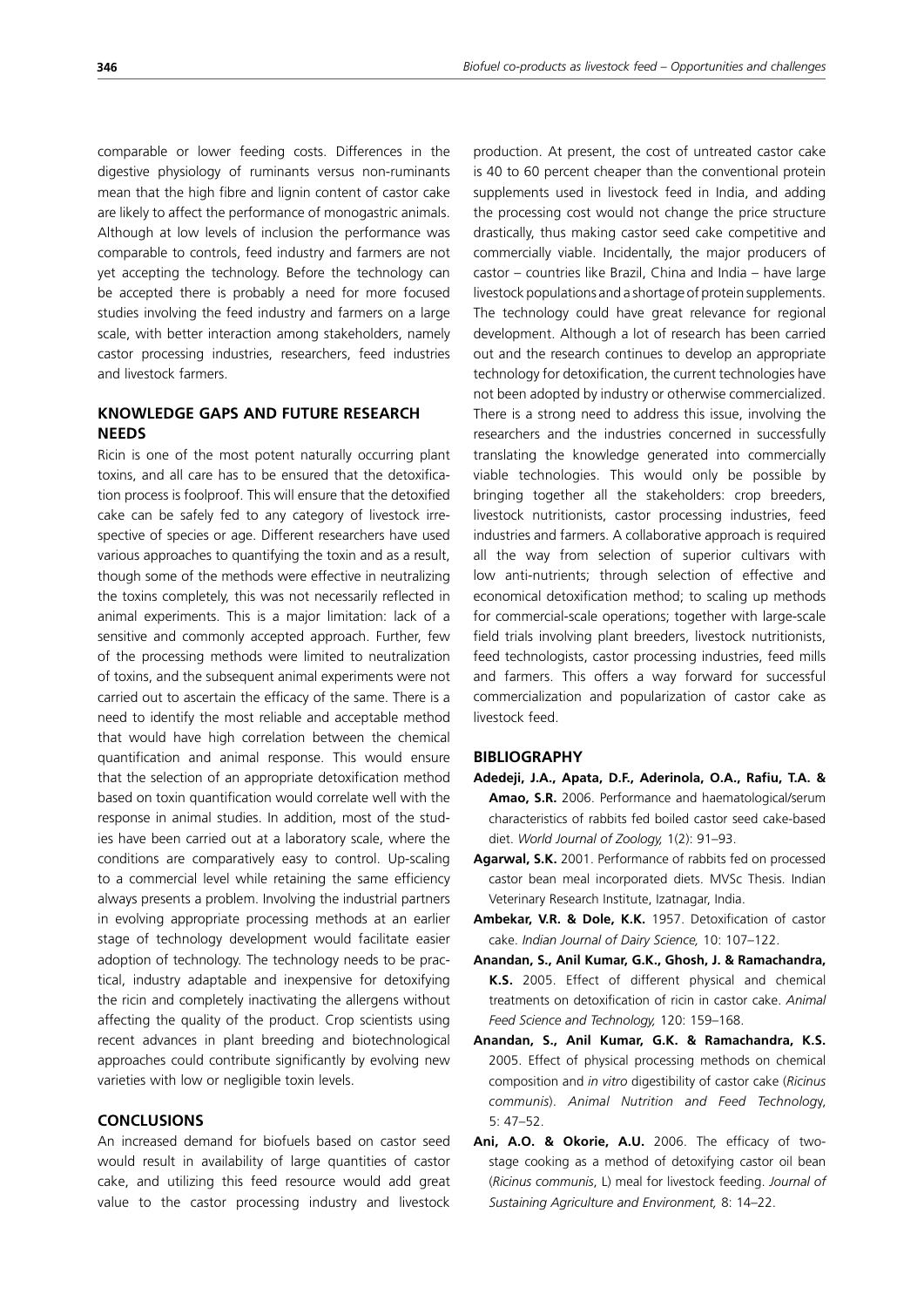comparable or lower feeding costs. Differences in the digestive physiology of ruminants versus non-ruminants mean that the high fibre and lignin content of castor cake are likely to affect the performance of monogastric animals. Although at low levels of inclusion the performance was comparable to controls, feed industry and farmers are not yet accepting the technology. Before the technology can be accepted there is probably a need for more focused studies involving the feed industry and farmers on a large scale, with better interaction among stakeholders, namely castor processing industries, researchers, feed industries and livestock farmers.

## KNOWLEDGE GAPS AND FUTURE RESEARCH NEEDS

Ricin is one of the most potent naturally occurring plant toxins, and all care has to be ensured that the detoxification process is foolproof. This will ensure that the detoxified cake can be safely fed to any category of livestock irrespective of species or age. Different researchers have used various approaches to quantifying the toxin and as a result, though some of the methods were effective in neutralizing the toxins completely, this was not necessarily reflected in animal experiments. This is a major limitation: lack of a sensitive and commonly accepted approach. Further, few of the processing methods were limited to neutralization of toxins, and the subsequent animal experiments were not carried out to ascertain the efficacy of the same. There is a need to identify the most reliable and acceptable method that would have high correlation between the chemical quantification and animal response. This would ensure that the selection of an appropriate detoxification method based on toxin quantification would correlate well with the response in animal studies. In addition, most of the studies have been carried out at a laboratory scale, where the conditions are comparatively easy to control. Up-scaling to a commercial level while retaining the same efficiency always presents a problem. Involving the industrial partners in evolving appropriate processing methods at an earlier stage of technology development would facilitate easier adoption of technology. The technology needs to be practical, industry adaptable and inexpensive for detoxifying the ricin and completely inactivating the allergens without affecting the quality of the product. Crop scientists using recent advances in plant breeding and biotechnological approaches could contribute significantly by evolving new varieties with low or negligible toxin levels.

## CONCLUSIONS

An increased demand for biofuels based on castor seed would result in availability of large quantities of castor cake, and utilizing this feed resource would add great value to the castor processing industry and livestock production. At present, the cost of untreated castor cake is 40 to 60 percent cheaper than the conventional protein supplements used in livestock feed in India, and adding the processing cost would not change the price structure drastically, thus making castor seed cake competitive and commercially viable. Incidentally, the major producers of castor – countries like Brazil, China and India – have large livestock populations and a shortage of protein supplements. The technology could have great relevance for regional development. Although a lot of research has been carried out and the research continues to develop an appropriate technology for detoxification, the current technologies have not been adopted by industry or otherwise commercialized. There is a strong need to address this issue, involving the researchers and the industries concerned in successfully translating the knowledge generated into commercially viable technologies. This would only be possible by bringing together all the stakeholders: crop breeders, livestock nutritionists, castor processing industries, feed industries and farmers. A collaborative approach is required all the way from selection of superior cultivars with low anti-nutrients; through selection of effective and economical detoxification method; to scaling up methods for commercial-scale operations; together with large-scale field trials involving plant breeders, livestock nutritionists, feed technologists, castor processing industries, feed mills and farmers. This offers a way forward for successful commercialization and popularization of castor cake as livestock feed.

## BIBLIOGRAPHY

**Adedeji, J.A., Apata, D.F., Aderinola, O.A., Rafiu, T.A. & Amao, S.R.** 2006. Performance and haematological/serum characteristics of rabbits fed boiled castor seed cake-based diet. *World Journal of Zoology,* 1(2): 91–93.

**Agarwal, S.K.** 2001. Performance of rabbits fed on processed castor bean meal incorporated diets. MVSc Thesis. Indian Veterinary Research Institute, Izatnagar, India.

**Ambekar, V.R. & Dole, K.K.** 1957. Detoxification of castor cake. *Indian Journal of Dairy Science,* 10: 107–122.

**Anandan, S., Anil Kumar, G.K., Ghosh, J. & Ramachandra, K.S.** 2005. Effect of different physical and chemical treatments on detoxification of ricin in castor cake. *Animal Feed Science and Technology,* 120: 159–168.

**Anandan, S., Anil Kumar, G.K. & Ramachandra, K.S.** 2005. Effect of physical processing methods on chemical composition and *in vitro* digestibility of castor cake (*Ricinus communis*). *Animal Nutrition and Feed Technology,* 5: 47–52.

**Ani, A.O. & Okorie, A.U.** 2006. The efficacy of two-stage cooking as a method of detoxifying castor oil bean (*Ricinus communis*, L) meal for livestock feeding. *Journal of Sustaining Agriculture and Environment,* 8: 14–22.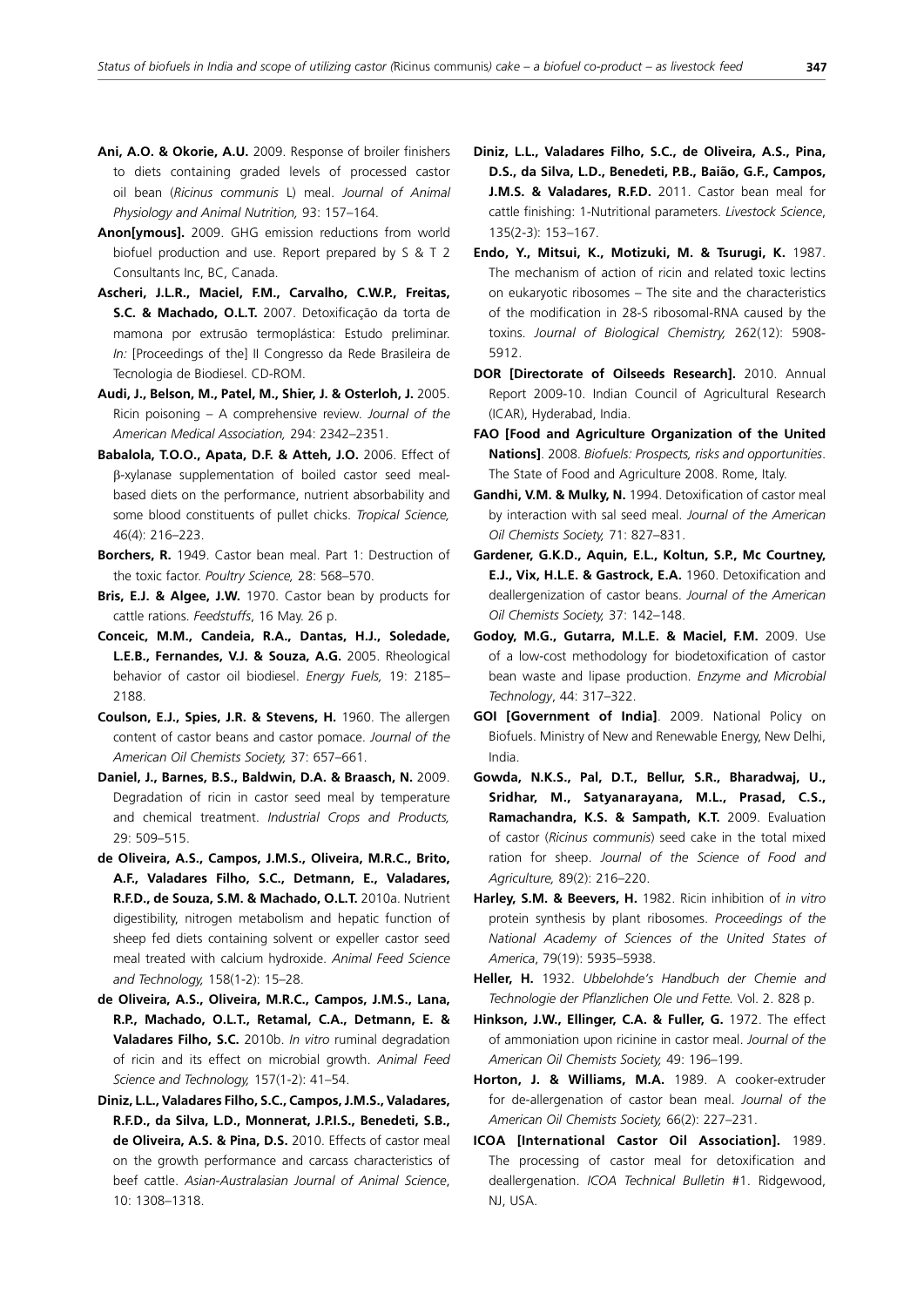**Ani, A.O. & Okorie, A.U.** 2009. Response of broiler finishers to diets containing graded levels of processed castor oil bean (*Ricinus communis* L) meal. *Journal of Animal Physiology and Animal Nutrition,* 93: 157–164.

**Anon[ymous].** 2009. GHG emission reductions from world biofuel production and use. Report prepared by S & T 2 Consultants Inc, BC, Canada.

**Ascheri, J.L.R., Maciel, F.M., Carvalho, C.W.P., Freitas, S.C. & Machado, O.L.T.** 2007. Detoxificação da torta de mamona por extrusão termoplástica: Estudo preliminar. *In:* [Proceedings of the] II Congresso da Rede Brasileira de Tecnologia de Biodiesel. CD-ROM.

**Audi, J., Belson, M., Patel, M., Shier, J. & Osterloh, J.** 2005. Ricin poisoning – A comprehensive review. *Journal of the American Medical Association,* 294: 2342–2351.

**Babalola, T.O.O., Apata, D.F. & Atteh, J.O.** 2006. Effect of β-xylanase supplementation of boiled castor seed meal-based diets on the performance, nutrient absorbability and some blood constituents of pullet chicks. *Tropical Science,* 46(4): 216–223.

**Borchers, R.** 1949. Castor bean meal. Part 1: Destruction of the toxic factor. *Poultry Science,* 28: 568–570.

**Bris, E.J. & Algee, J.W.** 1970. Castor bean by products for cattle rations. *Feedstuffs*, 16 May. 26 p.

**Conceic, M.M., Candeia, R.A., Dantas, H.J., Soledade, L.E.B., Fernandes, V.J. & Souza, A.G.** 2005. Rheological behavior of castor oil biodiesel. *Energy Fuels,* 19: 2185–2188.

**Coulson, E.J., Spies, J.R. & Stevens, H.** 1960. The allergen content of castor beans and castor pomace. *Journal of the American Oil Chemists Society,* 37: 657–661.

**Daniel, J., Barnes, B.S., Baldwin, D.A. & Braasch, N.** 2009. Degradation of ricin in castor seed meal by temperature and chemical treatment. *Industrial Crops and Products,* 29: 509–515.

**de Oliveira, A.S., Campos, J.M.S., Oliveira, M.R.C., Brito, A.F., Valadares Filho, S.C., Detmann, E., Valadares, R.F.D., de Souza, S.M. & Machado, O.L.T.** 2010a. Nutrient digestibility, nitrogen metabolism and hepatic function of sheep fed diets containing solvent or expeller castor seed meal treated with calcium hydroxide. *Animal Feed Science and Technology,* 158(1-2): 15–28.

**de Oliveira, A.S., Oliveira, M.R.C., Campos, J.M.S., Lana, R.P., Machado, O.L.T., Retamal, C.A., Detmann, E. & Valadares Filho, S.C.** 2010b. *In vitro* ruminal degradation of ricin and its effect on microbial growth. *Animal Feed Science and Technology,* 157(1-2): 41–54.

**Diniz, L.L., Valadares Filho, S.C., Campos, J.M.S., Valadares, R.F.D., da Silva, L.D., Monnerat, J.P.I.S., Benedeti, S.B., de Oliveira, A.S. & Pina, D.S.** 2010. Effects of castor meal on the growth performance and carcass characteristics of beef cattle. *Asian-Australasian Journal of Animal Science*, 10: 1308–1318.

**Diniz, L.L., Valadares Filho, S.C., de Oliveira, A.S., Pina, D.S., da Silva, L.D., Benedeti, P.B., Baião, G.F., Campos, J.M.S. & Valadares, R.F.D.** 2011. Castor bean meal for cattle finishing: 1-Nutritional parameters. *Livestock Science*, 135(2-3): 153–167.

**Endo, Y., Mitsui, K., Motizuki, M. & Tsurugi, K.** 1987. The mechanism of action of ricin and related toxic lectins on eukaryotic ribosomes – The site and the characteristics of the modification in 28-S ribosomal-RNA caused by the toxins. *Journal of Biological Chemistry,* 262(12): 5908-5912.

**DOR [Directorate of Oilseeds Research].** 2010. Annual Report 2009-10. Indian Council of Agricultural Research (ICAR), Hyderabad, India.

**FAO [Food and Agriculture Organization of the United Nations]**. 2008. *Biofuels: Prospects, risks and opportunities*. The State of Food and Agriculture 2008. Rome, Italy.

**Gandhi, V.M. & Mulky, N.** 1994. Detoxification of castor meal by interaction with sal seed meal. *Journal of the American Oil Chemists Society,* 71: 827–831.

**Gardener, G.K.D., Aquin, E.L., Koltun, S.P., Mc Courtney, E.J., Vix, H.L.E. & Gastrock, E.A.** 1960. Detoxification and deallergenization of castor beans. *Journal of the American Oil Chemists Society,* 37: 142–148.

**Godoy, M.G., Gutarra, M.L.E. & Maciel, F.M.** 2009. Use of a low-cost methodology for biodetoxification of castor bean waste and lipase production. *Enzyme and Microbial Technology*, 44: 317–322.

**GOI [Government of India]**. 2009. National Policy on Biofuels. Ministry of New and Renewable Energy, New Delhi, India.

**Gowda, N.K.S., Pal, D.T., Bellur, S.R., Bharadwaj, U., Sridhar, M., Satyanarayana, M.L., Prasad, C.S., Ramachandra, K.S. & Sampath, K.T.** 2009. Evaluation of castor (*Ricinus communis*) seed cake in the total mixed ration for sheep. *Journal of the Science of Food and Agriculture,* 89(2): 216–220.

**Harley, S.M. & Beevers, H.** 1982. Ricin inhibition of *in vitro* protein synthesis by plant ribosomes. *Proceedings of the National Academy of Sciences of the United States of America*, 79(19): 5935–5938.

**Heller, H.** 1932. *Ubbelohde's Handbuch der Chemie and Technologie der Pflanzlichen Ole und Fette.* Vol. 2. 828 p.

**Hinkson, J.W., Ellinger, C.A. & Fuller, G.** 1972. The effect of ammoniation upon ricinine in castor meal. *Journal of the American Oil Chemists Society,* 49: 196–199.

**Horton, J. & Williams, M.A.** 1989. A cooker-extruder for de-allergenation of castor bean meal. *Journal of the American Oil Chemists Society,* 66(2): 227–231.

**ICOA [International Castor Oil Association].** 1989. The processing of castor meal for detoxification and deallergenation. *ICOA Technical Bulletin* #1. Ridgewood, NJ, USA.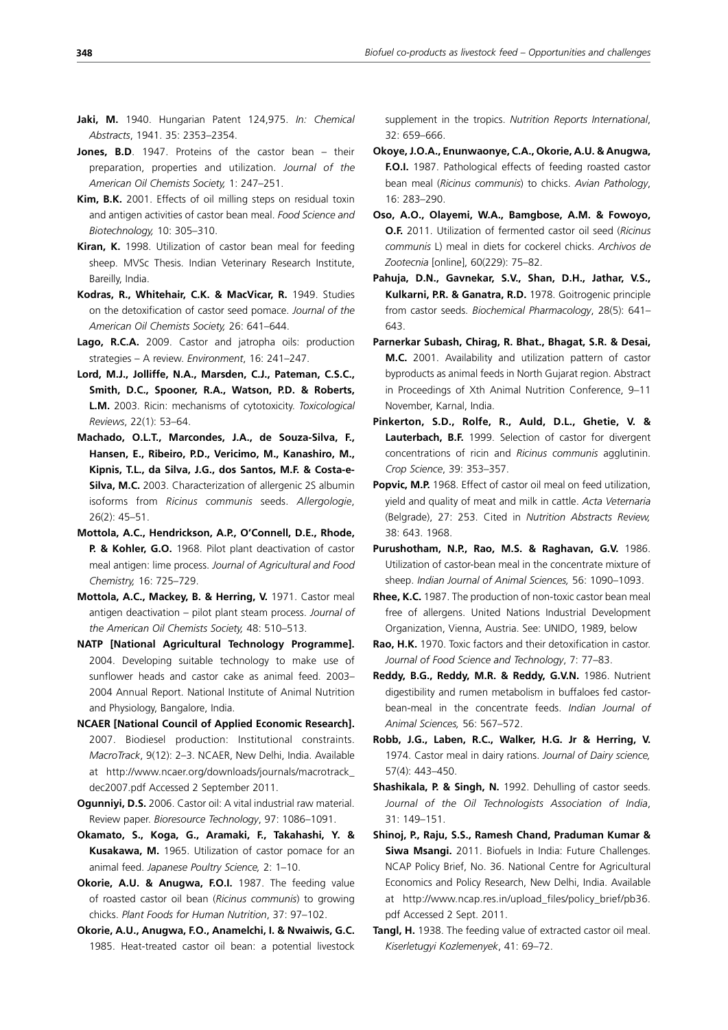**Jaki, M.** 1940. Hungarian Patent 124,975. *In: Chemical Abstracts*, 1941. 35: 2353–2354.

**Jones, B.D**. 1947. Proteins of the castor bean – their preparation, properties and utilization. *Journal of the American Oil Chemists Society,* 1: 247–251.

**Kim, B.K.** 2001. Effects of oil milling steps on residual toxin and antigen activities of castor bean meal. *Food Science and Biotechnology,* 10: 305–310.

**Kiran, K.** 1998. Utilization of castor bean meal for feeding sheep. MVSc Thesis. Indian Veterinary Research Institute, Bareilly, India.

**Kodras, R., Whitehair, C.K. & MacVicar, R.** 1949. Studies on the detoxification of castor seed pomace. *Journal of the American Oil Chemists Society,* 26: 641–644.

**Lago, R.C.A.** 2009. Castor and jatropha oils: production strategies – A review. *Environment*, 16: 241–247.

**Lord, M.J., Jolliffe, N.A., Marsden, C.J., Pateman, C.S.C., Smith, D.C., Spooner, R.A., Watson, P.D. & Roberts, L.M.** 2003. Ricin: mechanisms of cytotoxicity. *Toxicological Reviews*, 22(1): 53–64.

**Machado, O.L.T., Marcondes, J.A., de Souza-Silva, F., Hansen, E., Ribeiro, P.D., Vericimo, M., Kanashiro, M., Kipnis, T.L., da Silva, J.G., dos Santos, M.F. & Costa-e-Silva, M.C.** 2003. Characterization of allergenic 2S albumin isoforms from *Ricinus communis* seeds. *Allergologie*, 26(2): 45–51.

**Mottola, A.C., Hendrickson, A.P., O'Connell, D.E., Rhode, P. & Kohler, G.O.** 1968. Pilot plant deactivation of castor meal antigen: lime process. *Journal of Agricultural and Food Chemistry,* 16: 725–729.

**Mottola, A.C., Mackey, B. & Herring, V.** 1971. Castor meal antigen deactivation – pilot plant steam process. *Journal of the American Oil Chemists Society,* 48: 510–513.

**NATP [National Agricultural Technology Programme].** 2004. Developing suitable technology to make use of sunflower heads and castor cake as animal feed. 2003–2004 Annual Report. National Institute of Animal Nutrition and Physiology, Bangalore, India.

**NCAER [National Council of Applied Economic Research].** 2007. Biodiesel production: Institutional constraints. *MacroTrack*, 9(12): 2–3. NCAER, New Delhi, India. Available at http://www.ncaer.org/downloads/journals/macrotrack_dec2007.pdf Accessed 2 September 2011.

**Ogunniyi, D.S.** 2006. Castor oil: A vital industrial raw material. Review paper. *Bioresource Technology*, 97: 1086–1091.

**Okamato, S., Koga, G., Aramaki, F., Takahashi, Y. & Kusakawa, M.** 1965. Utilization of castor pomace for an animal feed. *Japanese Poultry Science,* 2: 1–10.

**Okorie, A.U. & Anugwa, F.O.I.** 1987. The feeding value of roasted castor oil bean (*Ricinus communis*) to growing chicks. *Plant Foods for Human Nutrition*, 37: 97–102.

**Okorie, A.U., Anugwa, F.O., Anamelchi, I. & Nwaiwis, G.C.** 1985. Heat-treated castor oil bean: a potential livestock supplement in the tropics. *Nutrition Reports International*, 32: 659–666.

**Okoye, J.O.A., Enunwaonye, C.A., Okorie, A.U. & Anugwa, F.O.I.** 1987. Pathological effects of feeding roasted castor bean meal (*Ricinus communis*) to chicks. *Avian Pathology*, 16: 283–290.

**Oso, A.O., Olayemi, W.A., Bamgbose, A.M. & Fowoyo, O.F.** 2011. Utilization of fermented castor oil seed (*Ricinus communis* L) meal in diets for cockerel chicks. *Archivos de Zootecnia* [online], 60(229): 75–82.

**Pahuja, D.N., Gavnekar, S.V., Shan, D.H., Jathar, V.S., Kulkarni, P.R. & Ganatra, R.D.** 1978. Goitrogenic principle from castor seeds. *Biochemical Pharmacology*, 28(5): 641–643.

**Parnerkar Subash, Chirag, R. Bhat., Bhagat, S.R. & Desai, M.C.** 2001. Availability and utilization pattern of castor byproducts as animal feeds in North Gujarat region. Abstract in Proceedings of Xth Animal Nutrition Conference, 9–11 November, Karnal, India.

**Pinkerton, S.D., Rolfe, R., Auld, D.L., Ghetie, V. & Lauterbach, B.F.** 1999. Selection of castor for divergent concentrations of ricin and *Ricinus communis* agglutinin. *Crop Science*, 39: 353–357.

**Popvic, M.P.** 1968. Effect of castor oil meal on feed utilization, yield and quality of meat and milk in cattle. *Acta Veternaria* (Belgrade), 27: 253. Cited in *Nutrition Abstracts Review,* 38: 643. 1968.

**Purushotham, N.P., Rao, M.S. & Raghavan, G.V.** 1986. Utilization of castor-bean meal in the concentrate mixture of sheep. *Indian Journal of Animal Sciences,* 56: 1090–1093.

**Rhee, K.C.** 1987. The production of non-toxic castor bean meal free of allergens. United Nations Industrial Development Organization, Vienna, Austria. See: UNIDO, 1989, below

**Rao, H.K.** 1970. Toxic factors and their detoxification in castor. *Journal of Food Science and Technology*, 7: 77–83.

**Reddy, B.G., Reddy, M.R. & Reddy, G.V.N.** 1986. Nutrient digestibility and rumen metabolism in buffaloes fed castor-bean-meal in the concentrate feeds. *Indian Journal of Animal Sciences,* 56: 567–572.

**Robb, J.G., Laben, R.C., Walker, H.G. Jr & Herring, V.** 1974. Castor meal in dairy rations. *Journal of Dairy science,* 57(4): 443–450.

**Shashikala, P. & Singh, N.** 1992. Dehulling of castor seeds. *Journal of the Oil Technologists Association of India*, 31: 149–151.

**Shinoj, P., Raju, S.S., Ramesh Chand, Praduman Kumar & Siwa Msangi.** 2011. Biofuels in India: Future Challenges. NCAP Policy Brief, No. 36. National Centre for Agricultural Economics and Policy Research, New Delhi, India. Available at http://www.ncap.res.in/upload_files/policy_brief/pb36.pdf Accessed 2 Sept. 2011.

**Tangl, H.** 1938. The feeding value of extracted castor oil meal. *Kiserletugyi Kozlemenyek*, 41: 69–72.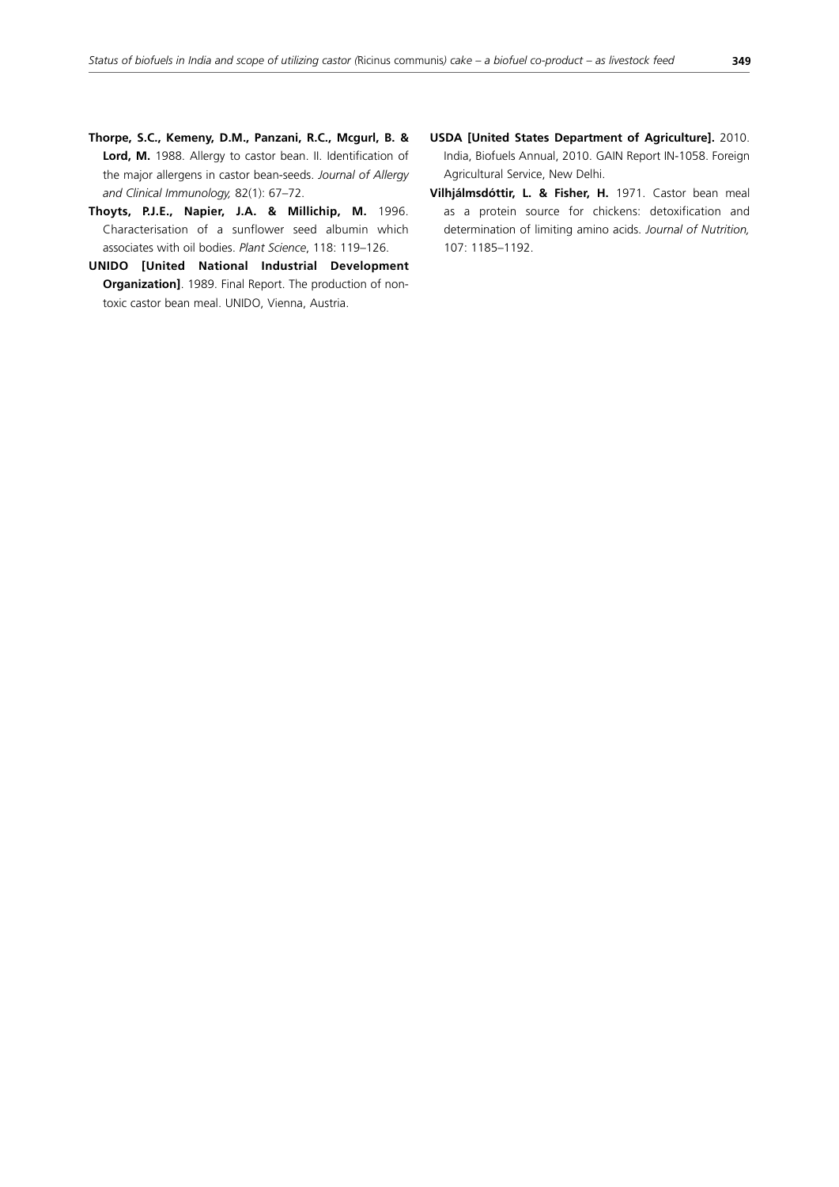**Thorpe, S.C., Kemeny, D.M., Panzani, R.C., Mcgurl, B. & Lord, M.** 1988. Allergy to castor bean. II. Identification of the major allergens in castor bean-seeds. *Journal of Allergy and Clinical Immunology,* 82(1): 67–72.

**Thoyts, P.J.E., Napier, J.A. & Millichip, M.** 1996. Characterisation of a sunflower seed albumin which associates with oil bodies. *Plant Science*, 118: 119–126.

**UNIDO [United National Industrial Development Organization]**. 1989. Final Report. The production of non-toxic castor bean meal. UNIDO, Vienna, Austria.

**USDA [United States Department of Agriculture].** 2010. India, Biofuels Annual, 2010. GAIN Report IN-1058. Foreign Agricultural Service, New Delhi.

**Vilhjálmsdóttir, L. & Fisher, H.** 1971. Castor bean meal as a protein source for chickens: detoxification and determination of limiting amino acids. *Journal of Nutrition,* 107: 1185–1192.